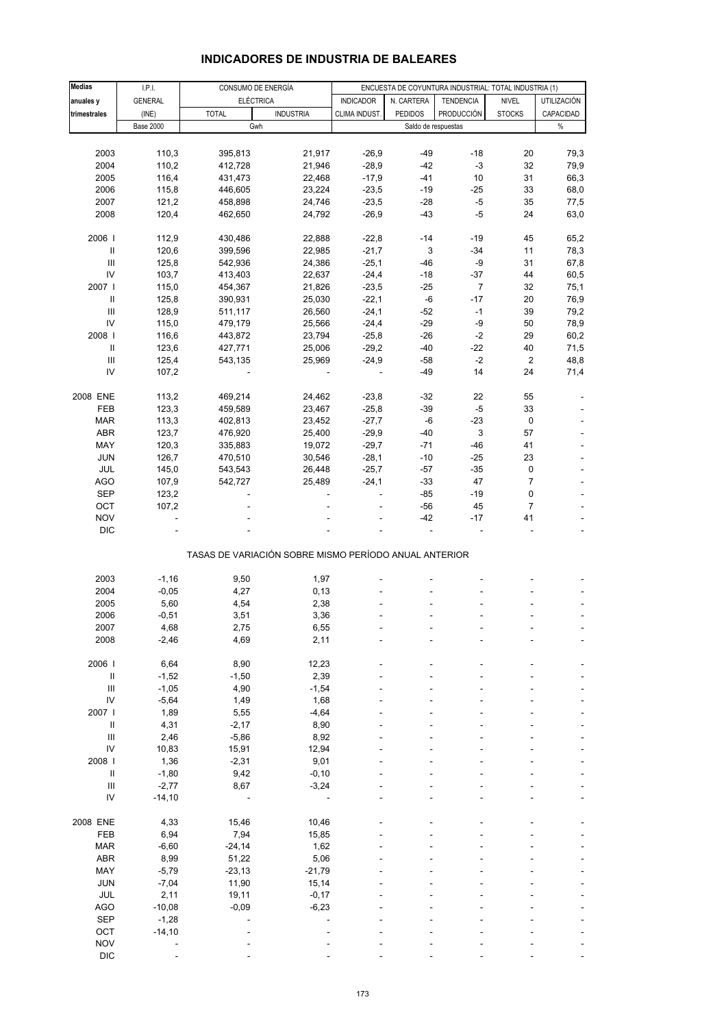# INDICADORES DE INDUSTRIA DE BALEARES

| Medias anuales y trimestrales | I.P.I. GENERAL (INE) | CONSUMO DE ENERGÍA ELÉCTRICA | | ENCUESTA DE COYUNTURA INDUSTRIAL: TOTAL INDUSTRIA (1) | | | | |
|---|---|---|---|---|---|---|---|---|
| | | TOTAL | INDUSTRIA | INDICADOR CLIMA INDUST. | N. CARTERA PEDIDOS | TENDENCIA PRODUCCIÓN | NIVEL STOCKS | UTILIZACIÓN CAPACIDAD |
| | Base 2000 | Gwh | | Saldo de respuestas | | | | % |
| 2003 | 110,3 | 395,813 | 21,917 | -26,9 | -49 | -18 | 20 | 79,3 |
| 2004 | 110,2 | 412,728 | 21,946 | -28,9 | -42 | -3 | 32 | 79,9 |
| 2005 | 116,4 | 431,473 | 22,468 | -17,9 | -41 | 10 | 31 | 66,3 |
| 2006 | 115,8 | 446,605 | 23,224 | -23,5 | -19 | -25 | 33 | 68,0 |
| 2007 | 121,2 | 458,898 | 24,746 | -23,5 | -28 | -5 | 35 | 77,5 |
| 2008 | 120,4 | 462,650 | 24,792 | -26,9 | -43 | -5 | 24 | 63,0 |
| 2006 I | 112,9 | 430,486 | 22,888 | -22,8 | -14 | -19 | 45 | 65,2 |
| II | 120,6 | 399,596 | 22,985 | -21,7 | 3 | -34 | 11 | 78,3 |
| III | 125,8 | 542,936 | 24,386 | -25,1 | -46 | -9 | 31 | 67,8 |
| IV | 103,7 | 413,403 | 22,637 | -24,4 | -18 | -37 | 44 | 60,5 |
| 2007 I | 115,0 | 454,367 | 21,826 | -23,5 | -25 | 7 | 32 | 75,1 |
| II | 125,8 | 390,931 | 25,030 | -22,1 | -6 | -17 | 20 | 76,9 |
| III | 128,9 | 511,117 | 26,560 | -24,1 | -52 | -1 | 39 | 79,2 |
| IV | 115,0 | 479,179 | 25,566 | -24,4 | -29 | -9 | 50 | 78,9 |
| 2008 I | 116,6 | 443,872 | 23,794 | -25,8 | -26 | -2 | 29 | 60,2 |
| II | 123,6 | 427,771 | 25,006 | -29,2 | -40 | -22 | 40 | 71,5 |
| III | 125,4 | 543,135 | 25,969 | -24,9 | -58 | -2 | 2 | 48,8 |
| IV | 107,2 | - | - | - | -49 | 14 | 24 | 71,4 |
| 2008 ENE | 113,2 | 469,214 | 24,462 | -23,8 | -32 | 22 | 55 | - |
| FEB | 123,3 | 459,589 | 23,467 | -25,8 | -39 | -5 | 33 | - |
| MAR | 113,3 | 402,813 | 23,452 | -27,7 | -6 | -23 | 0 | - |
| ABR | 123,7 | 476,920 | 25,400 | -29,9 | -40 | 3 | 57 | - |
| MAY | 120,3 | 335,883 | 19,072 | -29,7 | -71 | -46 | 41 | - |
| JUN | 126,7 | 470,510 | 30,546 | -28,1 | -10 | -25 | 23 | - |
| JUL | 145,0 | 543,543 | 26,448 | -25,7 | -57 | -35 | 0 | - |
| AGO | 107,9 | 542,727 | 25,489 | -24,1 | -33 | 47 | 7 | - |
| SEP | 123,2 | - | - | - | -85 | -19 | 0 | - |
| OCT | 107,2 | - | - | - | -56 | 45 | 7 | - |
| NOV | - | - | - | - | -42 | -17 | 41 | - |
| DIC | - | - | - | - | - | - | - | - |

TASAS DE VARIACIÓN SOBRE MISMO PERÍODO ANUAL ANTERIOR

| | I.P.I. GENERAL | TOTAL | INDUSTRIA | INDICADOR CLIMA INDUST. | N. CARTERA PEDIDOS | TENDENCIA PRODUCCIÓN | NIVEL STOCKS | UTILIZACIÓN CAPACIDAD |
|---|---|---|---|---|---|---|---|---|
| 2003 | -1,16 | 9,50 | 1,97 | - | - | - | - | - |
| 2004 | -0,05 | 4,27 | 0,13 | - | - | - | - | - |
| 2005 | 5,60 | 4,54 | 2,38 | - | - | - | - | - |
| 2006 | -0,51 | 3,51 | 3,36 | - | - | - | - | - |
| 2007 | 4,68 | 2,75 | 6,55 | - | - | - | - | - |
| 2008 | -2,46 | 4,69 | 2,11 | - | - | - | - | - |
| 2006 I | 6,64 | 8,90 | 12,23 | - | - | - | - | - |
| II | -1,52 | -1,50 | 2,39 | - | - | - | - | - |
| III | -1,05 | 4,90 | -1,54 | - | - | - | - | - |
| IV | -5,64 | 1,49 | 1,68 | - | - | - | - | - |
| 2007 I | 1,89 | 5,55 | -4,64 | - | - | - | - | - |
| II | 4,31 | -2,17 | 8,90 | - | - | - | - | - |
| III | 2,46 | -5,86 | 8,92 | - | - | - | - | - |
| IV | 10,83 | 15,91 | 12,94 | - | - | - | - | - |
| 2008 I | 1,36 | -2,31 | 9,01 | - | - | - | - | - |
| II | -1,80 | 9,42 | -0,10 | - | - | - | - | - |
| III | -2,77 | 8,67 | -3,24 | - | - | - | - | - |
| IV | -14,10 | - | - | - | - | - | - | - |
| 2008 ENE | 4,33 | 15,46 | 10,46 | - | - | - | - | - |
| FEB | 6,94 | 7,94 | 15,85 | - | - | - | - | - |
| MAR | -6,60 | -24,14 | 1,62 | - | - | - | - | - |
| ABR | 8,99 | 51,22 | 5,06 | - | - | - | - | - |
| MAY | -5,79 | -23,13 | -21,79 | - | - | - | - | - |
| JUN | -7,04 | 11,90 | 15,14 | - | - | - | - | - |
| JUL | 2,11 | 19,11 | -0,17 | - | - | - | - | - |
| AGO | -10,08 | -0,09 | -6,23 | - | - | - | - | - |
| SEP | -1,28 | - | - | - | - | - | - | - |
| OCT | -14,10 | - | - | - | - | - | - | - |
| NOV | - | - | - | - | - | - | - | - |
| DIC | - | - | - | - | - | - | - | - |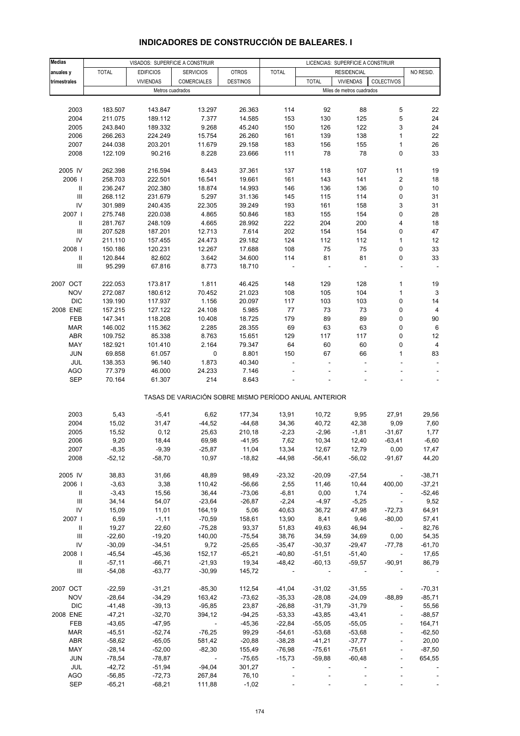# INDICADORES DE CONSTRUCCIÓN DE BALEARES. I

| Medias anuales y trimestrales | VISADOS: SUPERFICIE A CONSTRUIR | | | | LICENCIAS: SUPERFICIE A CONSTRUIR | | | | |
|---|---|---|---|---|---|---|---|---|---|
| | TOTAL | EDIFICIOS VIVIENDAS | SERVICIOS COMERCIALES | OTROS DESTINOS | TOTAL | RESIDENCIAL | | | NO RESID. |
| | | | | | | TOTAL | VIVIENDAS | COLECTIVOS | |
| | Metros cuadrados | | | | Miles de metros cuadrados | | | | |
| 2003 | 183.507 | 143.847 | 13.297 | 26.363 | 114 | 92 | 88 | 5 | 22 |
| 2004 | 211.075 | 189.112 | 7.377 | 14.585 | 153 | 130 | 125 | 5 | 24 |
| 2005 | 243.840 | 189.332 | 9.268 | 45.240 | 150 | 126 | 122 | 3 | 24 |
| 2006 | 266.263 | 224.249 | 15.754 | 26.260 | 161 | 139 | 138 | 1 | 22 |
| 2007 | 244.038 | 203.201 | 11.679 | 29.158 | 183 | 156 | 155 | 1 | 26 |
| 2008 | 122.109 | 90.216 | 8.228 | 23.666 | 111 | 78 | 78 | 0 | 33 |
| 2005 IV | 262.398 | 216.594 | 8.443 | 37.361 | 137 | 118 | 107 | 11 | 19 |
| 2006 I | 258.703 | 222.501 | 16.541 | 19.661 | 161 | 143 | 141 | 2 | 18 |
| II | 236.247 | 202.380 | 18.874 | 14.993 | 146 | 136 | 136 | 0 | 10 |
| III | 268.112 | 231.679 | 5.297 | 31.136 | 145 | 115 | 114 | 0 | 31 |
| IV | 301.989 | 240.435 | 22.305 | 39.249 | 193 | 161 | 158 | 3 | 31 |
| 2007 I | 275.748 | 220.038 | 4.865 | 50.846 | 183 | 155 | 154 | 0 | 28 |
| II | 281.767 | 248.109 | 4.665 | 28.992 | 222 | 204 | 200 | 4 | 18 |
| III | 207.528 | 187.201 | 12.713 | 7.614 | 202 | 154 | 154 | 0 | 47 |
| IV | 211.110 | 157.455 | 24.473 | 29.182 | 124 | 112 | 112 | 1 | 12 |
| 2008 I | 150.186 | 120.231 | 12.267 | 17.688 | 108 | 75 | 75 | 0 | 33 |
| II | 120.844 | 82.602 | 3.642 | 34.600 | 114 | 81 | 81 | 0 | 33 |
| III | 95.299 | 67.816 | 8.773 | 18.710 | - | - | - | - | - |
| 2007 OCT | 222.053 | 173.817 | 1.811 | 46.425 | 148 | 129 | 128 | 1 | 19 |
| NOV | 272.087 | 180.612 | 70.452 | 21.023 | 108 | 105 | 104 | 1 | 3 |
| DIC | 139.190 | 117.937 | 1.156 | 20.097 | 117 | 103 | 103 | 0 | 14 |
| 2008 ENE | 157.215 | 127.122 | 24.108 | 5.985 | 77 | 73 | 73 | 0 | 4 |
| FEB | 147.341 | 118.208 | 10.408 | 18.725 | 179 | 89 | 89 | 0 | 90 |
| MAR | 146.002 | 115.362 | 2.285 | 28.355 | 69 | 63 | 63 | 0 | 6 |
| ABR | 109.752 | 85.338 | 8.763 | 15.651 | 129 | 117 | 117 | 0 | 12 |
| MAY | 182.921 | 101.410 | 2.164 | 79.347 | 64 | 60 | 60 | 0 | 4 |
| JUN | 69.858 | 61.057 | 0 | 8.801 | 150 | 67 | 66 | 1 | 83 |
| JUL | 138.353 | 96.140 | 1.873 | 40.340 | - | - | - | - | - |
| AGO | 77.379 | 46.000 | 24.233 | 7.146 | - | - | - | - | - |
| SEP | 70.164 | 61.307 | 214 | 8.643 | - | - | - | - | - |
| | TASAS DE VARIACIÓN SOBRE MISMO PERÍODO ANUAL ANTERIOR | | | | | | | | |
| 2003 | 5,43 | -5,41 | 6,62 | 177,34 | 13,91 | 10,72 | 9,95 | 27,91 | 29,56 |
| 2004 | 15,02 | 31,47 | -44,52 | -44,68 | 34,36 | 40,72 | 42,38 | 9,09 | 7,60 |
| 2005 | 15,52 | 0,12 | 25,63 | 210,18 | -2,23 | -2,96 | -1,81 | -31,67 | 1,77 |
| 2006 | 9,20 | 18,44 | 69,98 | -41,95 | 7,62 | 10,34 | 12,40 | -63,41 | -6,60 |
| 2007 | -8,35 | -9,39 | -25,87 | 11,04 | 13,34 | 12,67 | 12,79 | 0,00 | 17,47 |
| 2008 | -52,12 | -58,70 | 10,97 | -18,82 | -44,98 | -56,41 | -56,02 | -91,67 | 44,20 |
| 2005 IV | 38,83 | 31,66 | 48,89 | 98,49 | -23,32 | -20,09 | -27,54 | - | -38,71 |
| 2006 I | -3,63 | 3,38 | 110,42 | -56,66 | 2,55 | 11,46 | 10,44 | 400,00 | -37,21 |
| II | -3,43 | 15,56 | 36,44 | -73,06 | -6,81 | 0,00 | 1,74 | - | -52,46 |
| III | 34,14 | 54,07 | -23,64 | -26,87 | -2,24 | -4,97 | -5,25 | - | 9,52 |
| IV | 15,09 | 11,01 | 164,19 | 5,06 | 40,63 | 36,72 | 47,98 | -72,73 | 64,91 |
| 2007 I | 6,59 | -1,11 | -70,59 | 158,61 | 13,90 | 8,41 | 9,46 | -80,00 | 57,41 |
| II | 19,27 | 22,60 | -75,28 | 93,37 | 51,83 | 49,63 | 46,94 | - | 82,76 |
| III | -22,60 | -19,20 | 140,00 | -75,54 | 38,76 | 34,59 | 34,69 | 0,00 | 54,35 |
| IV | -30,09 | -34,51 | 9,72 | -25,65 | -35,47 | -30,37 | -29,47 | -77,78 | -61,70 |
| 2008 I | -45,54 | -45,36 | 152,17 | -65,21 | -40,80 | -51,51 | -51,40 | - | 17,65 |
| II | -57,11 | -66,71 | -21,93 | 19,34 | -48,42 | -60,13 | -59,57 | -90,91 | 86,79 |
| III | -54,08 | -63,77 | -30,99 | 145,72 | - | - | - | - | - |
| 2007 OCT | -22,59 | -31,21 | -85,30 | 112,54 | -41,04 | -31,02 | -31,55 | - | -70,31 |
| NOV | -28,64 | -34,29 | 163,42 | -73,62 | -35,33 | -28,08 | -24,09 | -88,89 | -85,71 |
| DIC | -41,48 | -39,13 | -95,85 | 23,87 | -26,88 | -31,79 | -31,79 | - | 55,56 |
| 2008 ENE | -47,21 | -32,70 | 394,12 | -94,25 | -53,33 | -43,85 | -43,41 | - | -88,57 |
| FEB | -43,65 | -47,95 | - | -45,36 | -22,84 | -55,05 | -55,05 | - | 164,71 |
| MAR | -45,51 | -52,74 | -76,25 | 99,29 | -54,61 | -53,68 | -53,68 | - | -62,50 |
| ABR | -58,62 | -65,05 | 581,42 | -20,88 | -38,28 | -41,21 | -37,77 | - | 20,00 |
| MAY | -28,14 | -52,00 | -82,30 | 155,49 | -76,98 | -75,61 | -75,61 | - | -87,50 |
| JUN | -78,54 | -78,87 | - | -75,65 | -15,73 | -59,88 | -60,48 | - | 654,55 |
| JUL | -42,72 | -51,94 | -94,04 | 301,27 | - | - | - | - | - |
| AGO | -56,85 | -72,73 | 267,84 | 76,10 | - | - | - | - | - |
| SEP | -65,21 | -68,21 | 111,88 | -1,02 | - | - | - | - | - |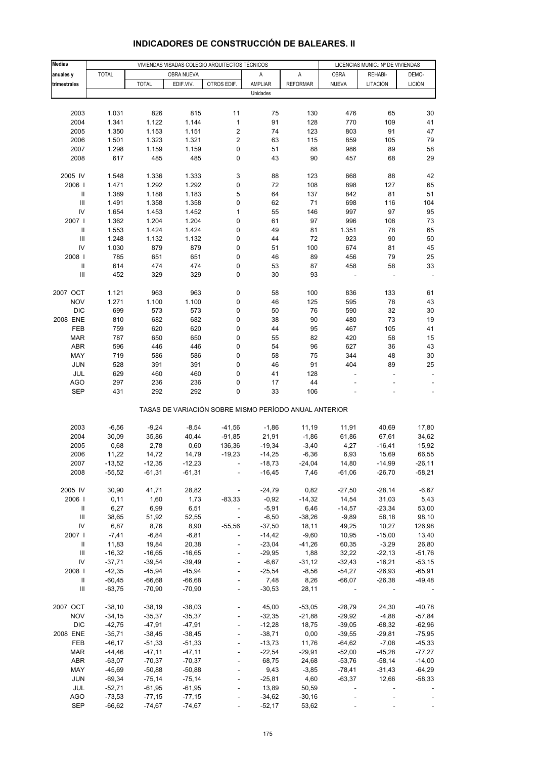# INDICADORES DE CONSTRUCCIÓN DE BALEARES. II

| Medias anuales y trimestrales | VIVIENDAS VISADAS COLEGIO ARQUITECTOS TÉCNICOS | | | | | | LICENCIAS MUNIC.: Nº DE VIVIENDAS | | |
|---|---|---|---|---|---|---|---|---|---|
| | TOTAL | OBRA NUEVA | | | A AMPLIAR | A REFORMAR | OBRA NUEVA | REHABI-LITACIÓN | DEMO-LICIÓN |
| | | TOTAL | EDIF.VIV. | OTROS EDIF. | | | | | |
| | Unidades | | | | | | | | |
| 2003 | 1.031 | 826 | 815 | 11 | 75 | 130 | 476 | 65 | 30 |
| 2004 | 1.341 | 1.122 | 1.144 | 1 | 91 | 128 | 770 | 109 | 41 |
| 2005 | 1.350 | 1.153 | 1.151 | 2 | 74 | 123 | 803 | 91 | 47 |
| 2006 | 1.501 | 1.323 | 1.321 | 2 | 63 | 115 | 859 | 105 | 79 |
| 2007 | 1.298 | 1.159 | 1.159 | 0 | 51 | 88 | 986 | 89 | 58 |
| 2008 | 617 | 485 | 485 | 0 | 43 | 90 | 457 | 68 | 29 |
| 2005 IV | 1.548 | 1.336 | 1.333 | 3 | 88 | 123 | 668 | 88 | 42 |
| 2006 I | 1.471 | 1.292 | 1.292 | 0 | 72 | 108 | 898 | 127 | 65 |
| II | 1.389 | 1.188 | 1.183 | 5 | 64 | 137 | 842 | 81 | 51 |
| III | 1.491 | 1.358 | 1.358 | 0 | 62 | 71 | 698 | 116 | 104 |
| IV | 1.654 | 1.453 | 1.452 | 1 | 55 | 146 | 997 | 97 | 95 |
| 2007 I | 1.362 | 1.204 | 1.204 | 0 | 61 | 97 | 996 | 108 | 73 |
| II | 1.553 | 1.424 | 1.424 | 0 | 49 | 81 | 1.351 | 78 | 65 |
| III | 1.248 | 1.132 | 1.132 | 0 | 44 | 72 | 923 | 90 | 50 |
| IV | 1.030 | 879 | 879 | 0 | 51 | 100 | 674 | 81 | 45 |
| 2008 I | 785 | 651 | 651 | 0 | 46 | 89 | 456 | 79 | 25 |
| II | 614 | 474 | 474 | 0 | 53 | 87 | 458 | 58 | 33 |
| III | 452 | 329 | 329 | 0 | 30 | 93 | - | - | - |
| 2007 OCT | 1.121 | 963 | 963 | 0 | 58 | 100 | 836 | 133 | 61 |
| NOV | 1.271 | 1.100 | 1.100 | 0 | 46 | 125 | 595 | 78 | 43 |
| DIC | 699 | 573 | 573 | 0 | 50 | 76 | 590 | 32 | 30 |
| 2008 ENE | 810 | 682 | 682 | 0 | 38 | 90 | 480 | 73 | 19 |
| FEB | 759 | 620 | 620 | 0 | 44 | 95 | 467 | 105 | 41 |
| MAR | 787 | 650 | 650 | 0 | 55 | 82 | 420 | 58 | 15 |
| ABR | 596 | 446 | 446 | 0 | 54 | 96 | 627 | 36 | 43 |
| MAY | 719 | 586 | 586 | 0 | 58 | 75 | 344 | 48 | 30 |
| JUN | 528 | 391 | 391 | 0 | 46 | 91 | 404 | 89 | 25 |
| JUL | 629 | 460 | 460 | 0 | 41 | 128 | - | - | - |
| AGO | 297 | 236 | 236 | 0 | 17 | 44 | - | - | - |
| SEP | 431 | 292 | 292 | 0 | 33 | 106 | - | - | - |
| | TASAS DE VARIACIÓN SOBRE MISMO PERÍODO ANUAL ANTERIOR | | | | | | | | |
| 2003 | -6,56 | -9,24 | -8,54 | -41,56 | -1,86 | 11,19 | 11,91 | 40,69 | 17,80 |
| 2004 | 30,09 | 35,86 | 40,44 | -91,85 | 21,91 | -1,86 | 61,86 | 67,61 | 34,62 |
| 2005 | 0,68 | 2,78 | 0,60 | 136,36 | -19,34 | -3,40 | 4,27 | -16,41 | 15,92 |
| 2006 | 11,22 | 14,72 | 14,79 | -19,23 | -14,25 | -6,36 | 6,93 | 15,69 | 66,55 |
| 2007 | -13,52 | -12,35 | -12,23 | - | -18,73 | -24,04 | 14,80 | -14,99 | -26,11 |
| 2008 | -55,52 | -61,31 | -61,31 | - | -16,45 | 7,46 | -61,06 | -26,70 | -58,21 |
| 2005 IV | 30,90 | 41,71 | 28,82 | - | -24,79 | 0,82 | -27,50 | -28,14 | -6,67 |
| 2006 I | 0,11 | 1,60 | 1,73 | -83,33 | -0,92 | -14,32 | 14,54 | 31,03 | 5,43 |
| II | 6,27 | 6,99 | 6,51 | - | -5,91 | 6,46 | -14,57 | -23,34 | 53,00 |
| III | 38,65 | 51,92 | 52,55 | - | -6,50 | -38,26 | -9,89 | 58,18 | 98,10 |
| IV | 6,87 | 8,76 | 8,90 | -55,56 | -37,50 | 18,11 | 49,25 | 10,27 | 126,98 |
| 2007 I | -7,41 | -6,84 | -6,81 | - | -14,42 | -9,60 | 10,95 | -15,00 | 13,40 |
| II | 11,83 | 19,84 | 20,38 | - | -23,04 | -41,26 | 60,35 | -3,29 | 26,80 |
| III | -16,32 | -16,65 | -16,65 | - | -29,95 | 1,88 | 32,22 | -22,13 | -51,76 |
| IV | -37,71 | -39,54 | -39,49 | - | -6,67 | -31,12 | -32,43 | -16,21 | -53,15 |
| 2008 I | -42,35 | -45,94 | -45,94 | - | -25,54 | -8,56 | -54,27 | -26,93 | -65,91 |
| II | -60,45 | -66,68 | -66,68 | - | 7,48 | 8,26 | -66,07 | -26,38 | -49,48 |
| III | -63,75 | -70,90 | -70,90 | - | -30,53 | 28,11 | - | - | - |
| 2007 OCT | -38,10 | -38,19 | -38,03 | - | 45,00 | -53,05 | -28,79 | 24,30 | -40,78 |
| NOV | -34,15 | -35,37 | -35,37 | - | -32,35 | -21,88 | -29,92 | -4,88 | -57,84 |
| DIC | -42,75 | -47,91 | -47,91 | - | -12,28 | 18,75 | -39,05 | -68,32 | -62,96 |
| 2008 ENE | -35,71 | -38,45 | -38,45 | - | -38,71 | 0,00 | -39,55 | -29,81 | -75,95 |
| FEB | -46,17 | -51,33 | -51,33 | - | -13,73 | 11,76 | -64,62 | -7,08 | -45,33 |
| MAR | -44,46 | -47,11 | -47,11 | - | -22,54 | -29,91 | -52,00 | -45,28 | -77,27 |
| ABR | -63,07 | -70,37 | -70,37 | - | 68,75 | 24,68 | -53,76 | -58,14 | -14,00 |
| MAY | -45,69 | -50,88 | -50,88 | - | 9,43 | -3,85 | -78,41 | -31,43 | -64,29 |
| JUN | -69,34 | -75,14 | -75,14 | - | -25,81 | 4,60 | -63,37 | 12,66 | -58,33 |
| JUL | -52,71 | -61,95 | -61,95 | - | 13,89 | 50,59 | - | - | - |
| AGO | -73,53 | -77,15 | -77,15 | - | -34,62 | -30,16 | - | - | - |
| SEP | -66,62 | -74,67 | -74,67 | - | -52,17 | 53,62 | - | - | - |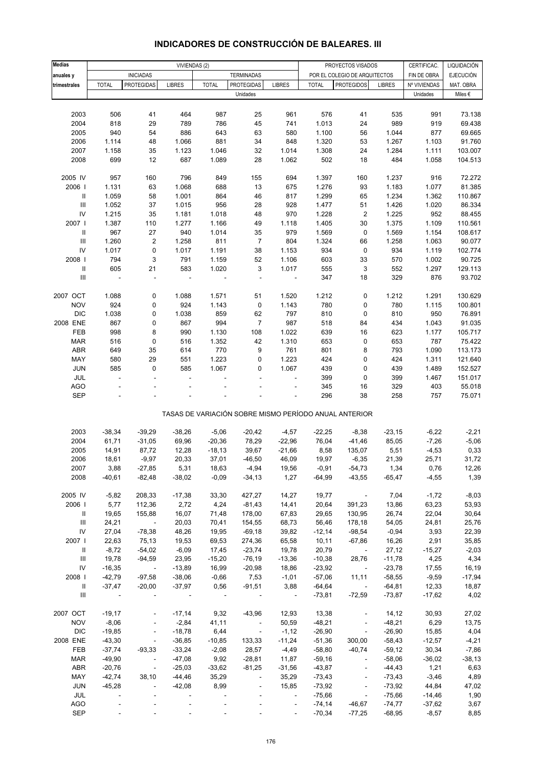# INDICADORES DE CONSTRUCCIÓN DE BALEARES. III

| Medias anuales y trimestrales | VIVIENDAS (2) | | | | | | PROYECTOS VISADOS POR EL COLEGIO DE ARQUITECTOS | | | CERTIFICAC. FIN DE OBRA | LIQUIDACIÓN EJECUCIÓN MAT. OBRA |
|---|---|---|---|---|---|---|---|---|---|---|---|
| | INICIADAS | | | TERMINADAS | | | | | | | |
| | TOTAL | PROTEGIDAS | LIBRES | TOTAL | PROTEGIDAS | LIBRES | TOTAL | PROTEGIDOS | LIBRES | Nº VIVIENDAS | MAT. OBRA |
| | Unidades | | | | | | | | | Unidades | Miles € |
| 2003 | 506 | 41 | 464 | 987 | 25 | 961 | 576 | 41 | 535 | 991 | 73.138 |
| 2004 | 818 | 29 | 789 | 786 | 45 | 741 | 1.013 | 24 | 989 | 919 | 69.438 |
| 2005 | 940 | 54 | 886 | 643 | 63 | 580 | 1.100 | 56 | 1.044 | 877 | 69.665 |
| 2006 | 1.114 | 48 | 1.066 | 881 | 34 | 848 | 1.320 | 53 | 1.267 | 1.103 | 91.760 |
| 2007 | 1.158 | 35 | 1.123 | 1.046 | 32 | 1.014 | 1.308 | 24 | 1.284 | 1.111 | 103.007 |
| 2008 | 699 | 12 | 687 | 1.089 | 28 | 1.062 | 502 | 18 | 484 | 1.058 | 104.513 |
| 2005 IV | 957 | 160 | 796 | 849 | 155 | 694 | 1.397 | 160 | 1.237 | 916 | 72.272 |
| 2006 I | 1.131 | 63 | 1.068 | 688 | 13 | 675 | 1.276 | 93 | 1.183 | 1.077 | 81.385 |
| II | 1.059 | 58 | 1.001 | 864 | 46 | 817 | 1.299 | 65 | 1.234 | 1.362 | 110.867 |
| III | 1.052 | 37 | 1.015 | 956 | 28 | 928 | 1.477 | 51 | 1.426 | 1.020 | 86.334 |
| IV | 1.215 | 35 | 1.181 | 1.018 | 48 | 970 | 1.228 | 2 | 1.225 | 952 | 88.455 |
| 2007 I | 1.387 | 110 | 1.277 | 1.166 | 49 | 1.118 | 1.405 | 30 | 1.375 | 1.109 | 110.561 |
| II | 967 | 27 | 940 | 1.014 | 35 | 979 | 1.569 | 0 | 1.569 | 1.154 | 108.617 |
| III | 1.260 | 2 | 1.258 | 811 | 7 | 804 | 1.324 | 66 | 1.258 | 1.063 | 90.077 |
| IV | 1.017 | 0 | 1.017 | 1.191 | 38 | 1.153 | 934 | 0 | 934 | 1.119 | 102.774 |
| 2008 I | 794 | 3 | 791 | 1.159 | 52 | 1.106 | 603 | 33 | 570 | 1.002 | 90.725 |
| II | 605 | 21 | 583 | 1.020 | 3 | 1.017 | 555 | 3 | 552 | 1.297 | 129.113 |
| III | - | - | - | - | - | - | 347 | 18 | 329 | 876 | 93.702 |
| 2007 OCT | 1.088 | 0 | 1.088 | 1.571 | 51 | 1.520 | 1.212 | 0 | 1.212 | 1.291 | 130.629 |
| NOV | 924 | 0 | 924 | 1.143 | 0 | 1.143 | 780 | 0 | 780 | 1.115 | 100.801 |
| DIC | 1.038 | 0 | 1.038 | 859 | 62 | 797 | 810 | 0 | 810 | 950 | 76.891 |
| 2008 ENE | 867 | 0 | 867 | 994 | 7 | 987 | 518 | 84 | 434 | 1.043 | 91.035 |
| FEB | 998 | 8 | 990 | 1.130 | 108 | 1.022 | 639 | 16 | 623 | 1.177 | 105.717 |
| MAR | 516 | 0 | 516 | 1.352 | 42 | 1.310 | 653 | 0 | 653 | 787 | 75.422 |
| ABR | 649 | 35 | 614 | 770 | 9 | 761 | 801 | 8 | 793 | 1.090 | 113.173 |
| MAY | 580 | 29 | 551 | 1.223 | 0 | 1.223 | 424 | 0 | 424 | 1.311 | 121.640 |
| JUN | 585 | 0 | 585 | 1.067 | 0 | 1.067 | 439 | 0 | 439 | 1.489 | 152.527 |
| JUL | - | - | - | - | - | - | 399 | 0 | 399 | 1.467 | 151.017 |
| AGO | - | - | - | - | - | - | 345 | 16 | 329 | 403 | 55.018 |
| SEP | - | - | - | - | - | - | 296 | 38 | 258 | 757 | 75.071 |
| | TASAS DE VARIACIÓN SOBRE MISMO PERÍODO ANUAL ANTERIOR | | | | | | | | | | |
| 2003 | -38,34 | -39,29 | -38,26 | -5,06 | -20,42 | -4,57 | -22,25 | -8,38 | -23,15 | -6,22 | -2,21 |
| 2004 | 61,71 | -31,05 | 69,96 | -20,36 | 78,29 | -22,96 | 76,04 | -41,46 | 85,05 | -7,26 | -5,06 |
| 2005 | 14,91 | 87,72 | 12,28 | -18,13 | 39,67 | -21,66 | 8,58 | 135,07 | 5,51 | -4,53 | 0,33 |
| 2006 | 18,61 | -9,97 | 20,33 | 37,01 | -46,50 | 46,09 | 19,97 | -6,35 | 21,39 | 25,71 | 31,72 |
| 2007 | 3,88 | -27,85 | 5,31 | 18,63 | -4,94 | 19,56 | -0,91 | -54,73 | 1,34 | 0,76 | 12,26 |
| 2008 | -40,61 | -82,48 | -38,02 | -0,09 | -34,13 | 1,27 | -64,99 | -43,55 | -65,47 | -4,55 | 1,39 |
| 2005 IV | -5,82 | 208,33 | -17,38 | 33,30 | 427,27 | 14,27 | 19,77 | - | 7,04 | -1,72 | -8,03 |
| 2006 I | 5,77 | 112,36 | 2,72 | 4,24 | -81,43 | 14,41 | 20,64 | 391,23 | 13,86 | 63,23 | 53,93 |
| II | 19,65 | 155,88 | 16,07 | 71,48 | 178,00 | 67,83 | 29,65 | 130,95 | 26,74 | 22,04 | 30,64 |
| III | 24,21 | - | 20,03 | 70,41 | 154,55 | 68,73 | 56,46 | 178,18 | 54,05 | 24,81 | 25,76 |
| IV | 27,04 | -78,38 | 48,26 | 19,95 | -69,18 | 39,82 | -12,14 | -98,54 | -0,94 | 3,93 | 22,39 |
| 2007 I | 22,63 | 75,13 | 19,53 | 69,53 | 274,36 | 65,58 | 10,11 | -67,86 | 16,26 | 2,91 | 35,85 |
| II | -8,72 | -54,02 | -6,09 | 17,45 | -23,74 | 19,78 | 20,79 | - | 27,12 | -15,27 | -2,03 |
| III | 19,78 | -94,59 | 23,95 | -15,20 | -76,19 | -13,36 | -10,38 | 28,76 | -11,78 | 4,25 | 4,34 |
| IV | -16,35 | - | -13,89 | 16,99 | -20,98 | 18,86 | -23,92 | - | -23,78 | 17,55 | 16,19 |
| 2008 I | -42,79 | -97,58 | -38,06 | -0,66 | 7,53 | -1,01 | -57,06 | 11,11 | -58,55 | -9,59 | -17,94 |
| II | -37,47 | -20,00 | -37,97 | 0,56 | -91,51 | 3,88 | -64,64 | - | -64,81 | 12,33 | 18,87 |
| III | - | - | - | - | - | - | -73,81 | -72,59 | -73,87 | -17,62 | 4,02 |
| 2007 OCT | -19,17 | - | -17,14 | 9,32 | -43,96 | 12,93 | 13,38 | - | 14,12 | 30,93 | 27,02 |
| NOV | -8,06 | - | -2,84 | 41,11 | - | 50,59 | -48,21 | - | -48,21 | 6,29 | 13,75 |
| DIC | -19,85 | - | -18,78 | 6,44 | - | -1,12 | -26,90 | - | -26,90 | 15,85 | 4,04 |
| 2008 ENE | -43,30 | - | -36,85 | -10,85 | 133,33 | -11,24 | -51,36 | 300,00 | -58,43 | -12,57 | -4,21 |
| FEB | -37,74 | -93,33 | -33,24 | -2,08 | 28,57 | -4,49 | -58,80 | -40,74 | -59,12 | 30,34 | -7,86 |
| MAR | -49,90 | - | -47,08 | 9,92 | -28,81 | 11,87 | -59,16 | - | -58,06 | -36,02 | -38,13 |
| ABR | -20,76 | - | -25,03 | -33,62 | -81,25 | -31,56 | -43,87 | - | -44,43 | 1,21 | 6,63 |
| MAY | -42,74 | 38,10 | -44,46 | 35,29 | - | 35,29 | -73,43 | - | -73,43 | -3,46 | 4,89 |
| JUN | -45,28 | - | -42,08 | 8,99 | - | 15,85 | -73,92 | - | -73,92 | 44,84 | 47,02 |
| JUL | - | - | - | - | - | - | -75,66 | - | -75,66 | -14,46 | 1,90 |
| AGO | - | - | - | - | - | - | -74,14 | -46,67 | -74,77 | -37,62 | 3,67 |
| SEP | - | - | - | - | - | - | -70,34 | -77,25 | -68,95 | -8,57 | 8,85 |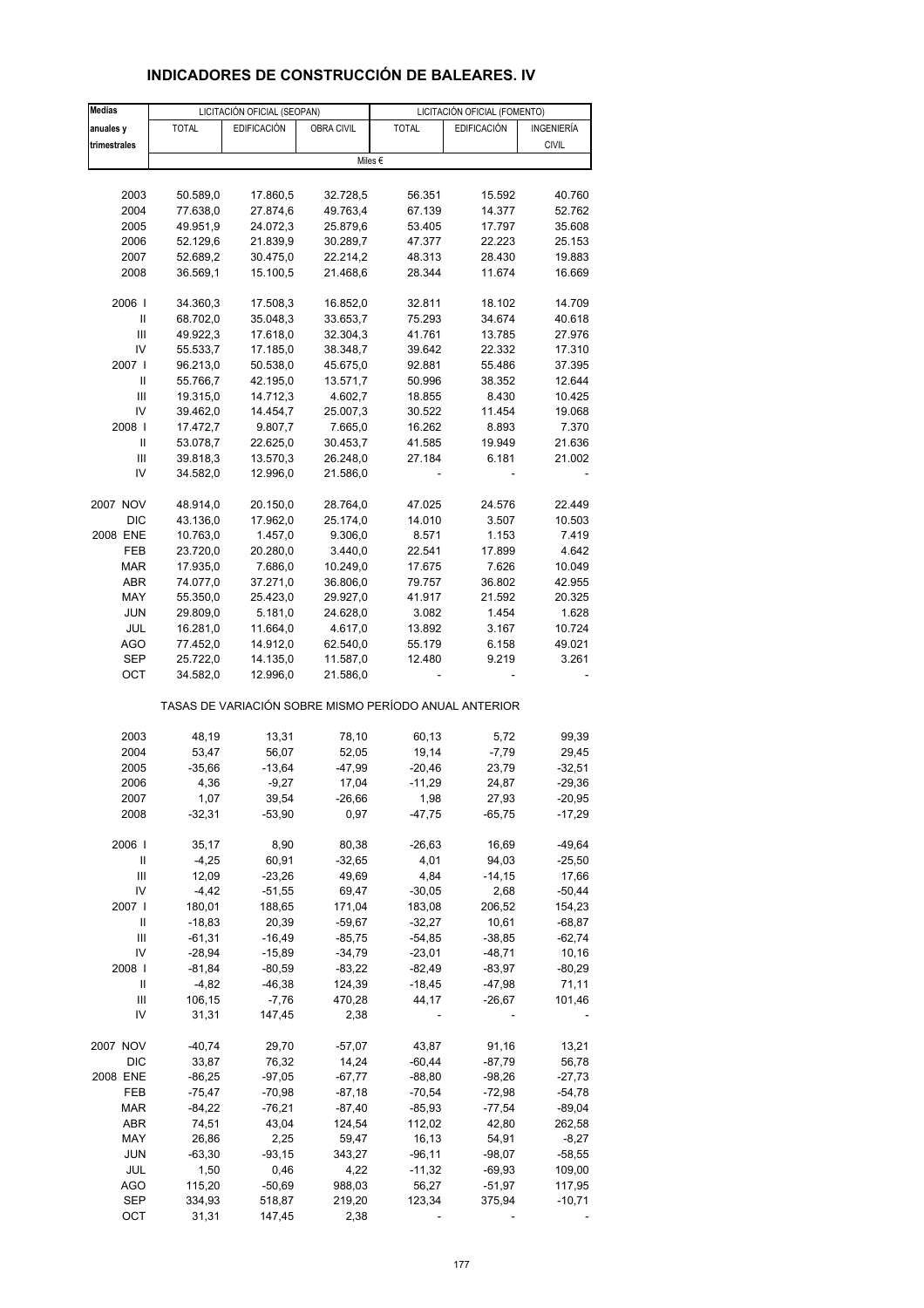# INDICADORES DE CONSTRUCCIÓN DE BALEARES. IV

| Medias anuales y trimestrales | LICITACIÓN OFICIAL (SEOPAN) | | | LICITACIÓN OFICIAL (FOMENTO) | | |
|---|---|---|---|---|---|---|
| | TOTAL | EDIFICACIÓN | OBRA CIVIL | TOTAL | EDIFICACIÓN | INGENIERÍA CIVIL |
| | Miles € | | | | | |
| 2003 | 50.589,0 | 17.860,5 | 32.728,5 | 56.351 | 15.592 | 40.760 |
| 2004 | 77.638,0 | 27.874,6 | 49.763,4 | 67.139 | 14.377 | 52.762 |
| 2005 | 49.951,9 | 24.072,3 | 25.879,6 | 53.405 | 17.797 | 35.608 |
| 2006 | 52.129,6 | 21.839,9 | 30.289,7 | 47.377 | 22.223 | 25.153 |
| 2007 | 52.689,2 | 30.475,0 | 22.214,2 | 48.313 | 28.430 | 19.883 |
| 2008 | 36.569,1 | 15.100,5 | 21.468,6 | 28.344 | 11.674 | 16.669 |
| 2006 I | 34.360,3 | 17.508,3 | 16.852,0 | 32.811 | 18.102 | 14.709 |
| II | 68.702,0 | 35.048,3 | 33.653,7 | 75.293 | 34.674 | 40.618 |
| III | 49.922,3 | 17.618,0 | 32.304,3 | 41.761 | 13.785 | 27.976 |
| IV | 55.533,7 | 17.185,0 | 38.348,7 | 39.642 | 22.332 | 17.310 |
| 2007 I | 96.213,0 | 50.538,0 | 45.675,0 | 92.881 | 55.486 | 37.395 |
| II | 55.766,7 | 42.195,0 | 13.571,7 | 50.996 | 38.352 | 12.644 |
| III | 19.315,0 | 14.712,3 | 4.602,7 | 18.855 | 8.430 | 10.425 |
| IV | 39.462,0 | 14.454,7 | 25.007,3 | 30.522 | 11.454 | 19.068 |
| 2008 I | 17.472,7 | 9.807,7 | 7.665,0 | 16.262 | 8.893 | 7.370 |
| II | 53.078,7 | 22.625,0 | 30.453,7 | 41.585 | 19.949 | 21.636 |
| III | 39.818,3 | 13.570,3 | 26.248,0 | 27.184 | 6.181 | 21.002 |
| IV | 34.582,0 | 12.996,0 | 21.586,0 | - | - | - |
| 2007 NOV | 48.914,0 | 20.150,0 | 28.764,0 | 47.025 | 24.576 | 22.449 |
| DIC | 43.136,0 | 17.962,0 | 25.174,0 | 14.010 | 3.507 | 10.503 |
| 2008 ENE | 10.763,0 | 1.457,0 | 9.306,0 | 8.571 | 1.153 | 7.419 |
| FEB | 23.720,0 | 20.280,0 | 3.440,0 | 22.541 | 17.899 | 4.642 |
| MAR | 17.935,0 | 7.686,0 | 10.249,0 | 17.675 | 7.626 | 10.049 |
| ABR | 74.077,0 | 37.271,0 | 36.806,0 | 79.757 | 36.802 | 42.955 |
| MAY | 55.350,0 | 25.423,0 | 29.927,0 | 41.917 | 21.592 | 20.325 |
| JUN | 29.809,0 | 5.181,0 | 24.628,0 | 3.082 | 1.454 | 1.628 |
| JUL | 16.281,0 | 11.664,0 | 4.617,0 | 13.892 | 3.167 | 10.724 |
| AGO | 77.452,0 | 14.912,0 | 62.540,0 | 55.179 | 6.158 | 49.021 |
| SEP | 25.722,0 | 14.135,0 | 11.587,0 | 12.480 | 9.219 | 3.261 |
| OCT | 34.582,0 | 12.996,0 | 21.586,0 | - | - | - |
| TASAS DE VARIACIÓN SOBRE MISMO PERÍODO ANUAL ANTERIOR | | | | | | |
| 2003 | 48,19 | 13,31 | 78,10 | 60,13 | 5,72 | 99,39 |
| 2004 | 53,47 | 56,07 | 52,05 | 19,14 | -7,79 | 29,45 |
| 2005 | -35,66 | -13,64 | -47,99 | -20,46 | 23,79 | -32,51 |
| 2006 | 4,36 | -9,27 | 17,04 | -11,29 | 24,87 | -29,36 |
| 2007 | 1,07 | 39,54 | -26,66 | 1,98 | 27,93 | -20,95 |
| 2008 | -32,31 | -53,90 | 0,97 | -47,75 | -65,75 | -17,29 |
| 2006 I | 35,17 | 8,90 | 80,38 | -26,63 | 16,69 | -49,64 |
| II | -4,25 | 60,91 | -32,65 | 4,01 | 94,03 | -25,50 |
| III | 12,09 | -23,26 | 49,69 | 4,84 | -14,15 | 17,66 |
| IV | -4,42 | -51,55 | 69,47 | -30,05 | 2,68 | -50,44 |
| 2007 I | 180,01 | 188,65 | 171,04 | 183,08 | 206,52 | 154,23 |
| II | -18,83 | 20,39 | -59,67 | -32,27 | 10,61 | -68,87 |
| III | -61,31 | -16,49 | -85,75 | -54,85 | -38,85 | -62,74 |
| IV | -28,94 | -15,89 | -34,79 | -23,01 | -48,71 | 10,16 |
| 2008 I | -81,84 | -80,59 | -83,22 | -82,49 | -83,97 | -80,29 |
| II | -4,82 | -46,38 | 124,39 | -18,45 | -47,98 | 71,11 |
| III | 106,15 | -7,76 | 470,28 | 44,17 | -26,67 | 101,46 |
| IV | 31,31 | 147,45 | 2,38 | - | - | - |
| 2007 NOV | -40,74 | 29,70 | -57,07 | 43,87 | 91,16 | 13,21 |
| DIC | 33,87 | 76,32 | 14,24 | -60,44 | -87,79 | 56,78 |
| 2008 ENE | -86,25 | -97,05 | -67,77 | -88,80 | -98,26 | -27,73 |
| FEB | -75,47 | -70,98 | -87,18 | -70,54 | -72,98 | -54,78 |
| MAR | -84,22 | -76,21 | -87,40 | -85,93 | -77,54 | -89,04 |
| ABR | 74,51 | 43,04 | 124,54 | 112,02 | 42,80 | 262,58 |
| MAY | 26,86 | 2,25 | 59,47 | 16,13 | 54,91 | -8,27 |
| JUN | -63,30 | -93,15 | 343,27 | -96,11 | -98,07 | -58,55 |
| JUL | 1,50 | 0,46 | 4,22 | -11,32 | -69,93 | 109,00 |
| AGO | 115,20 | -50,69 | 988,03 | 56,27 | -51,97 | 117,95 |
| SEP | 334,93 | 518,87 | 219,20 | 123,34 | 375,94 | -10,71 |
| OCT | 31,31 | 147,45 | 2,38 | - | - | - |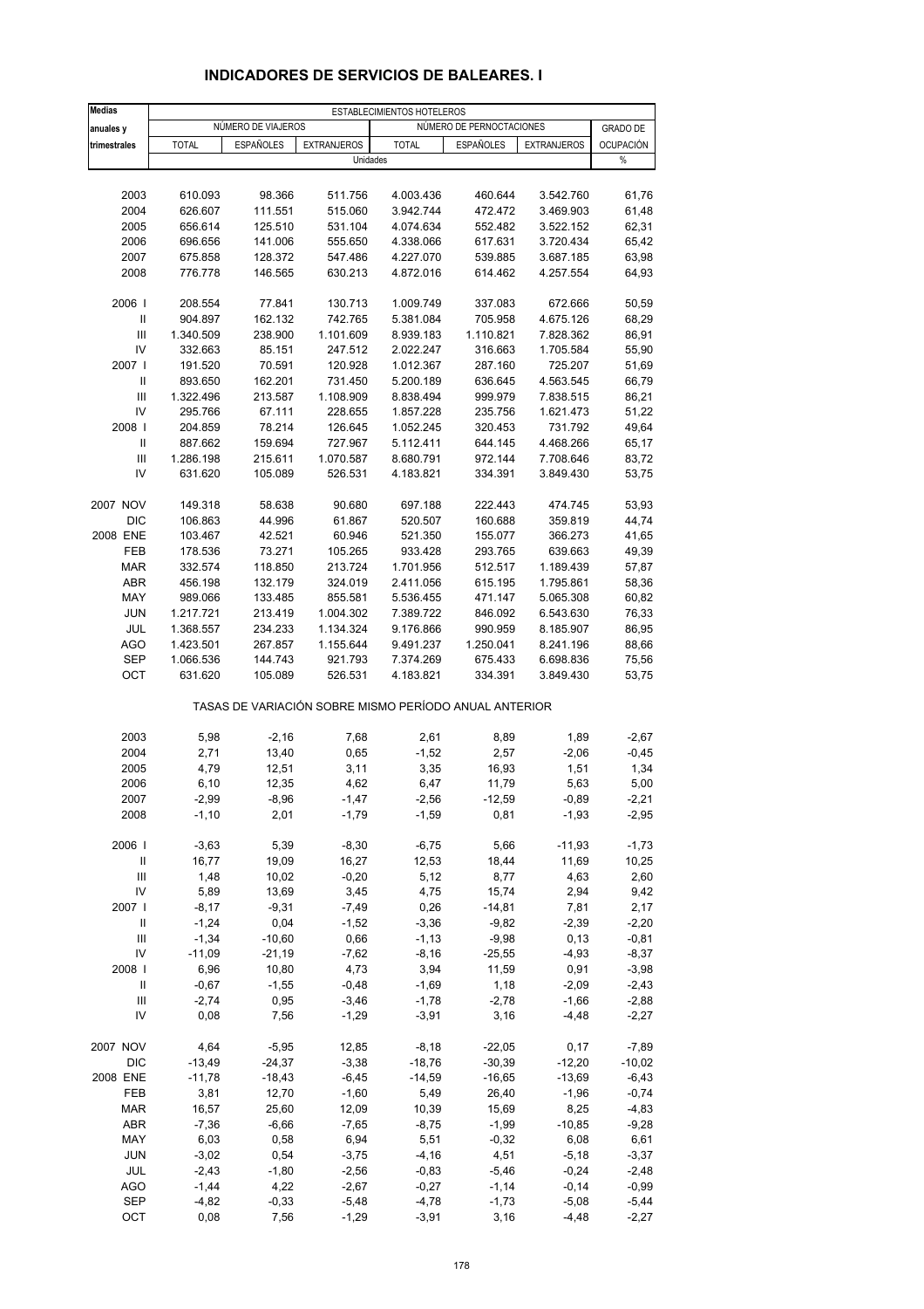## INDICADORES DE SERVICIOS DE BALEARES. I

| Medias anuales y trimestrales | ESTABLECIMIENTOS HOTELEROS | | | | | | |
|---|---|---|---|---|---|---|---|
| | NÚMERO DE VIAJEROS | | | NÚMERO DE PERNOCTACIONES | | | GRADO DE OCUPACIÓN |
| | TOTAL | ESPAÑOLES | EXTRANJEROS | TOTAL | ESPAÑOLES | EXTRANJEROS | |
| | Unidades | | | | | | % |
| 2003 | 610.093 | 98.366 | 511.756 | 4.003.436 | 460.644 | 3.542.760 | 61,76 |
| 2004 | 626.607 | 111.551 | 515.060 | 3.942.744 | 472.472 | 3.469.903 | 61,48 |
| 2005 | 656.614 | 125.510 | 531.104 | 4.074.634 | 552.482 | 3.522.152 | 62,31 |
| 2006 | 696.656 | 141.006 | 555.650 | 4.338.066 | 617.631 | 3.720.434 | 65,42 |
| 2007 | 675.858 | 128.372 | 547.486 | 4.227.070 | 539.885 | 3.687.185 | 63,98 |
| 2008 | 776.778 | 146.565 | 630.213 | 4.872.016 | 614.462 | 4.257.554 | 64,93 |
| 2006 I | 208.554 | 77.841 | 130.713 | 1.009.749 | 337.083 | 672.666 | 50,59 |
| II | 904.897 | 162.132 | 742.765 | 5.381.084 | 705.958 | 4.675.126 | 68,29 |
| III | 1.340.509 | 238.900 | 1.101.609 | 8.939.183 | 1.110.821 | 7.828.362 | 86,91 |
| IV | 332.663 | 85.151 | 247.512 | 2.022.247 | 316.663 | 1.705.584 | 55,90 |
| 2007 I | 191.520 | 70.591 | 120.928 | 1.012.367 | 287.160 | 725.207 | 51,69 |
| II | 893.650 | 162.201 | 731.450 | 5.200.189 | 636.645 | 4.563.545 | 66,79 |
| III | 1.322.496 | 213.587 | 1.108.909 | 8.838.494 | 999.979 | 7.838.515 | 86,21 |
| IV | 295.766 | 67.111 | 228.655 | 1.857.228 | 235.756 | 1.621.473 | 51,22 |
| 2008 I | 204.859 | 78.214 | 126.645 | 1.052.245 | 320.453 | 731.792 | 49,64 |
| II | 887.662 | 159.694 | 727.967 | 5.112.411 | 644.145 | 4.468.266 | 65,17 |
| III | 1.286.198 | 215.611 | 1.070.587 | 8.680.791 | 972.144 | 7.708.646 | 83,72 |
| IV | 631.620 | 105.089 | 526.531 | 4.183.821 | 334.391 | 3.849.430 | 53,75 |
| 2007 NOV | 149.318 | 58.638 | 90.680 | 697.188 | 222.443 | 474.745 | 53,93 |
| DIC | 106.863 | 44.996 | 61.867 | 520.507 | 160.688 | 359.819 | 44,74 |
| 2008 ENE | 103.467 | 42.521 | 60.946 | 521.350 | 155.077 | 366.273 | 41,65 |
| FEB | 178.536 | 73.271 | 105.265 | 933.428 | 293.765 | 639.663 | 49,39 |
| MAR | 332.574 | 118.850 | 213.724 | 1.701.956 | 512.517 | 1.189.439 | 57,87 |
| ABR | 456.198 | 132.179 | 324.019 | 2.411.056 | 615.195 | 1.795.861 | 58,36 |
| MAY | 989.066 | 133.485 | 855.581 | 5.536.455 | 471.147 | 5.065.308 | 60,82 |
| JUN | 1.217.721 | 213.419 | 1.004.302 | 7.389.722 | 846.092 | 6.543.630 | 76,33 |
| JUL | 1.368.557 | 234.233 | 1.134.324 | 9.176.866 | 990.959 | 8.185.907 | 86,95 |
| AGO | 1.423.501 | 267.857 | 1.155.644 | 9.491.237 | 1.250.041 | 8.241.196 | 88,66 |
| SEP | 1.066.536 | 144.743 | 921.793 | 7.374.269 | 675.433 | 6.698.836 | 75,56 |
| OCT | 631.620 | 105.089 | 526.531 | 4.183.821 | 334.391 | 3.849.430 | 53,75 |
| | TASAS DE VARIACIÓN SOBRE MISMO PERÍODO ANUAL ANTERIOR | | | | | | |
| 2003 | 5,98 | -2,16 | 7,68 | 2,61 | 8,89 | 1,89 | -2,67 |
| 2004 | 2,71 | 13,40 | 0,65 | -1,52 | 2,57 | -2,06 | -0,45 |
| 2005 | 4,79 | 12,51 | 3,11 | 3,35 | 16,93 | 1,51 | 1,34 |
| 2006 | 6,10 | 12,35 | 4,62 | 6,47 | 11,79 | 5,63 | 5,00 |
| 2007 | -2,99 | -8,96 | -1,47 | -2,56 | -12,59 | -0,89 | -2,21 |
| 2008 | -1,10 | 2,01 | -1,79 | -1,59 | 0,81 | -1,93 | -2,95 |
| 2006 I | -3,63 | 5,39 | -8,30 | -6,75 | 5,66 | -11,93 | -1,73 |
| II | 16,77 | 19,09 | 16,27 | 12,53 | 18,44 | 11,69 | 10,25 |
| III | 1,48 | 10,02 | -0,20 | 5,12 | 8,77 | 4,63 | 2,60 |
| IV | 5,89 | 13,69 | 3,45 | 4,75 | 15,74 | 2,94 | 9,42 |
| 2007 I | -8,17 | -9,31 | -7,49 | 0,26 | -14,81 | 7,81 | 2,17 |
| II | -1,24 | 0,04 | -1,52 | -3,36 | -9,82 | -2,39 | -2,20 |
| III | -1,34 | -10,60 | 0,66 | -1,13 | -9,98 | 0,13 | -0,81 |
| IV | -11,09 | -21,19 | -7,62 | -8,16 | -25,55 | -4,93 | -8,37 |
| 2008 I | 6,96 | 10,80 | 4,73 | 3,94 | 11,59 | 0,91 | -3,98 |
| II | -0,67 | -1,55 | -0,48 | -1,69 | 1,18 | -2,09 | -2,43 |
| III | -2,74 | 0,95 | -3,46 | -1,78 | -2,78 | -1,66 | -2,88 |
| IV | 0,08 | 7,56 | -1,29 | -3,91 | 3,16 | -4,48 | -2,27 |
| 2007 NOV | 4,64 | -5,95 | 12,85 | -8,18 | -22,05 | 0,17 | -7,89 |
| DIC | -13,49 | -24,37 | -3,38 | -18,76 | -30,39 | -12,20 | -10,02 |
| 2008 ENE | -11,78 | -18,43 | -6,45 | -14,59 | -16,65 | -13,69 | -6,43 |
| FEB | 3,81 | 12,70 | -1,60 | 5,49 | 26,40 | -1,96 | -0,74 |
| MAR | 16,57 | 25,60 | 12,09 | 10,39 | 15,69 | 8,25 | -4,83 |
| ABR | -7,36 | -6,66 | -7,65 | -8,75 | -1,99 | -10,85 | -9,28 |
| MAY | 6,03 | 0,58 | 6,94 | 5,51 | -0,32 | 6,08 | 6,61 |
| JUN | -3,02 | 0,54 | -3,75 | -4,16 | 4,51 | -5,18 | -3,37 |
| JUL | -2,43 | -1,80 | -2,56 | -0,83 | -5,46 | -0,24 | -2,48 |
| AGO | -1,44 | 4,22 | -2,67 | -0,27 | -1,14 | -0,14 | -0,99 |
| SEP | -4,82 | -0,33 | -5,48 | -4,78 | -1,73 | -5,08 | -5,44 |
| OCT | 0,08 | 7,56 | -1,29 | -3,91 | 3,16 | -4,48 | -2,27 |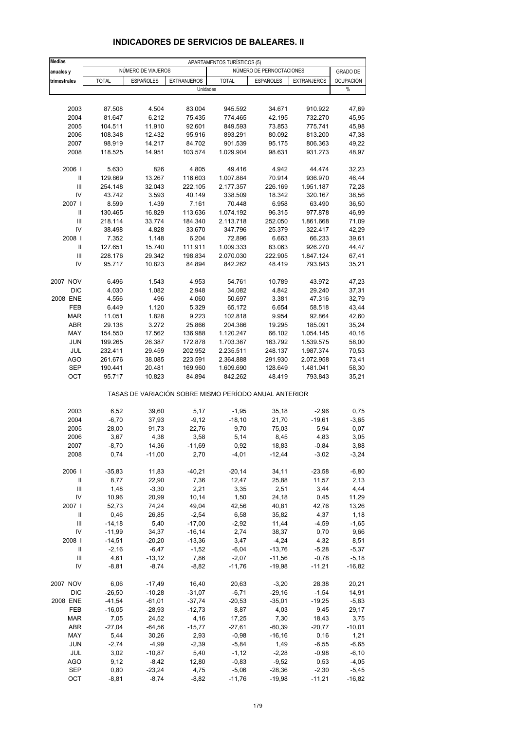## INDICADORES DE SERVICIOS DE BALEARES. II

| Medias anuales y trimestrales | APARTAMENTOS TURÍSTICOS (5) | | | | | | |
|---|---|---|---|---|---|---|---|
| | NÚMERO DE VIAJEROS | | | NÚMERO DE PERNOCTACIONES | | | GRADO DE OCUPACIÓN |
| | TOTAL | ESPAÑOLES | EXTRANJEROS | TOTAL | ESPAÑOLES | EXTRANJEROS | |
| | Unidades | | | | | | % |
| 2003 | 87.508 | 4.504 | 83.004 | 945.592 | 34.671 | 910.922 | 47,69 |
| 2004 | 81.647 | 6.212 | 75.435 | 774.465 | 42.195 | 732.270 | 45,95 |
| 2005 | 104.511 | 11.910 | 92.601 | 849.593 | 73.853 | 775.741 | 45,98 |
| 2006 | 108.348 | 12.432 | 95.916 | 893.291 | 80.092 | 813.200 | 47,38 |
| 2007 | 98.919 | 14.217 | 84.702 | 901.539 | 95.175 | 806.363 | 49,22 |
| 2008 | 118.525 | 14.951 | 103.574 | 1.029.904 | 98.631 | 931.273 | 48,97 |
| 2006 I | 5.630 | 826 | 4.805 | 49.416 | 4.942 | 44.474 | 32,23 |
| II | 129.869 | 13.267 | 116.603 | 1.007.884 | 70.914 | 936.970 | 46,44 |
| III | 254.148 | 32.043 | 222.105 | 2.177.357 | 226.169 | 1.951.187 | 72,28 |
| IV | 43.742 | 3.593 | 40.149 | 338.509 | 18.342 | 320.167 | 38,56 |
| 2007 I | 8.599 | 1.439 | 7.161 | 70.448 | 6.958 | 63.490 | 36,50 |
| II | 130.465 | 16.829 | 113.636 | 1.074.192 | 96.315 | 977.878 | 46,99 |
| III | 218.114 | 33.774 | 184.340 | 2.113.718 | 252.050 | 1.861.668 | 71,09 |
| IV | 38.498 | 4.828 | 33.670 | 347.796 | 25.379 | 322.417 | 42,29 |
| 2008 I | 7.352 | 1.148 | 6.204 | 72.896 | 6.663 | 66.233 | 39,61 |
| II | 127.651 | 15.740 | 111.911 | 1.009.333 | 83.063 | 926.270 | 44,47 |
| III | 228.176 | 29.342 | 198.834 | 2.070.030 | 222.905 | 1.847.124 | 67,41 |
| IV | 95.717 | 10.823 | 84.894 | 842.262 | 48.419 | 793.843 | 35,21 |
| 2007 NOV | 6.496 | 1.543 | 4.953 | 54.761 | 10.789 | 43.972 | 47,23 |
| DIC | 4.030 | 1.082 | 2.948 | 34.082 | 4.842 | 29.240 | 37,31 |
| 2008 ENE | 4.556 | 496 | 4.060 | 50.697 | 3.381 | 47.316 | 32,79 |
| FEB | 6.449 | 1.120 | 5.329 | 65.172 | 6.654 | 58.518 | 43,44 |
| MAR | 11.051 | 1.828 | 9.223 | 102.818 | 9.954 | 92.864 | 42,60 |
| ABR | 29.138 | 3.272 | 25.866 | 204.386 | 19.295 | 185.091 | 35,24 |
| MAY | 154.550 | 17.562 | 136.988 | 1.120.247 | 66.102 | 1.054.145 | 40,16 |
| JUN | 199.265 | 26.387 | 172.878 | 1.703.367 | 163.792 | 1.539.575 | 58,00 |
| JUL | 232.411 | 29.459 | 202.952 | 2.235.511 | 248.137 | 1.987.374 | 70,53 |
| AGO | 261.676 | 38.085 | 223.591 | 2.364.888 | 291.930 | 2.072.958 | 73,41 |
| SEP | 190.441 | 20.481 | 169.960 | 1.609.690 | 128.649 | 1.481.041 | 58,30 |
| OCT | 95.717 | 10.823 | 84.894 | 842.262 | 48.419 | 793.843 | 35,21 |
| | TASAS DE VARIACIÓN SOBRE MISMO PERÍODO ANUAL ANTERIOR | | | | | | |
| 2003 | 6,52 | 39,60 | 5,17 | -1,95 | 35,18 | -2,96 | 0,75 |
| 2004 | -6,70 | 37,93 | -9,12 | -18,10 | 21,70 | -19,61 | -3,65 |
| 2005 | 28,00 | 91,73 | 22,76 | 9,70 | 75,03 | 5,94 | 0,07 |
| 2006 | 3,67 | 4,38 | 3,58 | 5,14 | 8,45 | 4,83 | 3,05 |
| 2007 | -8,70 | 14,36 | -11,69 | 0,92 | 18,83 | -0,84 | 3,88 |
| 2008 | 0,74 | -11,00 | 2,70 | -4,01 | -12,44 | -3,02 | -3,24 |
| 2006 I | -35,83 | 11,83 | -40,21 | -20,14 | 34,11 | -23,58 | -6,80 |
| II | 8,77 | 22,90 | 7,36 | 12,47 | 25,88 | 11,57 | 2,13 |
| III | 1,48 | -3,30 | 2,21 | 3,35 | 2,51 | 3,44 | 4,44 |
| IV | 10,96 | 20,99 | 10,14 | 1,50 | 24,18 | 0,45 | 11,29 |
| 2007 I | 52,73 | 74,24 | 49,04 | 42,56 | 40,81 | 42,76 | 13,26 |
| II | 0,46 | 26,85 | -2,54 | 6,58 | 35,82 | 4,37 | 1,18 |
| III | -14,18 | 5,40 | -17,00 | -2,92 | 11,44 | -4,59 | -1,65 |
| IV | -11,99 | 34,37 | -16,14 | 2,74 | 38,37 | 0,70 | 9,66 |
| 2008 I | -14,51 | -20,20 | -13,36 | 3,47 | -4,24 | 4,32 | 8,51 |
| II | -2,16 | -6,47 | -1,52 | -6,04 | -13,76 | -5,28 | -5,37 |
| III | 4,61 | -13,12 | 7,86 | -2,07 | -11,56 | -0,78 | -5,18 |
| IV | -8,81 | -8,74 | -8,82 | -11,76 | -19,98 | -11,21 | -16,82 |
| 2007 NOV | 6,06 | -17,49 | 16,40 | 20,63 | -3,20 | 28,38 | 20,21 |
| DIC | -26,50 | -10,28 | -31,07 | -6,71 | -29,16 | -1,54 | 14,91 |
| 2008 ENE | -41,54 | -61,01 | -37,74 | -20,53 | -35,01 | -19,25 | -5,83 |
| FEB | -16,05 | -28,93 | -12,73 | 8,87 | 4,03 | 9,45 | 29,17 |
| MAR | 7,05 | 24,52 | 4,16 | 17,25 | 7,30 | 18,43 | 3,75 |
| ABR | -27,04 | -64,56 | -15,77 | -27,61 | -60,39 | -20,77 | -10,01 |
| MAY | 5,44 | 30,26 | 2,93 | -0,98 | -16,16 | 0,16 | 1,21 |
| JUN | -2,74 | -4,99 | -2,39 | -5,84 | 1,49 | -6,55 | -6,65 |
| JUL | 3,02 | -10,87 | 5,40 | -1,12 | -2,28 | -0,98 | -6,10 |
| AGO | 9,12 | -8,42 | 12,80 | -0,83 | -9,52 | 0,53 | -4,05 |
| SEP | 0,80 | -23,24 | 4,75 | -5,06 | -28,36 | -2,30 | -5,45 |
| OCT | -8,81 | -8,74 | -8,82 | -11,76 | -19,98 | -11,21 | -16,82 |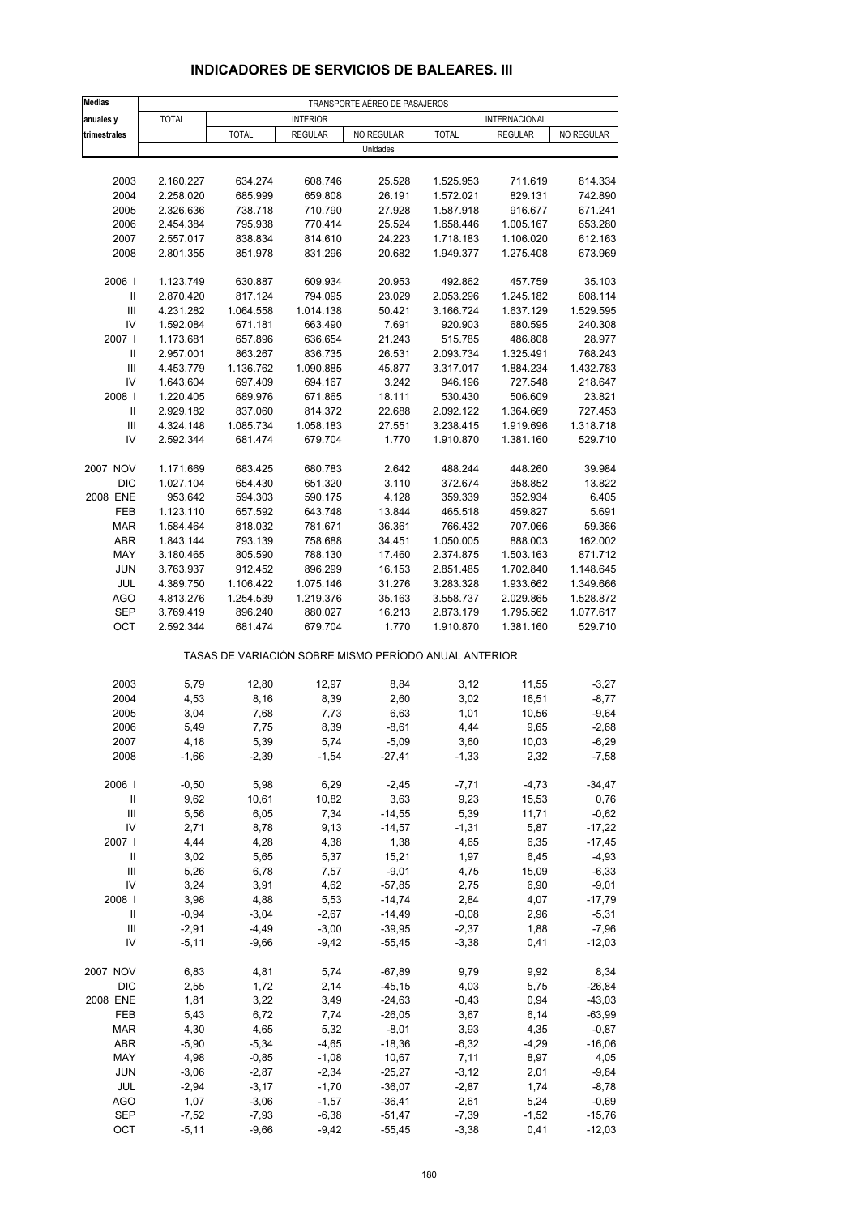# INDICADORES DE SERVICIOS DE BALEARES. III

| Medias anuales y trimestrales | TRANSPORTE AÉREO DE PASAJEROS | | | | | | |
|---|---|---|---|---|---|---|---|
| | TOTAL | INTERIOR | | | INTERNACIONAL | | |
| | | TOTAL | REGULAR | NO REGULAR | TOTAL | REGULAR | NO REGULAR |
| | Unidades | | | | | | |
| 2003 | 2.160.227 | 634.274 | 608.746 | 25.528 | 1.525.953 | 711.619 | 814.334 |
| 2004 | 2.258.020 | 685.999 | 659.808 | 26.191 | 1.572.021 | 829.131 | 742.890 |
| 2005 | 2.326.636 | 738.718 | 710.790 | 27.928 | 1.587.918 | 916.677 | 671.241 |
| 2006 | 2.454.384 | 795.938 | 770.414 | 25.524 | 1.658.446 | 1.005.167 | 653.280 |
| 2007 | 2.557.017 | 838.834 | 814.610 | 24.223 | 1.718.183 | 1.106.020 | 612.163 |
| 2008 | 2.801.355 | 851.978 | 831.296 | 20.682 | 1.949.377 | 1.275.408 | 673.969 |
| 2006 I | 1.123.749 | 630.887 | 609.934 | 20.953 | 492.862 | 457.759 | 35.103 |
| II | 2.870.420 | 817.124 | 794.095 | 23.029 | 2.053.296 | 1.245.182 | 808.114 |
| III | 4.231.282 | 1.064.558 | 1.014.138 | 50.421 | 3.166.724 | 1.637.129 | 1.529.595 |
| IV | 1.592.084 | 671.181 | 663.490 | 7.691 | 920.903 | 680.595 | 240.308 |
| 2007 I | 1.173.681 | 657.896 | 636.654 | 21.243 | 515.785 | 486.808 | 28.977 |
| II | 2.957.001 | 863.267 | 836.735 | 26.531 | 2.093.734 | 1.325.491 | 768.243 |
| III | 4.453.779 | 1.136.762 | 1.090.885 | 45.877 | 3.317.017 | 1.884.234 | 1.432.783 |
| IV | 1.643.604 | 697.409 | 694.167 | 3.242 | 946.196 | 727.548 | 218.647 |
| 2008 I | 1.220.405 | 689.976 | 671.865 | 18.111 | 530.430 | 506.609 | 23.821 |
| II | 2.929.182 | 837.060 | 814.372 | 22.688 | 2.092.122 | 1.364.669 | 727.453 |
| III | 4.324.148 | 1.085.734 | 1.058.183 | 27.551 | 3.238.415 | 1.919.696 | 1.318.718 |
| IV | 2.592.344 | 681.474 | 679.704 | 1.770 | 1.910.870 | 1.381.160 | 529.710 |
| 2007 NOV | 1.171.669 | 683.425 | 680.783 | 2.642 | 488.244 | 448.260 | 39.984 |
| DIC | 1.027.104 | 654.430 | 651.320 | 3.110 | 372.674 | 358.852 | 13.822 |
| 2008 ENE | 953.642 | 594.303 | 590.175 | 4.128 | 359.339 | 352.934 | 6.405 |
| FEB | 1.123.110 | 657.592 | 643.748 | 13.844 | 465.518 | 459.827 | 5.691 |
| MAR | 1.584.464 | 818.032 | 781.671 | 36.361 | 766.432 | 707.066 | 59.366 |
| ABR | 1.843.144 | 793.139 | 758.688 | 34.451 | 1.050.005 | 888.003 | 162.002 |
| MAY | 3.180.465 | 805.590 | 788.130 | 17.460 | 2.374.875 | 1.503.163 | 871.712 |
| JUN | 3.763.937 | 912.452 | 896.299 | 16.153 | 2.851.485 | 1.702.840 | 1.148.645 |
| JUL | 4.389.750 | 1.106.422 | 1.075.146 | 31.276 | 3.283.328 | 1.933.662 | 1.349.666 |
| AGO | 4.813.276 | 1.254.539 | 1.219.376 | 35.163 | 3.558.737 | 2.029.865 | 1.528.872 |
| SEP | 3.769.419 | 896.240 | 880.027 | 16.213 | 2.873.179 | 1.795.562 | 1.077.617 |
| OCT | 2.592.344 | 681.474 | 679.704 | 1.770 | 1.910.870 | 1.381.160 | 529.710 |
| | TASAS DE VARIACIÓN SOBRE MISMO PERÍODO ANUAL ANTERIOR | | | | | | |
| 2003 | 5,79 | 12,80 | 12,97 | 8,84 | 3,12 | 11,55 | -3,27 |
| 2004 | 4,53 | 8,16 | 8,39 | 2,60 | 3,02 | 16,51 | -8,77 |
| 2005 | 3,04 | 7,68 | 7,73 | 6,63 | 1,01 | 10,56 | -9,64 |
| 2006 | 5,49 | 7,75 | 8,39 | -8,61 | 4,44 | 9,65 | -2,68 |
| 2007 | 4,18 | 5,39 | 5,74 | -5,09 | 3,60 | 10,03 | -6,29 |
| 2008 | -1,66 | -2,39 | -1,54 | -27,41 | -1,33 | 2,32 | -7,58 |
| 2006 I | -0,50 | 5,98 | 6,29 | -2,45 | -7,71 | -4,73 | -34,47 |
| II | 9,62 | 10,61 | 10,82 | 3,63 | 9,23 | 15,53 | 0,76 |
| III | 5,56 | 6,05 | 7,34 | -14,55 | 5,39 | 11,71 | -0,62 |
| IV | 2,71 | 8,78 | 9,13 | -14,57 | -1,31 | 5,87 | -17,22 |
| 2007 I | 4,44 | 4,28 | 4,38 | 1,38 | 4,65 | 6,35 | -17,45 |
| II | 3,02 | 5,65 | 5,37 | 15,21 | 1,97 | 6,45 | -4,93 |
| III | 5,26 | 6,78 | 7,57 | -9,01 | 4,75 | 15,09 | -6,33 |
| IV | 3,24 | 3,91 | 4,62 | -57,85 | 2,75 | 6,90 | -9,01 |
| 2008 I | 3,98 | 4,88 | 5,53 | -14,74 | 2,84 | 4,07 | -17,79 |
| II | -0,94 | -3,04 | -2,67 | -14,49 | -0,08 | 2,96 | -5,31 |
| III | -2,91 | -4,49 | -3,00 | -39,95 | -2,37 | 1,88 | -7,96 |
| IV | -5,11 | -9,66 | -9,42 | -55,45 | -3,38 | 0,41 | -12,03 |
| 2007 NOV | 6,83 | 4,81 | 5,74 | -67,89 | 9,79 | 9,92 | 8,34 |
| DIC | 2,55 | 1,72 | 2,14 | -45,15 | 4,03 | 5,75 | -26,84 |
| 2008 ENE | 1,81 | 3,22 | 3,49 | -24,63 | -0,43 | 0,94 | -43,03 |
| FEB | 5,43 | 6,72 | 7,74 | -26,05 | 3,67 | 6,14 | -63,99 |
| MAR | 4,30 | 4,65 | 5,32 | -8,01 | 3,93 | 4,35 | -0,87 |
| ABR | -5,90 | -5,34 | -4,65 | -18,36 | -6,32 | -4,29 | -16,06 |
| MAY | 4,98 | -0,85 | -1,08 | 10,67 | 7,11 | 8,97 | 4,05 |
| JUN | -3,06 | -2,87 | -2,34 | -25,27 | -3,12 | 2,01 | -9,84 |
| JUL | -2,94 | -3,17 | -1,70 | -36,07 | -2,87 | 1,74 | -8,78 |
| AGO | 1,07 | -3,06 | -1,57 | -36,41 | 2,61 | 5,24 | -0,69 |
| SEP | -7,52 | -7,93 | -6,38 | -51,47 | -7,39 | -1,52 | -15,76 |
| OCT | -5,11 | -9,66 | -9,42 | -55,45 | -3,38 | 0,41 | -12,03 |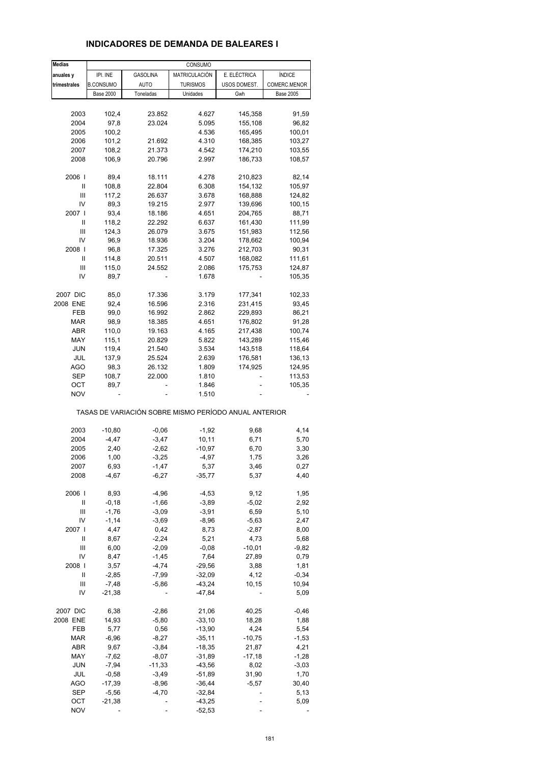# INDICADORES DE DEMANDA DE BALEARES I

| Medias | CONSUMO | | | | |
|---|---|---|---|---|---|
| anuales y | IPI. INE | GASOLINA | MATRICULACIÓN | E. ELÉCTRICA | ÍNDICE |
| trimestrales | B.CONSUMO | AUTO | TURISMOS | USOS DOMEST. | COMERC.MENOR |
| | Base 2000 | Toneladas | Unidades | Gwh | Base 2005 |
| 2003 | 102,4 | 23.852 | 4.627 | 145,358 | 91,59 |
| 2004 | 97,8 | 23.024 | 5.095 | 155,108 | 96,82 |
| 2005 | 100,2 | | 4.536 | 165,495 | 100,01 |
| 2006 | 101,2 | 21.692 | 4.310 | 168,385 | 103,27 |
| 2007 | 108,2 | 21.373 | 4.542 | 174,210 | 103,55 |
| 2008 | 106,9 | 20.796 | 2.997 | 186,733 | 108,57 |
| 2006 I | 89,4 | 18.111 | 4.278 | 210,823 | 82,14 |
| II | 108,8 | 22.804 | 6.308 | 154,132 | 105,97 |
| III | 117,2 | 26.637 | 3.678 | 168,888 | 124,82 |
| IV | 89,3 | 19.215 | 2.977 | 139,696 | 100,15 |
| 2007 I | 93,4 | 18.186 | 4.651 | 204,765 | 88,71 |
| II | 118,2 | 22.292 | 6.637 | 161,430 | 111,99 |
| III | 124,3 | 26.079 | 3.675 | 151,983 | 112,56 |
| IV | 96,9 | 18.936 | 3.204 | 178,662 | 100,94 |
| 2008 I | 96,8 | 17.325 | 3.276 | 212,703 | 90,31 |
| II | 114,8 | 20.511 | 4.507 | 168,082 | 111,61 |
| III | 115,0 | 24.552 | 2.086 | 175,753 | 124,87 |
| IV | 89,7 | - | 1.678 | - | 105,35 |
| 2007 DIC | 85,0 | 17.336 | 3.179 | 177,341 | 102,33 |
| 2008 ENE | 92,4 | 16.596 | 2.316 | 231,415 | 93,45 |
| FEB | 99,0 | 16.992 | 2.862 | 229,893 | 86,21 |
| MAR | 98,9 | 18.385 | 4.651 | 176,802 | 91,28 |
| ABR | 110,0 | 19.163 | 4.165 | 217,438 | 100,74 |
| MAY | 115,1 | 20.829 | 5.822 | 143,289 | 115,46 |
| JUN | 119,4 | 21.540 | 3.534 | 143,518 | 118,64 |
| JUL | 137,9 | 25.524 | 2.639 | 176,581 | 136,13 |
| AGO | 98,3 | 26.132 | 1.809 | 174,925 | 124,95 |
| SEP | 108,7 | 22.000 | 1.810 | - | 113,53 |
| OCT | 89,7 | - | 1.846 | - | 105,35 |
| NOV | - | - | 1.510 | - | - |
| | TASAS DE VARIACIÓN SOBRE MISMO PERÍODO ANUAL ANTERIOR | | | | |
| 2003 | -10,80 | -0,06 | -1,92 | 9,68 | 4,14 |
| 2004 | -4,47 | -3,47 | 10,11 | 6,71 | 5,70 |
| 2005 | 2,40 | -2,62 | -10,97 | 6,70 | 3,30 |
| 2006 | 1,00 | -3,25 | -4,97 | 1,75 | 3,26 |
| 2007 | 6,93 | -1,47 | 5,37 | 3,46 | 0,27 |
| 2008 | -4,67 | -6,27 | -35,77 | 5,37 | 4,40 |
| 2006 I | 8,93 | -4,96 | -4,53 | 9,12 | 1,95 |
| II | -0,18 | -1,66 | -3,89 | -5,02 | 2,92 |
| III | -1,76 | -3,09 | -3,91 | 6,59 | 5,10 |
| IV | -1,14 | -3,69 | -8,96 | -5,63 | 2,47 |
| 2007 I | 4,47 | 0,42 | 8,73 | -2,87 | 8,00 |
| II | 8,67 | -2,24 | 5,21 | 4,73 | 5,68 |
| III | 6,00 | -2,09 | -0,08 | -10,01 | -9,82 |
| IV | 8,47 | -1,45 | 7,64 | 27,89 | 0,79 |
| 2008 I | 3,57 | -4,74 | -29,56 | 3,88 | 1,81 |
| II | -2,85 | -7,99 | -32,09 | 4,12 | -0,34 |
| III | -7,48 | -5,86 | -43,24 | 10,15 | 10,94 |
| IV | -21,38 | - | -47,84 | - | 5,09 |
| 2007 DIC | 6,38 | -2,86 | 21,06 | 40,25 | -0,46 |
| 2008 ENE | 14,93 | -5,80 | -33,10 | 18,28 | 1,88 |
| FEB | 5,77 | 0,56 | -13,90 | 4,24 | 5,54 |
| MAR | -6,96 | -8,27 | -35,11 | -10,75 | -1,53 |
| ABR | 9,67 | -3,84 | -18,35 | 21,87 | 4,21 |
| MAY | -7,62 | -8,07 | -31,89 | -17,18 | -1,28 |
| JUN | -7,94 | -11,33 | -43,56 | 8,02 | -3,03 |
| JUL | -0,58 | -3,49 | -51,89 | 31,90 | 1,70 |
| AGO | -17,39 | -8,96 | -36,44 | -5,57 | 30,40 |
| SEP | -5,56 | -4,70 | -32,84 | - | 5,13 |
| OCT | -21,38 | - | -43,25 | - | 5,09 |
| NOV | - | - | -52,53 | - | - |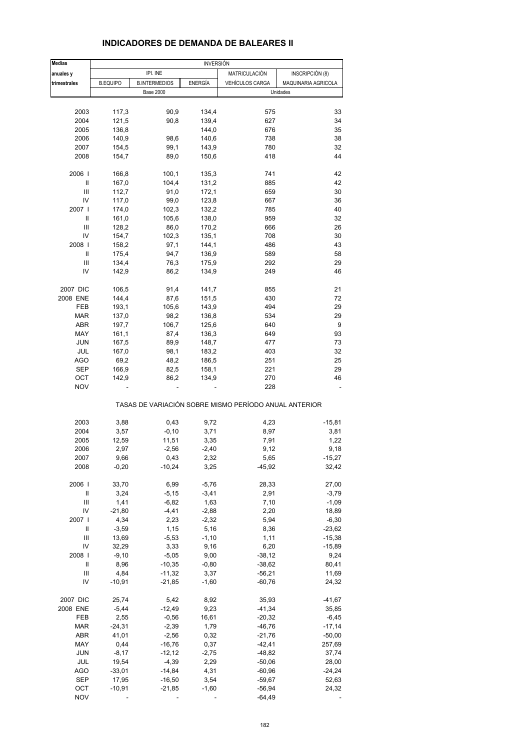## INDICADORES DE DEMANDA DE BALEARES II

| Medias | INVERSIÓN | | | | |
|---|---|---|---|---|---|
| anuales y | IPI. INE | | | MATRICULACIÓN | INSCRIPCIÓN (8) |
| trimestrales | B.EQUIPO | B.INTERMEDIOS | ENERGÍA | VEHÍCULOS CARGA | MAQUINARIA AGRICOLA |
| | Base 2000 | | | Unidades | |
| 2003 | 117,3 | 90,9 | 134,4 | 575 | 33 |
| 2004 | 121,5 | 90,8 | 139,4 | 627 | 34 |
| 2005 | 136,8 | | 144,0 | 676 | 35 |
| 2006 | 140,9 | 98,6 | 140,6 | 738 | 38 |
| 2007 | 154,5 | 99,1 | 143,9 | 780 | 32 |
| 2008 | 154,7 | 89,0 | 150,6 | 418 | 44 |
| 2006 I | 166,8 | 100,1 | 135,3 | 741 | 42 |
| II | 167,0 | 104,4 | 131,2 | 885 | 42 |
| III | 112,7 | 91,0 | 172,1 | 659 | 30 |
| IV | 117,0 | 99,0 | 123,8 | 667 | 36 |
| 2007 I | 174,0 | 102,3 | 132,2 | 785 | 40 |
| II | 161,0 | 105,6 | 138,0 | 959 | 32 |
| III | 128,2 | 86,0 | 170,2 | 666 | 26 |
| IV | 154,7 | 102,3 | 135,1 | 708 | 30 |
| 2008 I | 158,2 | 97,1 | 144,1 | 486 | 43 |
| II | 175,4 | 94,7 | 136,9 | 589 | 58 |
| III | 134,4 | 76,3 | 175,9 | 292 | 29 |
| IV | 142,9 | 86,2 | 134,9 | 249 | 46 |
| 2007 DIC | 106,5 | 91,4 | 141,7 | 855 | 21 |
| 2008 ENE | 144,4 | 87,6 | 151,5 | 430 | 72 |
| FEB | 193,1 | 105,6 | 143,9 | 494 | 29 |
| MAR | 137,0 | 98,2 | 136,8 | 534 | 29 |
| ABR | 197,7 | 106,7 | 125,6 | 640 | 9 |
| MAY | 161,1 | 87,4 | 136,3 | 649 | 93 |
| JUN | 167,5 | 89,9 | 148,7 | 477 | 73 |
| JUL | 167,0 | 98,1 | 183,2 | 403 | 32 |
| AGO | 69,2 | 48,2 | 186,5 | 251 | 25 |
| SEP | 166,9 | 82,5 | 158,1 | 221 | 29 |
| OCT | 142,9 | 86,2 | 134,9 | 270 | 46 |
| NOV | - | - | - | 228 | - |
| | TASAS DE VARIACIÓN SOBRE MISMO PERÍODO ANUAL ANTERIOR | | | | |
| 2003 | 3,88 | 0,43 | 9,72 | 4,23 | -15,81 |
| 2004 | 3,57 | -0,10 | 3,71 | 8,97 | 3,81 |
| 2005 | 12,59 | 11,51 | 3,35 | 7,91 | 1,22 |
| 2006 | 2,97 | -2,56 | -2,40 | 9,12 | 9,18 |
| 2007 | 9,66 | 0,43 | 2,32 | 5,65 | -15,27 |
| 2008 | -0,20 | -10,24 | 3,25 | -45,92 | 32,42 |
| 2006 I | 33,70 | 6,99 | -5,76 | 28,33 | 27,00 |
| II | 3,24 | -5,15 | -3,41 | 2,91 | -3,79 |
| III | 1,41 | -6,82 | 1,63 | 7,10 | -1,09 |
| IV | -21,80 | -4,41 | -2,88 | 2,20 | 18,89 |
| 2007 I | 4,34 | 2,23 | -2,32 | 5,94 | -6,30 |
| II | -3,59 | 1,15 | 5,16 | 8,36 | -23,62 |
| III | 13,69 | -5,53 | -1,10 | 1,11 | -15,38 |
| IV | 32,29 | 3,33 | 9,16 | 6,20 | -15,89 |
| 2008 I | -9,10 | -5,05 | 9,00 | -38,12 | 9,24 |
| II | 8,96 | -10,35 | -0,80 | -38,62 | 80,41 |
| III | 4,84 | -11,32 | 3,37 | -56,21 | 11,69 |
| IV | -10,91 | -21,85 | -1,60 | -60,76 | 24,32 |
| 2007 DIC | 25,74 | 5,42 | 8,92 | 35,93 | -41,67 |
| 2008 ENE | -5,44 | -12,49 | 9,23 | -41,34 | 35,85 |
| FEB | 2,55 | -0,56 | 16,61 | -20,32 | -6,45 |
| MAR | -24,31 | -2,39 | 1,79 | -46,76 | -17,14 |
| ABR | 41,01 | -2,56 | 0,32 | -21,76 | -50,00 |
| MAY | 0,44 | -16,76 | 0,37 | -42,41 | 257,69 |
| JUN | -8,17 | -12,12 | -2,75 | -48,82 | 37,74 |
| JUL | 19,54 | -4,39 | 2,29 | -50,06 | 28,00 |
| AGO | -33,01 | -14,84 | 4,31 | -60,96 | -24,24 |
| SEP | 17,95 | -16,50 | 3,54 | -59,67 | 52,63 |
| OCT | -10,91 | -21,85 | -1,60 | -56,94 | 24,32 |
| NOV | - | - | - | -64,49 | - |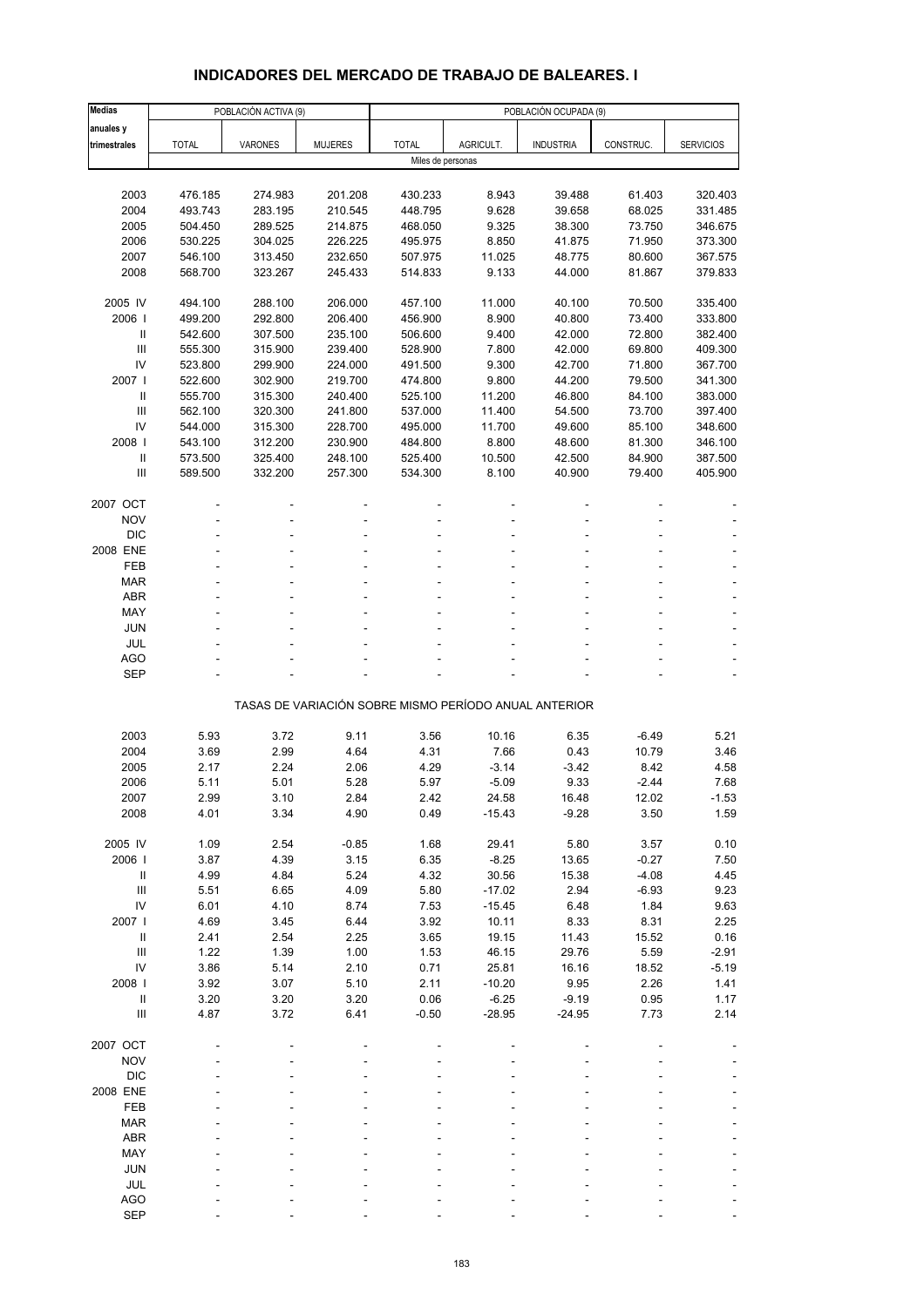# INDICADORES DEL MERCADO DE TRABAJO DE BALEARES. I

| Medias anuales y trimestrales | POBLACIÓN ACTIVA (9) | | | POBLACIÓN OCUPADA (9) | | | | |
|---|---|---|---|---|---|---|---|---|
| | TOTAL | VARONES | MUJERES | TOTAL | AGRICULT. | INDUSTRIA | CONSTRUC. | SERVICIOS |
| | Miles de personas | | | | | | | |
| 2003 | 476.185 | 274.983 | 201.208 | 430.233 | 8.943 | 39.488 | 61.403 | 320.403 |
| 2004 | 493.743 | 283.195 | 210.545 | 448.795 | 9.628 | 39.658 | 68.025 | 331.485 |
| 2005 | 504.450 | 289.525 | 214.875 | 468.050 | 9.325 | 38.300 | 73.750 | 346.675 |
| 2006 | 530.225 | 304.025 | 226.225 | 495.975 | 8.850 | 41.875 | 71.950 | 373.300 |
| 2007 | 546.100 | 313.450 | 232.650 | 507.975 | 11.025 | 48.775 | 80.600 | 367.575 |
| 2008 | 568.700 | 323.267 | 245.433 | 514.833 | 9.133 | 44.000 | 81.867 | 379.833 |
| 2005 IV | 494.100 | 288.100 | 206.000 | 457.100 | 11.000 | 40.100 | 70.500 | 335.400 |
| 2006 I | 499.200 | 292.800 | 206.400 | 456.900 | 8.900 | 40.800 | 73.400 | 333.800 |
| II | 542.600 | 307.500 | 235.100 | 506.600 | 9.400 | 42.000 | 72.800 | 382.400 |
| III | 555.300 | 315.900 | 239.400 | 528.900 | 7.800 | 42.000 | 69.800 | 409.300 |
| IV | 523.800 | 299.900 | 224.000 | 491.500 | 9.300 | 42.700 | 71.800 | 367.700 |
| 2007 I | 522.600 | 302.900 | 219.700 | 474.800 | 9.800 | 44.200 | 79.500 | 341.300 |
| II | 555.700 | 315.300 | 240.400 | 525.100 | 11.200 | 46.800 | 84.100 | 383.000 |
| III | 562.100 | 320.300 | 241.800 | 537.000 | 11.400 | 54.500 | 73.700 | 397.400 |
| IV | 544.000 | 315.300 | 228.700 | 495.000 | 11.700 | 49.600 | 85.100 | 348.600 |
| 2008 I | 543.100 | 312.200 | 230.900 | 484.800 | 8.800 | 48.600 | 81.300 | 346.100 |
| II | 573.500 | 325.400 | 248.100 | 525.400 | 10.500 | 42.500 | 84.900 | 387.500 |
| III | 589.500 | 332.200 | 257.300 | 534.300 | 8.100 | 40.900 | 79.400 | 405.900 |
| 2007 OCT | - | - | - | - | - | - | - | - |
| NOV | - | - | - | - | - | - | - | - |
| DIC | - | - | - | - | - | - | - | - |
| 2008 ENE | - | - | - | - | - | - | - | - |
| FEB | - | - | - | - | - | - | - | - |
| MAR | - | - | - | - | - | - | - | - |
| ABR | - | - | - | - | - | - | - | - |
| MAY | - | - | - | - | - | - | - | - |
| JUN | - | - | - | - | - | - | - | - |
| JUL | - | - | - | - | - | - | - | - |
| AGO | - | - | - | - | - | - | - | - |
| SEP | - | - | - | - | - | - | - | - |
| | TASAS DE VARIACIÓN SOBRE MISMO PERÍODO ANUAL ANTERIOR | | | | | | | |
| 2003 | 5.93 | 3.72 | 9.11 | 3.56 | 10.16 | 6.35 | -6.49 | 5.21 |
| 2004 | 3.69 | 2.99 | 4.64 | 4.31 | 7.66 | 0.43 | 10.79 | 3.46 |
| 2005 | 2.17 | 2.24 | 2.06 | 4.29 | -3.14 | -3.42 | 8.42 | 4.58 |
| 2006 | 5.11 | 5.01 | 5.28 | 5.97 | -5.09 | 9.33 | -2.44 | 7.68 |
| 2007 | 2.99 | 3.10 | 2.84 | 2.42 | 24.58 | 16.48 | 12.02 | -1.53 |
| 2008 | 4.01 | 3.34 | 4.90 | 0.49 | -15.43 | -9.28 | 3.50 | 1.59 |
| 2005 IV | 1.09 | 2.54 | -0.85 | 1.68 | 29.41 | 5.80 | 3.57 | 0.10 |
| 2006 I | 3.87 | 4.39 | 3.15 | 6.35 | -8.25 | 13.65 | -0.27 | 7.50 |
| II | 4.99 | 4.84 | 5.24 | 4.32 | 30.56 | 15.38 | -4.08 | 4.45 |
| III | 5.51 | 6.65 | 4.09 | 5.80 | -17.02 | 2.94 | -6.93 | 9.23 |
| IV | 6.01 | 4.10 | 8.74 | 7.53 | -15.45 | 6.48 | 1.84 | 9.63 |
| 2007 I | 4.69 | 3.45 | 6.44 | 3.92 | 10.11 | 8.33 | 8.31 | 2.25 |
| II | 2.41 | 2.54 | 2.25 | 3.65 | 19.15 | 11.43 | 15.52 | 0.16 |
| III | 1.22 | 1.39 | 1.00 | 1.53 | 46.15 | 29.76 | 5.59 | -2.91 |
| IV | 3.86 | 5.14 | 2.10 | 0.71 | 25.81 | 16.16 | 18.52 | -5.19 |
| 2008 I | 3.92 | 3.07 | 5.10 | 2.11 | -10.20 | 9.95 | 2.26 | 1.41 |
| II | 3.20 | 3.20 | 3.20 | 0.06 | -6.25 | -9.19 | 0.95 | 1.17 |
| III | 4.87 | 3.72 | 6.41 | -0.50 | -28.95 | -24.95 | 7.73 | 2.14 |
| 2007 OCT | - | - | - | - | - | - | - | - |
| NOV | - | - | - | - | - | - | - | - |
| DIC | - | - | - | - | - | - | - | - |
| 2008 ENE | - | - | - | - | - | - | - | - |
| FEB | - | - | - | - | - | - | - | - |
| MAR | - | - | - | - | - | - | - | - |
| ABR | - | - | - | - | - | - | - | - |
| MAY | - | - | - | - | - | - | - | - |
| JUN | - | - | - | - | - | - | - | - |
| JUL | - | - | - | - | - | - | - | - |
| AGO | - | - | - | - | - | - | - | - |
| SEP | - | - | - | - | - | - | - | - |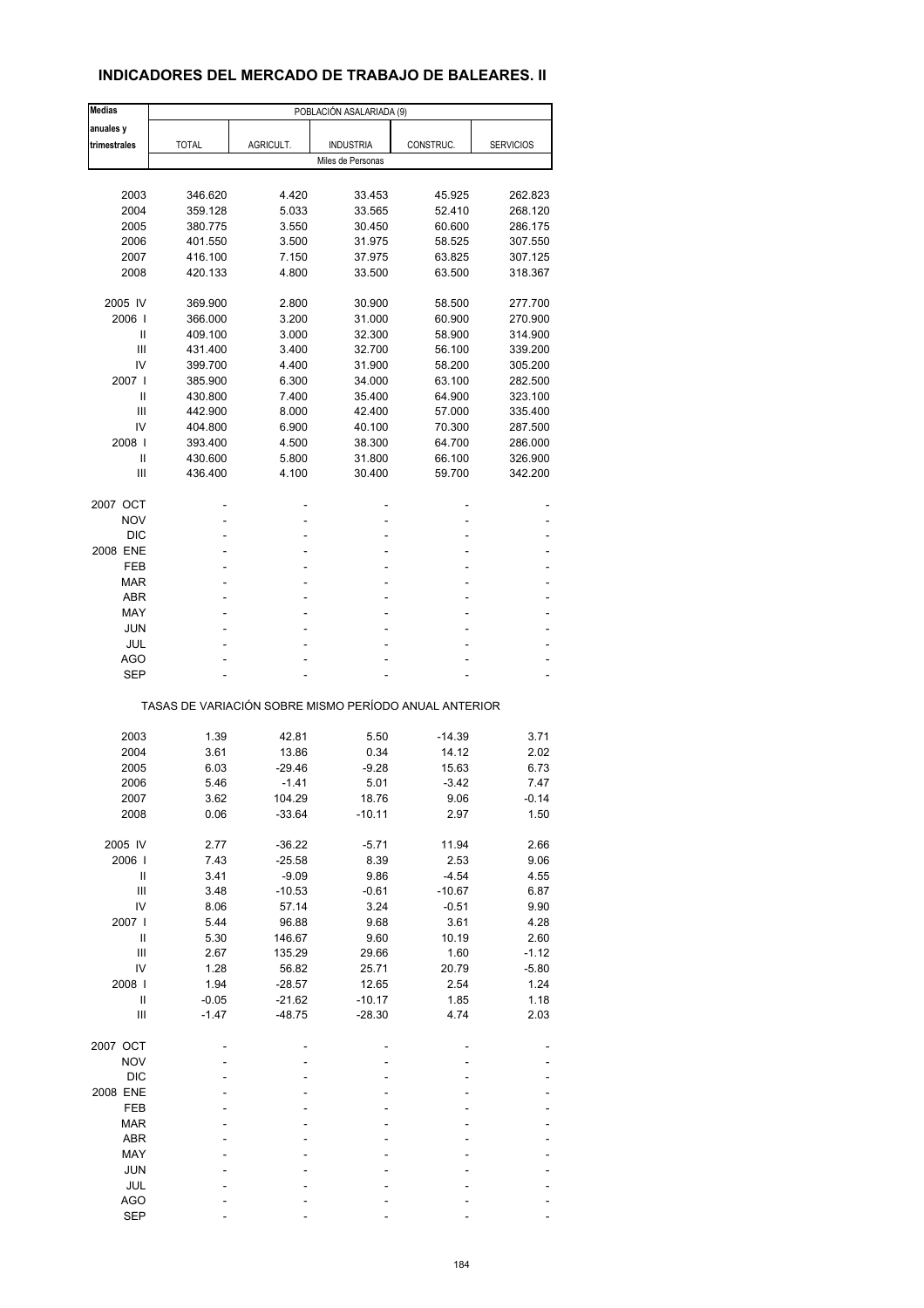## INDICADORES DEL MERCADO DE TRABAJO DE BALEARES. II

| Medias anuales y trimestrales | POBLACIÓN ASALARIADA (9) | | | | |
|---|---|---|---|---|---|
| | TOTAL | AGRICULT. | INDUSTRIA | CONSTRUC. | SERVICIOS |
| | Miles de Personas | | | | |
| 2003 | 346.620 | 4.420 | 33.453 | 45.925 | 262.823 |
| 2004 | 359.128 | 5.033 | 33.565 | 52.410 | 268.120 |
| 2005 | 380.775 | 3.550 | 30.450 | 60.600 | 286.175 |
| 2006 | 401.550 | 3.500 | 31.975 | 58.525 | 307.550 |
| 2007 | 416.100 | 7.150 | 37.975 | 63.825 | 307.125 |
| 2008 | 420.133 | 4.800 | 33.500 | 63.500 | 318.367 |
| 2005 IV | 369.900 | 2.800 | 30.900 | 58.500 | 277.700 |
| 2006 I | 366.000 | 3.200 | 31.000 | 60.900 | 270.900 |
| II | 409.100 | 3.000 | 32.300 | 58.900 | 314.900 |
| III | 431.400 | 3.400 | 32.700 | 56.100 | 339.200 |
| IV | 399.700 | 4.400 | 31.900 | 58.200 | 305.200 |
| 2007 I | 385.900 | 6.300 | 34.000 | 63.100 | 282.500 |
| II | 430.800 | 7.400 | 35.400 | 64.900 | 323.100 |
| III | 442.900 | 8.000 | 42.400 | 57.000 | 335.400 |
| IV | 404.800 | 6.900 | 40.100 | 70.300 | 287.500 |
| 2008 I | 393.400 | 4.500 | 38.300 | 64.700 | 286.000 |
| II | 430.600 | 5.800 | 31.800 | 66.100 | 326.900 |
| III | 436.400 | 4.100 | 30.400 | 59.700 | 342.200 |
| 2007 OCT | - | - | - | - | - |
| NOV | - | - | - | - | - |
| DIC | - | - | - | - | - |
| 2008 ENE | - | - | - | - | - |
| FEB | - | - | - | - | - |
| MAR | - | - | - | - | - |
| ABR | - | - | - | - | - |
| MAY | - | - | - | - | - |
| JUN | - | - | - | - | - |
| JUL | - | - | - | - | - |
| AGO | - | - | - | - | - |
| SEP | - | - | - | - | - |
| | TASAS DE VARIACIÓN SOBRE MISMO PERÍODO ANUAL ANTERIOR | | | | |
| 2003 | 1.39 | 42.81 | 5.50 | -14.39 | 3.71 |
| 2004 | 3.61 | 13.86 | 0.34 | 14.12 | 2.02 |
| 2005 | 6.03 | -29.46 | -9.28 | 15.63 | 6.73 |
| 2006 | 5.46 | -1.41 | 5.01 | -3.42 | 7.47 |
| 2007 | 3.62 | 104.29 | 18.76 | 9.06 | -0.14 |
| 2008 | 0.06 | -33.64 | -10.11 | 2.97 | 1.50 |
| 2005 IV | 2.77 | -36.22 | -5.71 | 11.94 | 2.66 |
| 2006 I | 7.43 | -25.58 | 8.39 | 2.53 | 9.06 |
| II | 3.41 | -9.09 | 9.86 | -4.54 | 4.55 |
| III | 3.48 | -10.53 | -0.61 | -10.67 | 6.87 |
| IV | 8.06 | 57.14 | 3.24 | -0.51 | 9.90 |
| 2007 I | 5.44 | 96.88 | 9.68 | 3.61 | 4.28 |
| II | 5.30 | 146.67 | 9.60 | 10.19 | 2.60 |
| III | 2.67 | 135.29 | 29.66 | 1.60 | -1.12 |
| IV | 1.28 | 56.82 | 25.71 | 20.79 | -5.80 |
| 2008 I | 1.94 | -28.57 | 12.65 | 2.54 | 1.24 |
| II | -0.05 | -21.62 | -10.17 | 1.85 | 1.18 |
| III | -1.47 | -48.75 | -28.30 | 4.74 | 2.03 |
| 2007 OCT | - | - | - | - | - |
| NOV | - | - | - | - | - |
| DIC | - | - | - | - | - |
| 2008 ENE | - | - | - | - | - |
| FEB | - | - | - | - | - |
| MAR | - | - | - | - | - |
| ABR | - | - | - | - | - |
| MAY | - | - | - | - | - |
| JUN | - | - | - | - | - |
| JUL | - | - | - | - | - |
| AGO | - | - | - | - | - |
| SEP | - | - | - | - | - |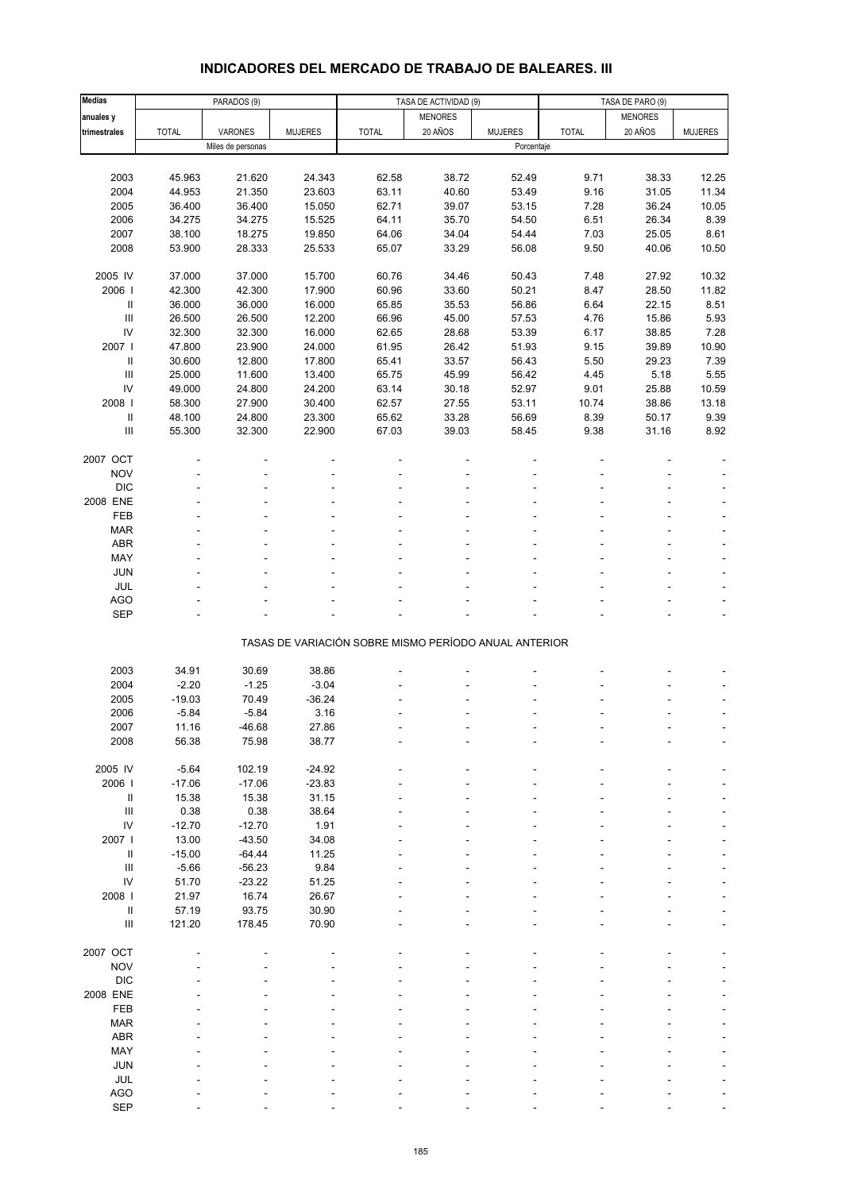# INDICADORES DEL MERCADO DE TRABAJO DE BALEARES. III

| Medias anuales y trimestrales | PARADOS (9) | | | TASA DE ACTIVIDAD (9) | | | TASA DE PARO (9) | | |
|---|---|---|---|---|---|---|---|---|---|
| | TOTAL | VARONES | MUJERES | TOTAL | MENORES 20 AÑOS | MUJERES | TOTAL | MENORES 20 AÑOS | MUJERES |
| | Miles de personas | | | Porcentaje | | | | | |
| 2003 | 45.963 | 21.620 | 24.343 | 62.58 | 38.72 | 52.49 | 9.71 | 38.33 | 12.25 |
| 2004 | 44.953 | 21.350 | 23.603 | 63.11 | 40.60 | 53.49 | 9.16 | 31.05 | 11.34 |
| 2005 | 36.400 | 36.400 | 15.050 | 62.71 | 39.07 | 53.15 | 7.28 | 36.24 | 10.05 |
| 2006 | 34.275 | 34.275 | 15.525 | 64.11 | 35.70 | 54.50 | 6.51 | 26.34 | 8.39 |
| 2007 | 38.100 | 18.275 | 19.850 | 64.06 | 34.04 | 54.44 | 7.03 | 25.05 | 8.61 |
| 2008 | 53.900 | 28.333 | 25.533 | 65.07 | 33.29 | 56.08 | 9.50 | 40.06 | 10.50 |
| 2005 IV | 37.000 | 37.000 | 15.700 | 60.76 | 34.46 | 50.43 | 7.48 | 27.92 | 10.32 |
| 2006 I | 42.300 | 42.300 | 17.900 | 60.96 | 33.60 | 50.21 | 8.47 | 28.50 | 11.82 |
| II | 36.000 | 36.000 | 16.000 | 65.85 | 35.53 | 56.86 | 6.64 | 22.15 | 8.51 |
| III | 26.500 | 26.500 | 12.200 | 66.96 | 45.00 | 57.53 | 4.76 | 15.86 | 5.93 |
| IV | 32.300 | 32.300 | 16.000 | 62.65 | 28.68 | 53.39 | 6.17 | 38.85 | 7.28 |
| 2007 I | 47.800 | 23.900 | 24.000 | 61.95 | 26.42 | 51.93 | 9.15 | 39.89 | 10.90 |
| II | 30.600 | 12.800 | 17.800 | 65.41 | 33.57 | 56.43 | 5.50 | 29.23 | 7.39 |
| III | 25.000 | 11.600 | 13.400 | 65.75 | 45.99 | 56.42 | 4.45 | 5.18 | 5.55 |
| IV | 49.000 | 24.800 | 24.200 | 63.14 | 30.18 | 52.97 | 9.01 | 25.88 | 10.59 |
| 2008 I | 58.300 | 27.900 | 30.400 | 62.57 | 27.55 | 53.11 | 10.74 | 38.86 | 13.18 |
| II | 48.100 | 24.800 | 23.300 | 65.62 | 33.28 | 56.69 | 8.39 | 50.17 | 9.39 |
| III | 55.300 | 32.300 | 22.900 | 67.03 | 39.03 | 58.45 | 9.38 | 31.16 | 8.92 |
| 2007 OCT | - | - | - | - | - | - | - | - | - |
| NOV | - | - | - | - | - | - | - | - | - |
| DIC | - | - | - | - | - | - | - | - | - |
| 2008 ENE | - | - | - | - | - | - | - | - | - |
| FEB | - | - | - | - | - | - | - | - | - |
| MAR | - | - | - | - | - | - | - | - | - |
| ABR | - | - | - | - | - | - | - | - | - |
| MAY | - | - | - | - | - | - | - | - | - |
| JUN | - | - | - | - | - | - | - | - | - |
| JUL | - | - | - | - | - | - | - | - | - |
| AGO | - | - | - | - | - | - | - | - | - |
| SEP | - | - | - | - | - | - | - | - | - |
| | TASAS DE VARIACIÓN SOBRE MISMO PERÍODO ANUAL ANTERIOR | | | | | | | | |
| 2003 | 34.91 | 30.69 | 38.86 | - | - | - | - | - | - |
| 2004 | -2.20 | -1.25 | -3.04 | - | - | - | - | - | - |
| 2005 | -19.03 | 70.49 | -36.24 | - | - | - | - | - | - |
| 2006 | -5.84 | -5.84 | 3.16 | - | - | - | - | - | - |
| 2007 | 11.16 | -46.68 | 27.86 | - | - | - | - | - | - |
| 2008 | 56.38 | 75.98 | 38.77 | - | - | - | - | - | - |
| 2005 IV | -5.64 | 102.19 | -24.92 | - | - | - | - | - | - |
| 2006 I | -17.06 | -17.06 | -23.83 | - | - | - | - | - | - |
| II | 15.38 | 15.38 | 31.15 | - | - | - | - | - | - |
| III | 0.38 | 0.38 | 38.64 | - | - | - | - | - | - |
| IV | -12.70 | -12.70 | 1.91 | - | - | - | - | - | - |
| 2007 I | 13.00 | -43.50 | 34.08 | - | - | - | - | - | - |
| II | -15.00 | -64.44 | 11.25 | - | - | - | - | - | - |
| III | -5.66 | -56.23 | 9.84 | - | - | - | - | - | - |
| IV | 51.70 | -23.22 | 51.25 | - | - | - | - | - | - |
| 2008 I | 21.97 | 16.74 | 26.67 | - | - | - | - | - | - |
| II | 57.19 | 93.75 | 30.90 | - | - | - | - | - | - |
| III | 121.20 | 178.45 | 70.90 | - | - | - | - | - | - |
| 2007 OCT | - | - | - | - | - | - | - | - | - |
| NOV | - | - | - | - | - | - | - | - | - |
| DIC | - | - | - | - | - | - | - | - | - |
| 2008 ENE | - | - | - | - | - | - | - | - | - |
| FEB | - | - | - | - | - | - | - | - | - |
| MAR | - | - | - | - | - | - | - | - | - |
| ABR | - | - | - | - | - | - | - | - | - |
| MAY | - | - | - | - | - | - | - | - | - |
| JUN | - | - | - | - | - | - | - | - | - |
| JUL | - | - | - | - | - | - | - | - | - |
| AGO | - | - | - | - | - | - | - | - | - |
| SEP | - | - | - | - | - | - | - | - | - |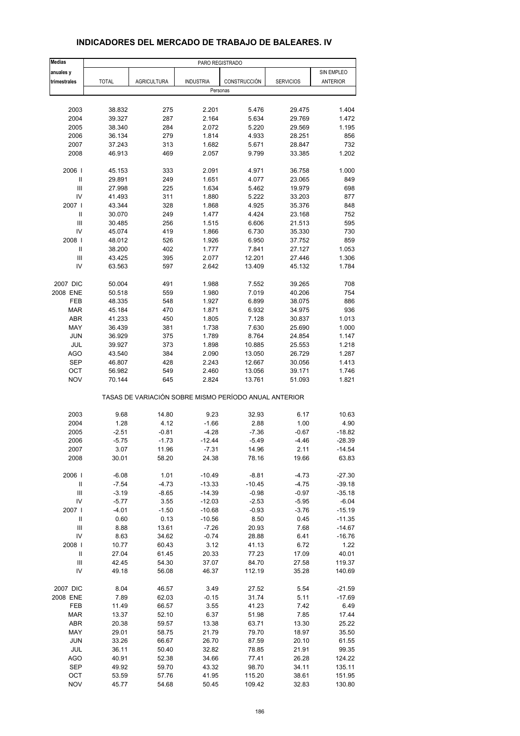## INDICADORES DEL MERCADO DE TRABAJO DE BALEARES. IV

| Medias anuales y trimestrales | PARO REGISTRADO | | | | | |
|---|---|---|---|---|---|---|
| | TOTAL | AGRICULTURA | INDUSTRIA | CONSTRUCCIÓN | SERVICIOS | SIN EMPLEO ANTERIOR |
| | Personas | | | | | |
| 2003 | 38.832 | 275 | 2.201 | 5.476 | 29.475 | 1.404 |
| 2004 | 39.327 | 287 | 2.164 | 5.634 | 29.769 | 1.472 |
| 2005 | 38.340 | 284 | 2.072 | 5.220 | 29.569 | 1.195 |
| 2006 | 36.134 | 279 | 1.814 | 4.933 | 28.251 | 856 |
| 2007 | 37.243 | 313 | 1.682 | 5.671 | 28.847 | 732 |
| 2008 | 46.913 | 469 | 2.057 | 9.799 | 33.385 | 1.202 |
| 2006 I | 45.153 | 333 | 2.091 | 4.971 | 36.758 | 1.000 |
| II | 29.891 | 249 | 1.651 | 4.077 | 23.065 | 849 |
| III | 27.998 | 225 | 1.634 | 5.462 | 19.979 | 698 |
| IV | 41.493 | 311 | 1.880 | 5.222 | 33.203 | 877 |
| 2007 I | 43.344 | 328 | 1.868 | 4.925 | 35.376 | 848 |
| II | 30.070 | 249 | 1.477 | 4.424 | 23.168 | 752 |
| III | 30.485 | 256 | 1.515 | 6.606 | 21.513 | 595 |
| IV | 45.074 | 419 | 1.866 | 6.730 | 35.330 | 730 |
| 2008 I | 48.012 | 526 | 1.926 | 6.950 | 37.752 | 859 |
| II | 38.200 | 402 | 1.777 | 7.841 | 27.127 | 1.053 |
| III | 43.425 | 395 | 2.077 | 12.201 | 27.446 | 1.306 |
| IV | 63.563 | 597 | 2.642 | 13.409 | 45.132 | 1.784 |
| 2007 DIC | 50.004 | 491 | 1.988 | 7.552 | 39.265 | 708 |
| 2008 ENE | 50.518 | 559 | 1.980 | 7.019 | 40.206 | 754 |
| FEB | 48.335 | 548 | 1.927 | 6.899 | 38.075 | 886 |
| MAR | 45.184 | 470 | 1.871 | 6.932 | 34.975 | 936 |
| ABR | 41.233 | 450 | 1.805 | 7.128 | 30.837 | 1.013 |
| MAY | 36.439 | 381 | 1.738 | 7.630 | 25.690 | 1.000 |
| JUN | 36.929 | 375 | 1.789 | 8.764 | 24.854 | 1.147 |
| JUL | 39.927 | 373 | 1.898 | 10.885 | 25.553 | 1.218 |
| AGO | 43.540 | 384 | 2.090 | 13.050 | 26.729 | 1.287 |
| SEP | 46.807 | 428 | 2.243 | 12.667 | 30.056 | 1.413 |
| OCT | 56.982 | 549 | 2.460 | 13.056 | 39.171 | 1.746 |
| NOV | 70.144 | 645 | 2.824 | 13.761 | 51.093 | 1.821 |
| | TASAS DE VARIACIÓN SOBRE MISMO PERÍODO ANUAL ANTERIOR | | | | | |
| 2003 | 9.68 | 14.80 | 9.23 | 32.93 | 6.17 | 10.63 |
| 2004 | 1.28 | 4.12 | -1.66 | 2.88 | 1.00 | 4.90 |
| 2005 | -2.51 | -0.81 | -4.28 | -7.36 | -0.67 | -18.82 |
| 2006 | -5.75 | -1.73 | -12.44 | -5.49 | -4.46 | -28.39 |
| 2007 | 3.07 | 11.96 | -7.31 | 14.96 | 2.11 | -14.54 |
| 2008 | 30.01 | 58.20 | 24.38 | 78.16 | 19.66 | 63.83 |
| 2006 I | -6.08 | 1.01 | -10.49 | -8.81 | -4.73 | -27.30 |
| II | -7.54 | -4.73 | -13.33 | -10.45 | -4.75 | -39.18 |
| III | -3.19 | -8.65 | -14.39 | -0.98 | -0.97 | -35.18 |
| IV | -5.77 | 3.55 | -12.03 | -2.53 | -5.95 | -6.04 |
| 2007 I | -4.01 | -1.50 | -10.68 | -0.93 | -3.76 | -15.19 |
| II | 0.60 | 0.13 | -10.56 | 8.50 | 0.45 | -11.35 |
| III | 8.88 | 13.61 | -7.26 | 20.93 | 7.68 | -14.67 |
| IV | 8.63 | 34.62 | -0.74 | 28.88 | 6.41 | -16.76 |
| 2008 I | 10.77 | 60.43 | 3.12 | 41.13 | 6.72 | 1.22 |
| II | 27.04 | 61.45 | 20.33 | 77.23 | 17.09 | 40.01 |
| III | 42.45 | 54.30 | 37.07 | 84.70 | 27.58 | 119.37 |
| IV | 49.18 | 56.08 | 46.37 | 112.19 | 35.28 | 140.69 |
| 2007 DIC | 8.04 | 46.57 | 3.49 | 27.52 | 5.54 | -21.59 |
| 2008 ENE | 7.89 | 62.03 | -0.15 | 31.74 | 5.11 | -17.69 |
| FEB | 11.49 | 66.57 | 3.55 | 41.23 | 7.42 | 6.49 |
| MAR | 13.37 | 52.10 | 6.37 | 51.98 | 7.85 | 17.44 |
| ABR | 20.38 | 59.57 | 13.38 | 63.71 | 13.30 | 25.22 |
| MAY | 29.01 | 58.75 | 21.79 | 79.70 | 18.97 | 35.50 |
| JUN | 33.26 | 66.67 | 26.70 | 87.59 | 20.10 | 61.55 |
| JUL | 36.11 | 50.40 | 32.82 | 78.85 | 21.91 | 99.35 |
| AGO | 40.91 | 52.38 | 34.66 | 77.41 | 26.28 | 124.22 |
| SEP | 49.92 | 59.70 | 43.32 | 98.70 | 34.11 | 135.11 |
| OCT | 53.59 | 57.76 | 41.95 | 115.20 | 38.61 | 151.95 |
| NOV | 45.77 | 54.68 | 50.45 | 109.42 | 32.83 | 130.80 |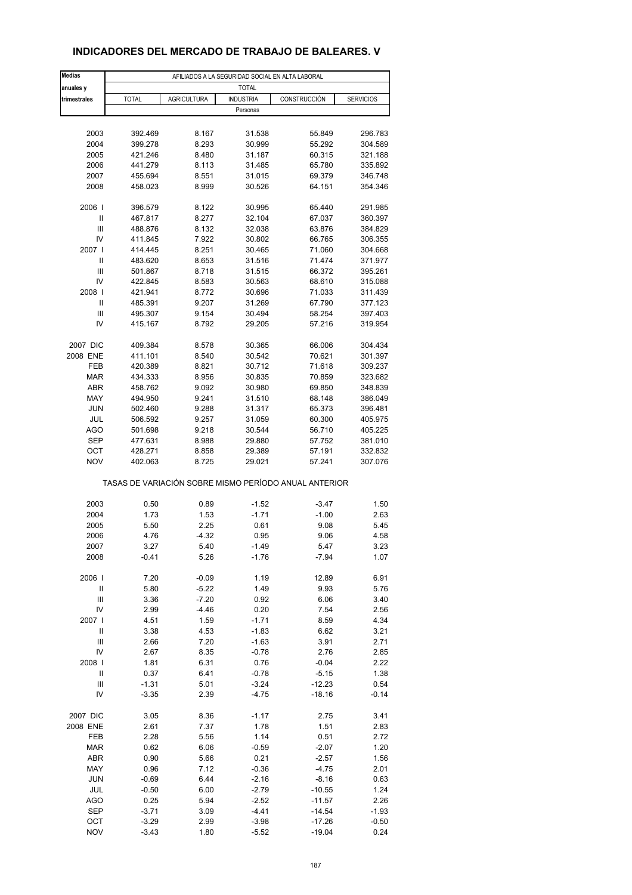# INDICADORES DEL MERCADO DE TRABAJO DE BALEARES. V

| Medias anuales y trimestrales | AFILIADOS A LA SEGURIDAD SOCIAL EN ALTA LABORAL | | | | |
|---|---|---|---|---|---|
| | TOTAL | | | | |
| | TOTAL | AGRICULTURA | INDUSTRIA | CONSTRUCCIÓN | SERVICIOS |
| | Personas | | | | |
| 2003 | 392.469 | 8.167 | 31.538 | 55.849 | 296.783 |
| 2004 | 399.278 | 8.293 | 30.999 | 55.292 | 304.589 |
| 2005 | 421.246 | 8.480 | 31.187 | 60.315 | 321.188 |
| 2006 | 441.279 | 8.113 | 31.485 | 65.780 | 335.892 |
| 2007 | 455.694 | 8.551 | 31.015 | 69.379 | 346.748 |
| 2008 | 458.023 | 8.999 | 30.526 | 64.151 | 354.346 |
| 2006 I | 396.579 | 8.122 | 30.995 | 65.440 | 291.985 |
| II | 467.817 | 8.277 | 32.104 | 67.037 | 360.397 |
| III | 488.876 | 8.132 | 32.038 | 63.876 | 384.829 |
| IV | 411.845 | 7.922 | 30.802 | 66.765 | 306.355 |
| 2007 I | 414.445 | 8.251 | 30.465 | 71.060 | 304.668 |
| II | 483.620 | 8.653 | 31.516 | 71.474 | 371.977 |
| III | 501.867 | 8.718 | 31.515 | 66.372 | 395.261 |
| IV | 422.845 | 8.583 | 30.563 | 68.610 | 315.088 |
| 2008 I | 421.941 | 8.772 | 30.696 | 71.033 | 311.439 |
| II | 485.391 | 9.207 | 31.269 | 67.790 | 377.123 |
| III | 495.307 | 9.154 | 30.494 | 58.254 | 397.403 |
| IV | 415.167 | 8.792 | 29.205 | 57.216 | 319.954 |
| 2007 DIC | 409.384 | 8.578 | 30.365 | 66.006 | 304.434 |
| 2008 ENE | 411.101 | 8.540 | 30.542 | 70.621 | 301.397 |
| FEB | 420.389 | 8.821 | 30.712 | 71.618 | 309.237 |
| MAR | 434.333 | 8.956 | 30.835 | 70.859 | 323.682 |
| ABR | 458.762 | 9.092 | 30.980 | 69.850 | 348.839 |
| MAY | 494.950 | 9.241 | 31.510 | 68.148 | 386.049 |
| JUN | 502.460 | 9.288 | 31.317 | 65.373 | 396.481 |
| JUL | 506.592 | 9.257 | 31.059 | 60.300 | 405.975 |
| AGO | 501.698 | 9.218 | 30.544 | 56.710 | 405.225 |
| SEP | 477.631 | 8.988 | 29.880 | 57.752 | 381.010 |
| OCT | 428.271 | 8.858 | 29.389 | 57.191 | 332.832 |
| NOV | 402.063 | 8.725 | 29.021 | 57.241 | 307.076 |
| | TASAS DE VARIACIÓN SOBRE MISMO PERÍODO ANUAL ANTERIOR | | | | |
| 2003 | 0.50 | 0.89 | -1.52 | -3.47 | 1.50 |
| 2004 | 1.73 | 1.53 | -1.71 | -1.00 | 2.63 |
| 2005 | 5.50 | 2.25 | 0.61 | 9.08 | 5.45 |
| 2006 | 4.76 | -4.32 | 0.95 | 9.06 | 4.58 |
| 2007 | 3.27 | 5.40 | -1.49 | 5.47 | 3.23 |
| 2008 | -0.41 | 5.26 | -1.76 | -7.94 | 1.07 |
| 2006 I | 7.20 | -0.09 | 1.19 | 12.89 | 6.91 |
| II | 5.80 | -5.22 | 1.49 | 9.93 | 5.76 |
| III | 3.36 | -7.20 | 0.92 | 6.06 | 3.40 |
| IV | 2.99 | -4.46 | 0.20 | 7.54 | 2.56 |
| 2007 I | 4.51 | 1.59 | -1.71 | 8.59 | 4.34 |
| II | 3.38 | 4.53 | -1.83 | 6.62 | 3.21 |
| III | 2.66 | 7.20 | -1.63 | 3.91 | 2.71 |
| IV | 2.67 | 8.35 | -0.78 | 2.76 | 2.85 |
| 2008 I | 1.81 | 6.31 | 0.76 | -0.04 | 2.22 |
| II | 0.37 | 6.41 | -0.78 | -5.15 | 1.38 |
| III | -1.31 | 5.01 | -3.24 | -12.23 | 0.54 |
| IV | -3.35 | 2.39 | -4.75 | -18.16 | -0.14 |
| 2007 DIC | 3.05 | 8.36 | -1.17 | 2.75 | 3.41 |
| 2008 ENE | 2.61 | 7.37 | 1.78 | 1.51 | 2.83 |
| FEB | 2.28 | 5.56 | 1.14 | 0.51 | 2.72 |
| MAR | 0.62 | 6.06 | -0.59 | -2.07 | 1.20 |
| ABR | 0.90 | 5.66 | 0.21 | -2.57 | 1.56 |
| MAY | 0.96 | 7.12 | -0.36 | -4.75 | 2.01 |
| JUN | -0.69 | 6.44 | -2.16 | -8.16 | 0.63 |
| JUL | -0.50 | 6.00 | -2.79 | -10.55 | 1.24 |
| AGO | 0.25 | 5.94 | -2.52 | -11.57 | 2.26 |
| SEP | -3.71 | 3.09 | -4.41 | -14.54 | -1.93 |
| OCT | -3.29 | 2.99 | -3.98 | -17.26 | -0.50 |
| NOV | -3.43 | 1.80 | -5.52 | -19.04 | 0.24 |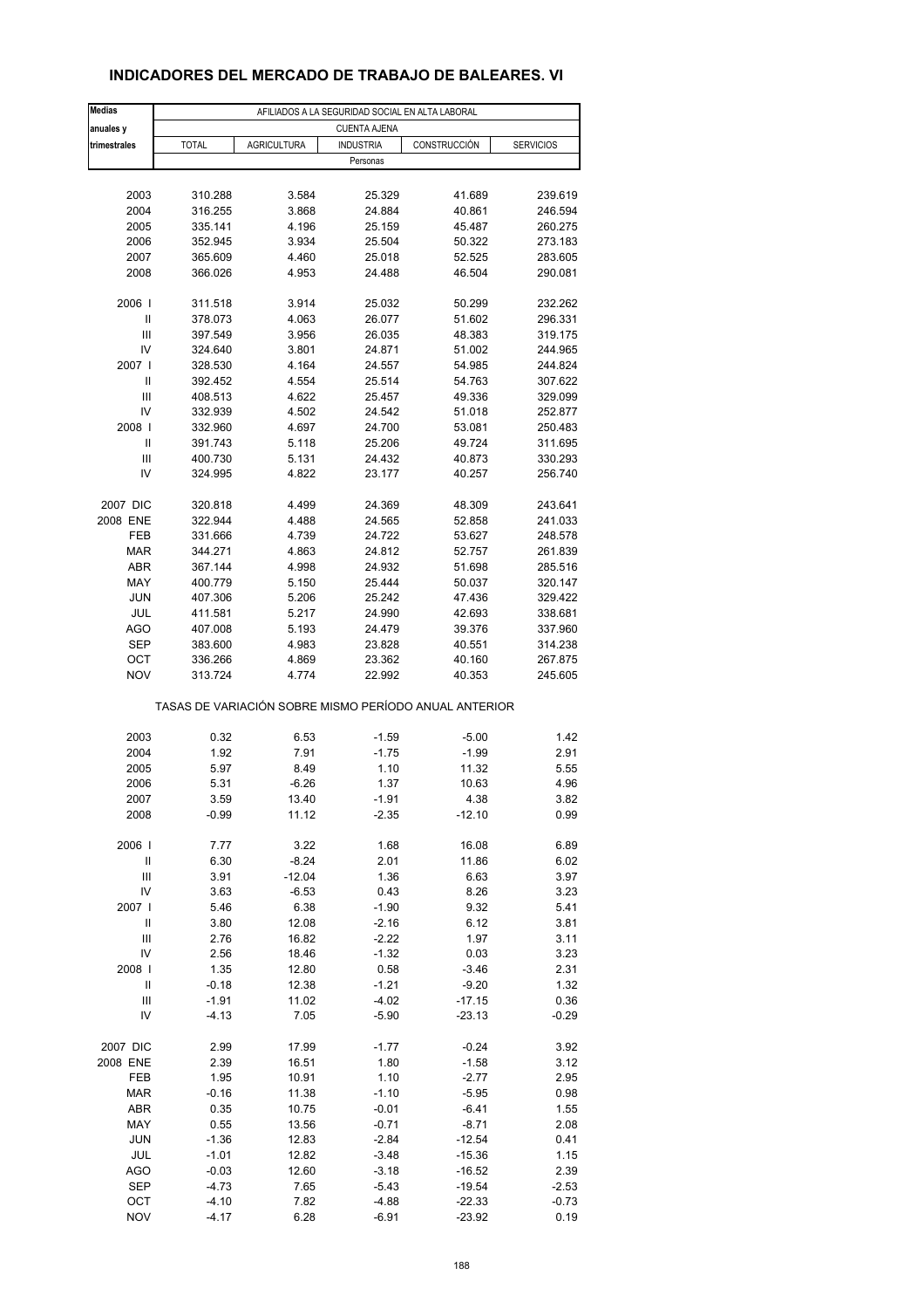## INDICADORES DEL MERCADO DE TRABAJO DE BALEARES. VI

| Medias anuales y trimestrales | AFILIADOS A LA SEGURIDAD SOCIAL EN ALTA LABORAL | | | | |
|---|---|---|---|---|---|
| | CUENTA AJENA | | | | |
| | TOTAL | AGRICULTURA | INDUSTRIA | CONSTRUCCIÓN | SERVICIOS |
| | Personas | | | | |
| 2003 | 310.288 | 3.584 | 25.329 | 41.689 | 239.619 |
| 2004 | 316.255 | 3.868 | 24.884 | 40.861 | 246.594 |
| 2005 | 335.141 | 4.196 | 25.159 | 45.487 | 260.275 |
| 2006 | 352.945 | 3.934 | 25.504 | 50.322 | 273.183 |
| 2007 | 365.609 | 4.460 | 25.018 | 52.525 | 283.605 |
| 2008 | 366.026 | 4.953 | 24.488 | 46.504 | 290.081 |
| 2006 I | 311.518 | 3.914 | 25.032 | 50.299 | 232.262 |
| II | 378.073 | 4.063 | 26.077 | 51.602 | 296.331 |
| III | 397.549 | 3.956 | 26.035 | 48.383 | 319.175 |
| IV | 324.640 | 3.801 | 24.871 | 51.002 | 244.965 |
| 2007 I | 328.530 | 4.164 | 24.557 | 54.985 | 244.824 |
| II | 392.452 | 4.554 | 25.514 | 54.763 | 307.622 |
| III | 408.513 | 4.622 | 25.457 | 49.336 | 329.099 |
| IV | 332.939 | 4.502 | 24.542 | 51.018 | 252.877 |
| 2008 I | 332.960 | 4.697 | 24.700 | 53.081 | 250.483 |
| II | 391.743 | 5.118 | 25.206 | 49.724 | 311.695 |
| III | 400.730 | 5.131 | 24.432 | 40.873 | 330.293 |
| IV | 324.995 | 4.822 | 23.177 | 40.257 | 256.740 |
| 2007 DIC | 320.818 | 4.499 | 24.369 | 48.309 | 243.641 |
| 2008 ENE | 322.944 | 4.488 | 24.565 | 52.858 | 241.033 |
| FEB | 331.666 | 4.739 | 24.722 | 53.627 | 248.578 |
| MAR | 344.271 | 4.863 | 24.812 | 52.757 | 261.839 |
| ABR | 367.144 | 4.998 | 24.932 | 51.698 | 285.516 |
| MAY | 400.779 | 5.150 | 25.444 | 50.037 | 320.147 |
| JUN | 407.306 | 5.206 | 25.242 | 47.436 | 329.422 |
| JUL | 411.581 | 5.217 | 24.990 | 42.693 | 338.681 |
| AGO | 407.008 | 5.193 | 24.479 | 39.376 | 337.960 |
| SEP | 383.600 | 4.983 | 23.828 | 40.551 | 314.238 |
| OCT | 336.266 | 4.869 | 23.362 | 40.160 | 267.875 |
| NOV | 313.724 | 4.774 | 22.992 | 40.353 | 245.605 |
| | TASAS DE VARIACIÓN SOBRE MISMO PERÍODO ANUAL ANTERIOR | | | | |
| 2003 | 0.32 | 6.53 | -1.59 | -5.00 | 1.42 |
| 2004 | 1.92 | 7.91 | -1.75 | -1.99 | 2.91 |
| 2005 | 5.97 | 8.49 | 1.10 | 11.32 | 5.55 |
| 2006 | 5.31 | -6.26 | 1.37 | 10.63 | 4.96 |
| 2007 | 3.59 | 13.40 | -1.91 | 4.38 | 3.82 |
| 2008 | -0.99 | 11.12 | -2.35 | -12.10 | 0.99 |
| 2006 I | 7.77 | 3.22 | 1.68 | 16.08 | 6.89 |
| II | 6.30 | -8.24 | 2.01 | 11.86 | 6.02 |
| III | 3.91 | -12.04 | 1.36 | 6.63 | 3.97 |
| IV | 3.63 | -6.53 | 0.43 | 8.26 | 3.23 |
| 2007 I | 5.46 | 6.38 | -1.90 | 9.32 | 5.41 |
| II | 3.80 | 12.08 | -2.16 | 6.12 | 3.81 |
| III | 2.76 | 16.82 | -2.22 | 1.97 | 3.11 |
| IV | 2.56 | 18.46 | -1.32 | 0.03 | 3.23 |
| 2008 I | 1.35 | 12.80 | 0.58 | -3.46 | 2.31 |
| II | -0.18 | 12.38 | -1.21 | -9.20 | 1.32 |
| III | -1.91 | 11.02 | -4.02 | -17.15 | 0.36 |
| IV | -4.13 | 7.05 | -5.90 | -23.13 | -0.29 |
| 2007 DIC | 2.99 | 17.99 | -1.77 | -0.24 | 3.92 |
| 2008 ENE | 2.39 | 16.51 | 1.80 | -1.58 | 3.12 |
| FEB | 1.95 | 10.91 | 1.10 | -2.77 | 2.95 |
| MAR | -0.16 | 11.38 | -1.10 | -5.95 | 0.98 |
| ABR | 0.35 | 10.75 | -0.01 | -6.41 | 1.55 |
| MAY | 0.55 | 13.56 | -0.71 | -8.71 | 2.08 |
| JUN | -1.36 | 12.83 | -2.84 | -12.54 | 0.41 |
| JUL | -1.01 | 12.82 | -3.48 | -15.36 | 1.15 |
| AGO | -0.03 | 12.60 | -3.18 | -16.52 | 2.39 |
| SEP | -4.73 | 7.65 | -5.43 | -19.54 | -2.53 |
| OCT | -4.10 | 7.82 | -4.88 | -22.33 | -0.73 |
| NOV | -4.17 | 6.28 | -6.91 | -23.92 | 0.19 |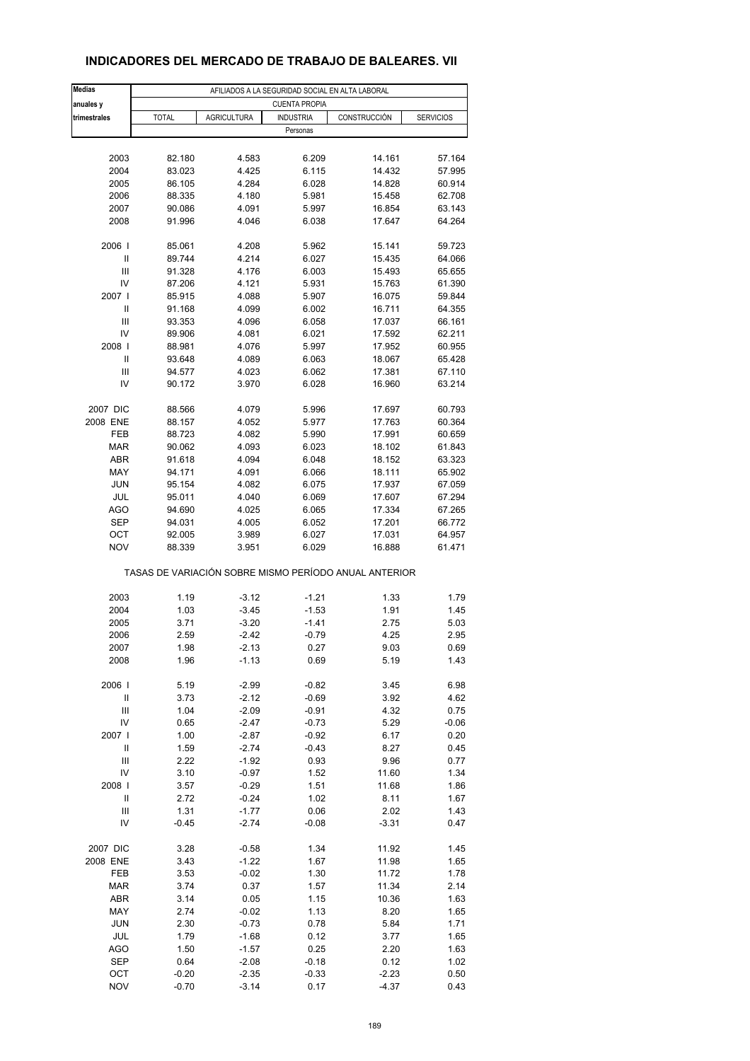## INDICADORES DEL MERCADO DE TRABAJO DE BALEARES. VII

| Medias anuales y trimestrales | AFILIADOS A LA SEGURIDAD SOCIAL EN ALTA LABORAL | | | | |
|---|---|---|---|---|---|
| | CUENTA PROPIA | | | | |
| | TOTAL | AGRICULTURA | INDUSTRIA | CONSTRUCCIÓN | SERVICIOS |
| | Personas | | | | |
| 2003 | 82.180 | 4.583 | 6.209 | 14.161 | 57.164 |
| 2004 | 83.023 | 4.425 | 6.115 | 14.432 | 57.995 |
| 2005 | 86.105 | 4.284 | 6.028 | 14.828 | 60.914 |
| 2006 | 88.335 | 4.180 | 5.981 | 15.458 | 62.708 |
| 2007 | 90.086 | 4.091 | 5.997 | 16.854 | 63.143 |
| 2008 | 91.996 | 4.046 | 6.038 | 17.647 | 64.264 |
| 2006 I | 85.061 | 4.208 | 5.962 | 15.141 | 59.723 |
| II | 89.744 | 4.214 | 6.027 | 15.435 | 64.066 |
| III | 91.328 | 4.176 | 6.003 | 15.493 | 65.655 |
| IV | 87.206 | 4.121 | 5.931 | 15.763 | 61.390 |
| 2007 I | 85.915 | 4.088 | 5.907 | 16.075 | 59.844 |
| II | 91.168 | 4.099 | 6.002 | 16.711 | 64.355 |
| III | 93.353 | 4.096 | 6.058 | 17.037 | 66.161 |
| IV | 89.906 | 4.081 | 6.021 | 17.592 | 62.211 |
| 2008 I | 88.981 | 4.076 | 5.997 | 17.952 | 60.955 |
| II | 93.648 | 4.089 | 6.063 | 18.067 | 65.428 |
| III | 94.577 | 4.023 | 6.062 | 17.381 | 67.110 |
| IV | 90.172 | 3.970 | 6.028 | 16.960 | 63.214 |
| 2007 DIC | 88.566 | 4.079 | 5.996 | 17.697 | 60.793 |
| 2008 ENE | 88.157 | 4.052 | 5.977 | 17.763 | 60.364 |
| FEB | 88.723 | 4.082 | 5.990 | 17.991 | 60.659 |
| MAR | 90.062 | 4.093 | 6.023 | 18.102 | 61.843 |
| ABR | 91.618 | 4.094 | 6.048 | 18.152 | 63.323 |
| MAY | 94.171 | 4.091 | 6.066 | 18.111 | 65.902 |
| JUN | 95.154 | 4.082 | 6.075 | 17.937 | 67.059 |
| JUL | 95.011 | 4.040 | 6.069 | 17.607 | 67.294 |
| AGO | 94.690 | 4.025 | 6.065 | 17.334 | 67.265 |
| SEP | 94.031 | 4.005 | 6.052 | 17.201 | 66.772 |
| OCT | 92.005 | 3.989 | 6.027 | 17.031 | 64.957 |
| NOV | 88.339 | 3.951 | 6.029 | 16.888 | 61.471 |
| | TASAS DE VARIACIÓN SOBRE MISMO PERÍODO ANUAL ANTERIOR | | | | |
| 2003 | 1.19 | -3.12 | -1.21 | 1.33 | 1.79 |
| 2004 | 1.03 | -3.45 | -1.53 | 1.91 | 1.45 |
| 2005 | 3.71 | -3.20 | -1.41 | 2.75 | 5.03 |
| 2006 | 2.59 | -2.42 | -0.79 | 4.25 | 2.95 |
| 2007 | 1.98 | -2.13 | 0.27 | 9.03 | 0.69 |
| 2008 | 1.96 | -1.13 | 0.69 | 5.19 | 1.43 |
| 2006 I | 5.19 | -2.99 | -0.82 | 3.45 | 6.98 |
| II | 3.73 | -2.12 | -0.69 | 3.92 | 4.62 |
| III | 1.04 | -2.09 | -0.91 | 4.32 | 0.75 |
| IV | 0.65 | -2.47 | -0.73 | 5.29 | -0.06 |
| 2007 I | 1.00 | -2.87 | -0.92 | 6.17 | 0.20 |
| II | 1.59 | -2.74 | -0.43 | 8.27 | 0.45 |
| III | 2.22 | -1.92 | 0.93 | 9.96 | 0.77 |
| IV | 3.10 | -0.97 | 1.52 | 11.60 | 1.34 |
| 2008 I | 3.57 | -0.29 | 1.51 | 11.68 | 1.86 |
| II | 2.72 | -0.24 | 1.02 | 8.11 | 1.67 |
| III | 1.31 | -1.77 | 0.06 | 2.02 | 1.43 |
| IV | -0.45 | -2.74 | -0.08 | -3.31 | 0.47 |
| 2007 DIC | 3.28 | -0.58 | 1.34 | 11.92 | 1.45 |
| 2008 ENE | 3.43 | -1.22 | 1.67 | 11.98 | 1.65 |
| FEB | 3.53 | -0.02 | 1.30 | 11.72 | 1.78 |
| MAR | 3.74 | 0.37 | 1.57 | 11.34 | 2.14 |
| ABR | 3.14 | 0.05 | 1.15 | 10.36 | 1.63 |
| MAY | 2.74 | -0.02 | 1.13 | 8.20 | 1.65 |
| JUN | 2.30 | -0.73 | 0.78 | 5.84 | 1.71 |
| JUL | 1.79 | -1.68 | 0.12 | 3.77 | 1.65 |
| AGO | 1.50 | -1.57 | 0.25 | 2.20 | 1.63 |
| SEP | 0.64 | -2.08 | -0.18 | 0.12 | 1.02 |
| OCT | -0.20 | -2.35 | -0.33 | -2.23 | 0.50 |
| NOV | -0.70 | -3.14 | 0.17 | -4.37 | 0.43 |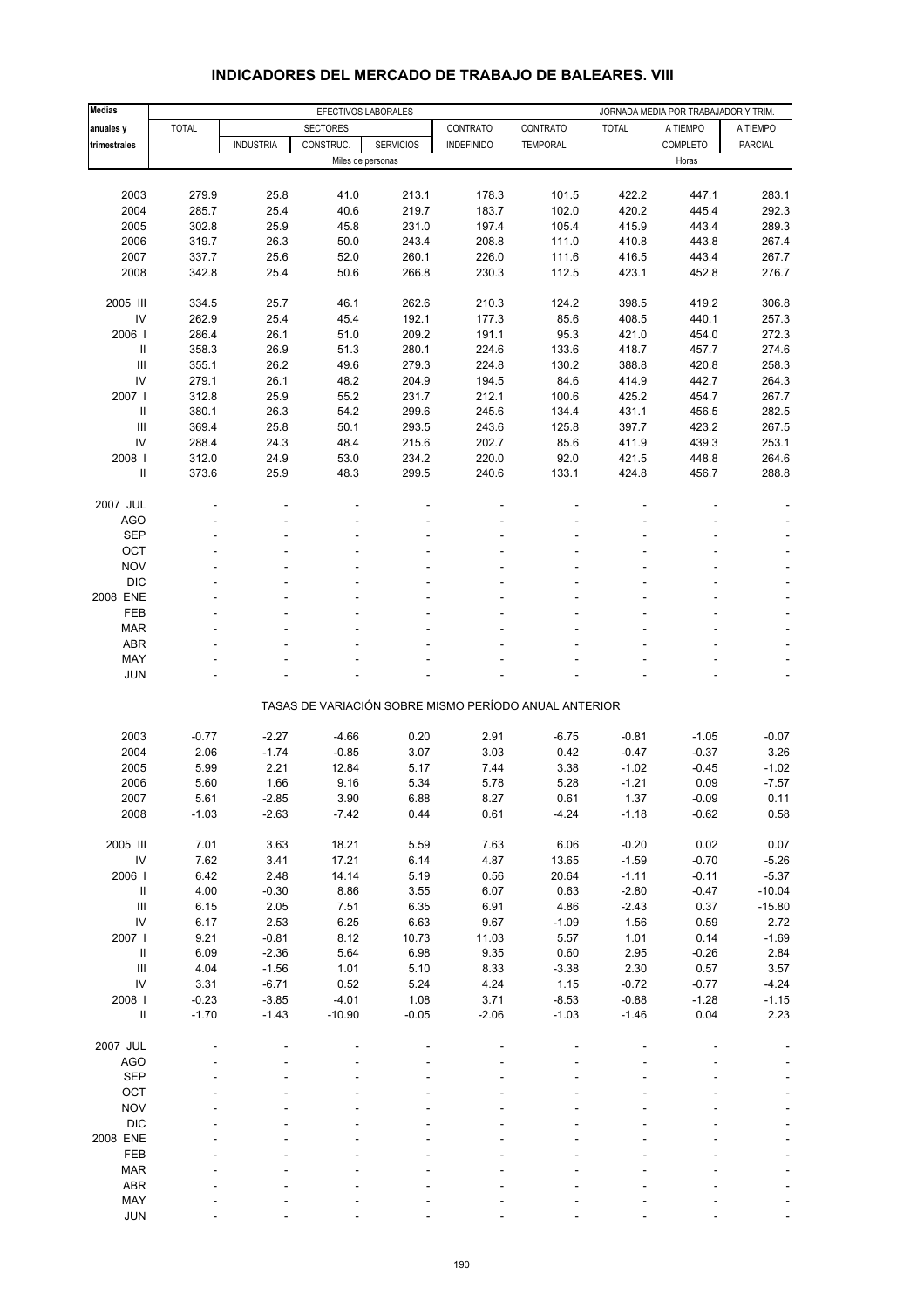## INDICADORES DEL MERCADO DE TRABAJO DE BALEARES. VIII

| Medias anuales y trimestrales | EFECTIVOS LABORALES | | | | | | JORNADA MEDIA POR TRABAJADOR Y TRIM. | | |
|---|---|---|---|---|---|---|---|---|---|
| | TOTAL | SECTORES | | | CONTRATO | CONTRATO | TOTAL | A TIEMPO | A TIEMPO |
| | | INDUSTRIA | CONSTRUC. | SERVICIOS | INDEFINIDO | TEMPORAL | | COMPLETO | PARCIAL |
| | Miles de personas | | | | | | Horas | | |
| 2003 | 279.9 | 25.8 | 41.0 | 213.1 | 178.3 | 101.5 | 422.2 | 447.1 | 283.1 |
| 2004 | 285.7 | 25.4 | 40.6 | 219.7 | 183.7 | 102.0 | 420.2 | 445.4 | 292.3 |
| 2005 | 302.8 | 25.9 | 45.8 | 231.0 | 197.4 | 105.4 | 415.9 | 443.4 | 289.3 |
| 2006 | 319.7 | 26.3 | 50.0 | 243.4 | 208.8 | 111.0 | 410.8 | 443.8 | 267.4 |
| 2007 | 337.7 | 25.6 | 52.0 | 260.1 | 226.0 | 111.6 | 416.5 | 443.4 | 267.7 |
| 2008 | 342.8 | 25.4 | 50.6 | 266.8 | 230.3 | 112.5 | 423.1 | 452.8 | 276.7 |
| 2005 III | 334.5 | 25.7 | 46.1 | 262.6 | 210.3 | 124.2 | 398.5 | 419.2 | 306.8 |
| IV | 262.9 | 25.4 | 45.4 | 192.1 | 177.3 | 85.6 | 408.5 | 440.1 | 257.3 |
| 2006 I | 286.4 | 26.1 | 51.0 | 209.2 | 191.1 | 95.3 | 421.0 | 454.0 | 272.3 |
| II | 358.3 | 26.9 | 51.3 | 280.1 | 224.6 | 133.6 | 418.7 | 457.7 | 274.6 |
| III | 355.1 | 26.2 | 49.6 | 279.3 | 224.8 | 130.2 | 388.8 | 420.8 | 258.3 |
| IV | 279.1 | 26.1 | 48.2 | 204.9 | 194.5 | 84.6 | 414.9 | 442.7 | 264.3 |
| 2007 I | 312.8 | 25.9 | 55.2 | 231.7 | 212.1 | 100.6 | 425.2 | 454.7 | 267.7 |
| II | 380.1 | 26.3 | 54.2 | 299.6 | 245.6 | 134.4 | 431.1 | 456.5 | 282.5 |
| III | 369.4 | 25.8 | 50.1 | 293.5 | 243.6 | 125.8 | 397.7 | 423.2 | 267.5 |
| IV | 288.4 | 24.3 | 48.4 | 215.6 | 202.7 | 85.6 | 411.9 | 439.3 | 253.1 |
| 2008 I | 312.0 | 24.9 | 53.0 | 234.2 | 220.0 | 92.0 | 421.5 | 448.8 | 264.6 |
| II | 373.6 | 25.9 | 48.3 | 299.5 | 240.6 | 133.1 | 424.8 | 456.7 | 288.8 |
| 2007 JUL | - | - | - | - | - | - | - | - | - |
| AGO | - | - | - | - | - | - | - | - | - |
| SEP | - | - | - | - | - | - | - | - | - |
| OCT | - | - | - | - | - | - | - | - | - |
| NOV | - | - | - | - | - | - | - | - | - |
| DIC | - | - | - | - | - | - | - | - | - |
| 2008 ENE | - | - | - | - | - | - | - | - | - |
| FEB | - | - | - | - | - | - | - | - | - |
| MAR | - | - | - | - | - | - | - | - | - |
| ABR | - | - | - | - | - | - | - | - | - |
| MAY | - | - | - | - | - | - | - | - | - |
| JUN | - | - | - | - | - | - | - | - | - |
| | TASAS DE VARIACIÓN SOBRE MISMO PERÍODO ANUAL ANTERIOR | | | | | | | | |
| 2003 | -0.77 | -2.27 | -4.66 | 0.20 | 2.91 | -6.75 | -0.81 | -1.05 | -0.07 |
| 2004 | 2.06 | -1.74 | -0.85 | 3.07 | 3.03 | 0.42 | -0.47 | -0.37 | 3.26 |
| 2005 | 5.99 | 2.21 | 12.84 | 5.17 | 7.44 | 3.38 | -1.02 | -0.45 | -1.02 |
| 2006 | 5.60 | 1.66 | 9.16 | 5.34 | 5.78 | 5.28 | -1.21 | 0.09 | -7.57 |
| 2007 | 5.61 | -2.85 | 3.90 | 6.88 | 8.27 | 0.61 | 1.37 | -0.09 | 0.11 |
| 2008 | -1.03 | -2.63 | -7.42 | 0.44 | 0.61 | -4.24 | -1.18 | -0.62 | 0.58 |
| 2005 III | 7.01 | 3.63 | 18.21 | 5.59 | 7.63 | 6.06 | -0.20 | 0.02 | 0.07 |
| IV | 7.62 | 3.41 | 17.21 | 6.14 | 4.87 | 13.65 | -1.59 | -0.70 | -5.26 |
| 2006 I | 6.42 | 2.48 | 14.14 | 5.19 | 0.56 | 20.64 | -1.11 | -0.11 | -5.37 |
| II | 4.00 | -0.30 | 8.86 | 3.55 | 6.07 | 0.63 | -2.80 | -0.47 | -10.04 |
| III | 6.15 | 2.05 | 7.51 | 6.35 | 6.91 | 4.86 | -2.43 | 0.37 | -15.80 |
| IV | 6.17 | 2.53 | 6.25 | 6.63 | 9.67 | -1.09 | 1.56 | 0.59 | 2.72 |
| 2007 I | 9.21 | -0.81 | 8.12 | 10.73 | 11.03 | 5.57 | 1.01 | 0.14 | -1.69 |
| II | 6.09 | -2.36 | 5.64 | 6.98 | 9.35 | 0.60 | 2.95 | -0.26 | 2.84 |
| III | 4.04 | -1.56 | 1.01 | 5.10 | 8.33 | -3.38 | 2.30 | 0.57 | 3.57 |
| IV | 3.31 | -6.71 | 0.52 | 5.24 | 4.24 | 1.15 | -0.72 | -0.77 | -4.24 |
| 2008 I | -0.23 | -3.85 | -4.01 | 1.08 | 3.71 | -8.53 | -0.88 | -1.28 | -1.15 |
| II | -1.70 | -1.43 | -10.90 | -0.05 | -2.06 | -1.03 | -1.46 | 0.04 | 2.23 |
| 2007 JUL | - | - | - | - | - | - | - | - | - |
| AGO | - | - | - | - | - | - | - | - | - |
| SEP | - | - | - | - | - | - | - | - | - |
| OCT | - | - | - | - | - | - | - | - | - |
| NOV | - | - | - | - | - | - | - | - | - |
| DIC | - | - | - | - | - | - | - | - | - |
| 2008 ENE | - | - | - | - | - | - | - | - | - |
| FEB | - | - | - | - | - | - | - | - | - |
| MAR | - | - | - | - | - | - | - | - | - |
| ABR | - | - | - | - | - | - | - | - | - |
| MAY | - | - | - | - | - | - | - | - | - |
| JUN | - | - | - | - | - | - | - | - | - |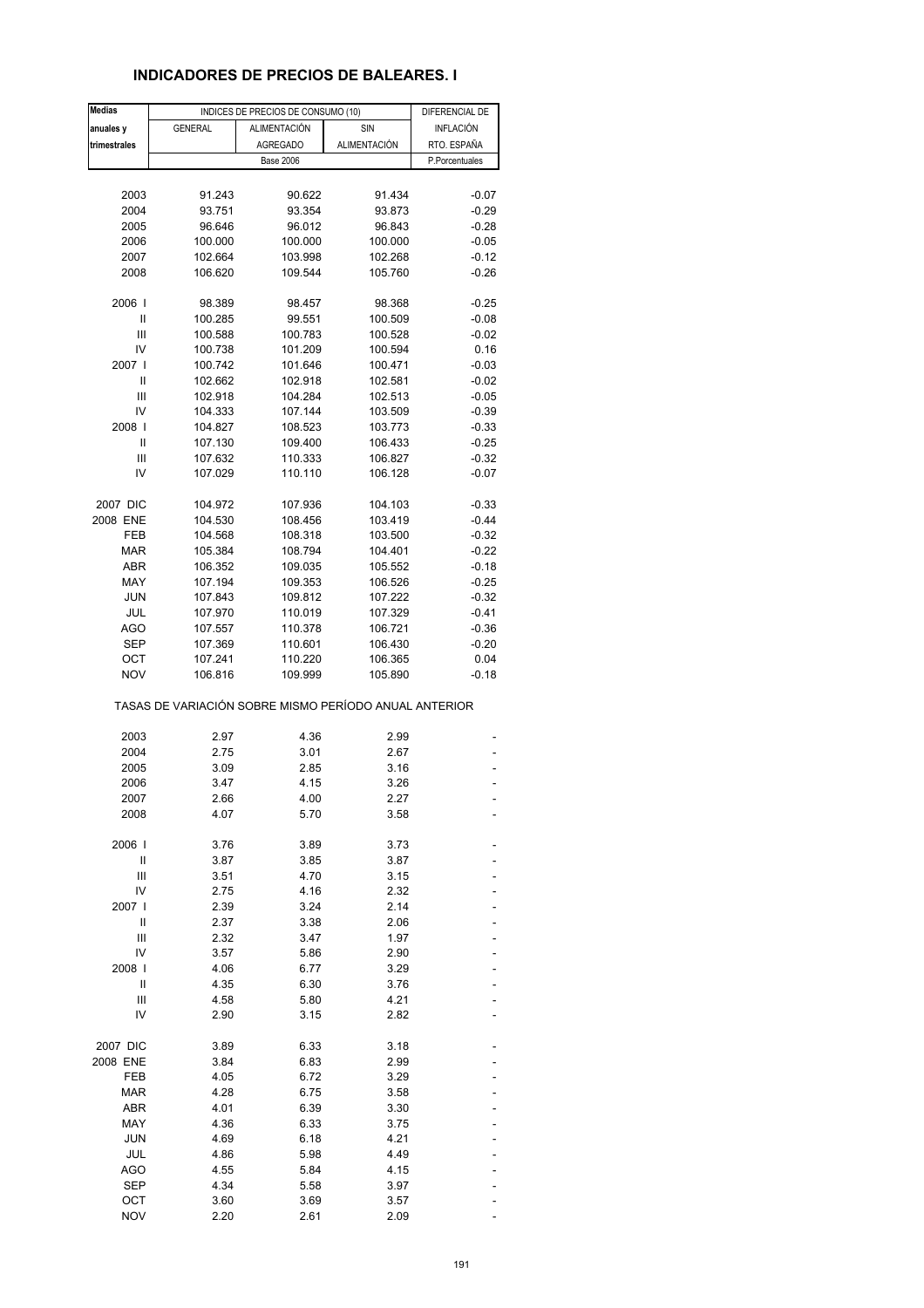## INDICADORES DE PRECIOS DE BALEARES. I

| Medias anuales y trimestrales | INDICES DE PRECIOS DE CONSUMO (10) | | | DIFERENCIAL DE INFLACIÓN RTO. ESPAÑA |
|---|---|---|---|---|
| | GENERAL | ALIMENTACIÓN AGREGADO | SIN ALIMENTACIÓN | |
| | Base 2006 | | | P.Porcentuales |
| 2003 | 91.243 | 90.622 | 91.434 | -0.07 |
| 2004 | 93.751 | 93.354 | 93.873 | -0.29 |
| 2005 | 96.646 | 96.012 | 96.843 | -0.28 |
| 2006 | 100.000 | 100.000 | 100.000 | -0.05 |
| 2007 | 102.664 | 103.998 | 102.268 | -0.12 |
| 2008 | 106.620 | 109.544 | 105.760 | -0.26 |
| 2006 I | 98.389 | 98.457 | 98.368 | -0.25 |
| II | 100.285 | 99.551 | 100.509 | -0.08 |
| III | 100.588 | 100.783 | 100.528 | -0.02 |
| IV | 100.738 | 101.209 | 100.594 | 0.16 |
| 2007 I | 100.742 | 101.646 | 100.471 | -0.03 |
| II | 102.662 | 102.918 | 102.581 | -0.02 |
| III | 102.918 | 104.284 | 102.513 | -0.05 |
| IV | 104.333 | 107.144 | 103.509 | -0.39 |
| 2008 I | 104.827 | 108.523 | 103.773 | -0.33 |
| II | 107.130 | 109.400 | 106.433 | -0.25 |
| III | 107.632 | 110.333 | 106.827 | -0.32 |
| IV | 107.029 | 110.110 | 106.128 | -0.07 |
| 2007 DIC | 104.972 | 107.936 | 104.103 | -0.33 |
| 2008 ENE | 104.530 | 108.456 | 103.419 | -0.44 |
| FEB | 104.568 | 108.318 | 103.500 | -0.32 |
| MAR | 105.384 | 108.794 | 104.401 | -0.22 |
| ABR | 106.352 | 109.035 | 105.552 | -0.18 |
| MAY | 107.194 | 109.353 | 106.526 | -0.25 |
| JUN | 107.843 | 109.812 | 107.222 | -0.32 |
| JUL | 107.970 | 110.019 | 107.329 | -0.41 |
| AGO | 107.557 | 110.378 | 106.721 | -0.36 |
| SEP | 107.369 | 110.601 | 106.430 | -0.20 |
| OCT | 107.241 | 110.220 | 106.365 | 0.04 |
| NOV | 106.816 | 109.999 | 105.890 | -0.18 |

TASAS DE VARIACIÓN SOBRE MISMO PERÍODO ANUAL ANTERIOR

| | GENERAL | ALIMENTACIÓN AGREGADO | SIN ALIMENTACIÓN | DIFERENCIAL |
|---|---|---|---|---|
| 2003 | 2.97 | 4.36 | 2.99 | - |
| 2004 | 2.75 | 3.01 | 2.67 | - |
| 2005 | 3.09 | 2.85 | 3.16 | - |
| 2006 | 3.47 | 4.15 | 3.26 | - |
| 2007 | 2.66 | 4.00 | 2.27 | - |
| 2008 | 4.07 | 5.70 | 3.58 | - |
| 2006 I | 3.76 | 3.89 | 3.73 | - |
| II | 3.87 | 3.85 | 3.87 | - |
| III | 3.51 | 4.70 | 3.15 | - |
| IV | 2.75 | 4.16 | 2.32 | - |
| 2007 I | 2.39 | 3.24 | 2.14 | - |
| II | 2.37 | 3.38 | 2.06 | - |
| III | 2.32 | 3.47 | 1.97 | - |
| IV | 3.57 | 5.86 | 2.90 | - |
| 2008 I | 4.06 | 6.77 | 3.29 | - |
| II | 4.35 | 6.30 | 3.76 | - |
| III | 4.58 | 5.80 | 4.21 | - |
| IV | 2.90 | 3.15 | 2.82 | - |
| 2007 DIC | 3.89 | 6.33 | 3.18 | - |
| 2008 ENE | 3.84 | 6.83 | 2.99 | - |
| FEB | 4.05 | 6.72 | 3.29 | - |
| MAR | 4.28 | 6.75 | 3.58 | - |
| ABR | 4.01 | 6.39 | 3.30 | - |
| MAY | 4.36 | 6.33 | 3.75 | - |
| JUN | 4.69 | 6.18 | 4.21 | - |
| JUL | 4.86 | 5.98 | 4.49 | - |
| AGO | 4.55 | 5.84 | 4.15 | - |
| SEP | 4.34 | 5.58 | 3.97 | - |
| OCT | 3.60 | 3.69 | 3.57 | - |
| NOV | 2.20 | 2.61 | 2.09 | - |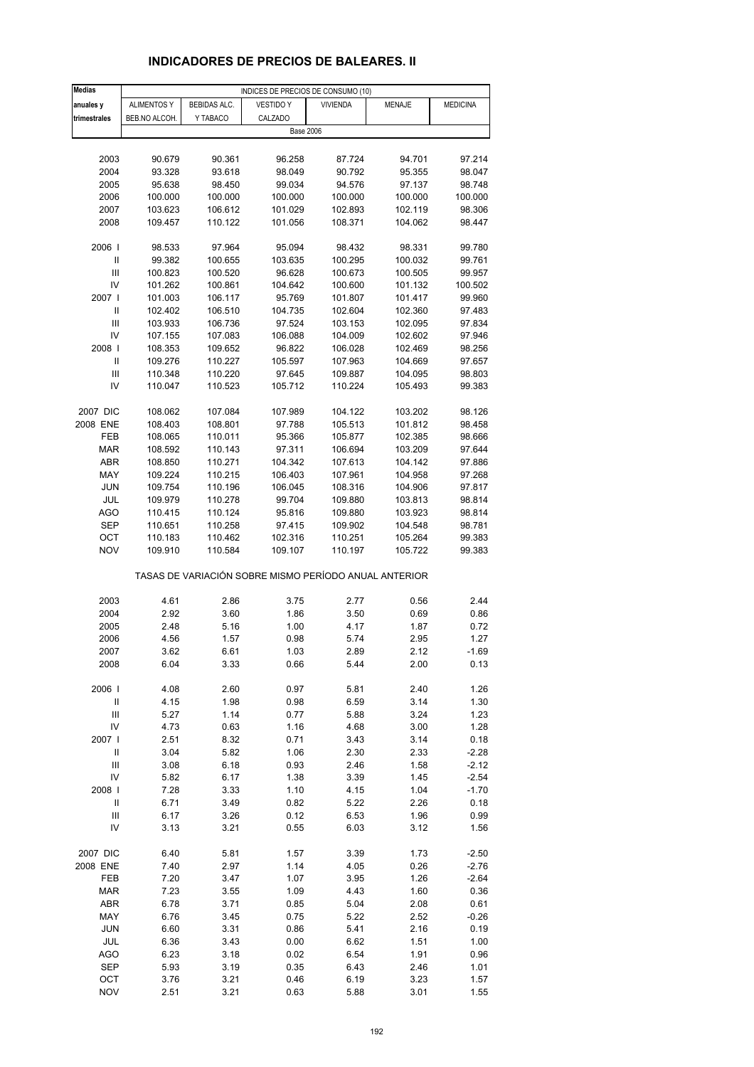## INDICADORES DE PRECIOS DE BALEARES. II

| Medias anuales y trimestrales | INDICES DE PRECIOS DE CONSUMO (10) | | | | | |
|---|---|---|---|---|---|---|
| | ALIMENTOS Y BEB.NO ALCOH. | BEBIDAS ALC. Y TABACO | VESTIDO Y CALZADO | VIVIENDA | MENAJE | MEDICINA |
| | Base 2006 | | | | | |
| 2003 | 90.679 | 90.361 | 96.258 | 87.724 | 94.701 | 97.214 |
| 2004 | 93.328 | 93.618 | 98.049 | 90.792 | 95.355 | 98.047 |
| 2005 | 95.638 | 98.450 | 99.034 | 94.576 | 97.137 | 98.748 |
| 2006 | 100.000 | 100.000 | 100.000 | 100.000 | 100.000 | 100.000 |
| 2007 | 103.623 | 106.612 | 101.029 | 102.893 | 102.119 | 98.306 |
| 2008 | 109.457 | 110.122 | 101.056 | 108.371 | 104.062 | 98.447 |
| 2006 I | 98.533 | 97.964 | 95.094 | 98.432 | 98.331 | 99.780 |
| II | 99.382 | 100.655 | 103.635 | 100.295 | 100.032 | 99.761 |
| III | 100.823 | 100.520 | 96.628 | 100.673 | 100.505 | 99.957 |
| IV | 101.262 | 100.861 | 104.642 | 100.600 | 101.132 | 100.502 |
| 2007 I | 101.003 | 106.117 | 95.769 | 101.807 | 101.417 | 99.960 |
| II | 102.402 | 106.510 | 104.735 | 102.604 | 102.360 | 97.483 |
| III | 103.933 | 106.736 | 97.524 | 103.153 | 102.095 | 97.834 |
| IV | 107.155 | 107.083 | 106.088 | 104.009 | 102.602 | 97.946 |
| 2008 I | 108.353 | 109.652 | 96.822 | 106.028 | 102.469 | 98.256 |
| II | 109.276 | 110.227 | 105.597 | 107.963 | 104.669 | 97.657 |
| III | 110.348 | 110.220 | 97.645 | 109.887 | 104.095 | 98.803 |
| IV | 110.047 | 110.523 | 105.712 | 110.224 | 105.493 | 99.383 |
| 2007 DIC | 108.062 | 107.084 | 107.989 | 104.122 | 103.202 | 98.126 |
| 2008 ENE | 108.403 | 108.801 | 97.788 | 105.513 | 101.812 | 98.458 |
| FEB | 108.065 | 110.011 | 95.366 | 105.877 | 102.385 | 98.666 |
| MAR | 108.592 | 110.143 | 97.311 | 106.694 | 103.209 | 97.644 |
| ABR | 108.850 | 110.271 | 104.342 | 107.613 | 104.142 | 97.886 |
| MAY | 109.224 | 110.215 | 106.403 | 107.961 | 104.958 | 97.268 |
| JUN | 109.754 | 110.196 | 106.045 | 108.316 | 104.906 | 97.817 |
| JUL | 109.979 | 110.278 | 99.704 | 109.880 | 103.813 | 98.814 |
| AGO | 110.415 | 110.124 | 95.816 | 109.880 | 103.923 | 98.814 |
| SEP | 110.651 | 110.258 | 97.415 | 109.902 | 104.548 | 98.781 |
| OCT | 110.183 | 110.462 | 102.316 | 110.251 | 105.264 | 99.383 |
| NOV | 109.910 | 110.584 | 109.107 | 110.197 | 105.722 | 99.383 |
| | TASAS DE VARIACIÓN SOBRE MISMO PERÍODO ANUAL ANTERIOR | | | | | |
| 2003 | 4.61 | 2.86 | 3.75 | 2.77 | 0.56 | 2.44 |
| 2004 | 2.92 | 3.60 | 1.86 | 3.50 | 0.69 | 0.86 |
| 2005 | 2.48 | 5.16 | 1.00 | 4.17 | 1.87 | 0.72 |
| 2006 | 4.56 | 1.57 | 0.98 | 5.74 | 2.95 | 1.27 |
| 2007 | 3.62 | 6.61 | 1.03 | 2.89 | 2.12 | -1.69 |
| 2008 | 6.04 | 3.33 | 0.66 | 5.44 | 2.00 | 0.13 |
| 2006 I | 4.08 | 2.60 | 0.97 | 5.81 | 2.40 | 1.26 |
| II | 4.15 | 1.98 | 0.98 | 6.59 | 3.14 | 1.30 |
| III | 5.27 | 1.14 | 0.77 | 5.88 | 3.24 | 1.23 |
| IV | 4.73 | 0.63 | 1.16 | 4.68 | 3.00 | 1.28 |
| 2007 I | 2.51 | 8.32 | 0.71 | 3.43 | 3.14 | 0.18 |
| II | 3.04 | 5.82 | 1.06 | 2.30 | 2.33 | -2.28 |
| III | 3.08 | 6.18 | 0.93 | 2.46 | 1.58 | -2.12 |
| IV | 5.82 | 6.17 | 1.38 | 3.39 | 1.45 | -2.54 |
| 2008 I | 7.28 | 3.33 | 1.10 | 4.15 | 1.04 | -1.70 |
| II | 6.71 | 3.49 | 0.82 | 5.22 | 2.26 | 0.18 |
| III | 6.17 | 3.26 | 0.12 | 6.53 | 1.96 | 0.99 |
| IV | 3.13 | 3.21 | 0.55 | 6.03 | 3.12 | 1.56 |
| 2007 DIC | 6.40 | 5.81 | 1.57 | 3.39 | 1.73 | -2.50 |
| 2008 ENE | 7.40 | 2.97 | 1.14 | 4.05 | 0.26 | -2.76 |
| FEB | 7.20 | 3.47 | 1.07 | 3.95 | 1.26 | -2.64 |
| MAR | 7.23 | 3.55 | 1.09 | 4.43 | 1.60 | 0.36 |
| ABR | 6.78 | 3.71 | 0.85 | 5.04 | 2.08 | 0.61 |
| MAY | 6.76 | 3.45 | 0.75 | 5.22 | 2.52 | -0.26 |
| JUN | 6.60 | 3.31 | 0.86 | 5.41 | 2.16 | 0.19 |
| JUL | 6.36 | 3.43 | 0.00 | 6.62 | 1.51 | 1.00 |
| AGO | 6.23 | 3.18 | 0.02 | 6.54 | 1.91 | 0.96 |
| SEP | 5.93 | 3.19 | 0.35 | 6.43 | 2.46 | 1.01 |
| OCT | 3.76 | 3.21 | 0.46 | 6.19 | 3.23 | 1.57 |
| NOV | 2.51 | 3.21 | 0.63 | 5.88 | 3.01 | 1.55 |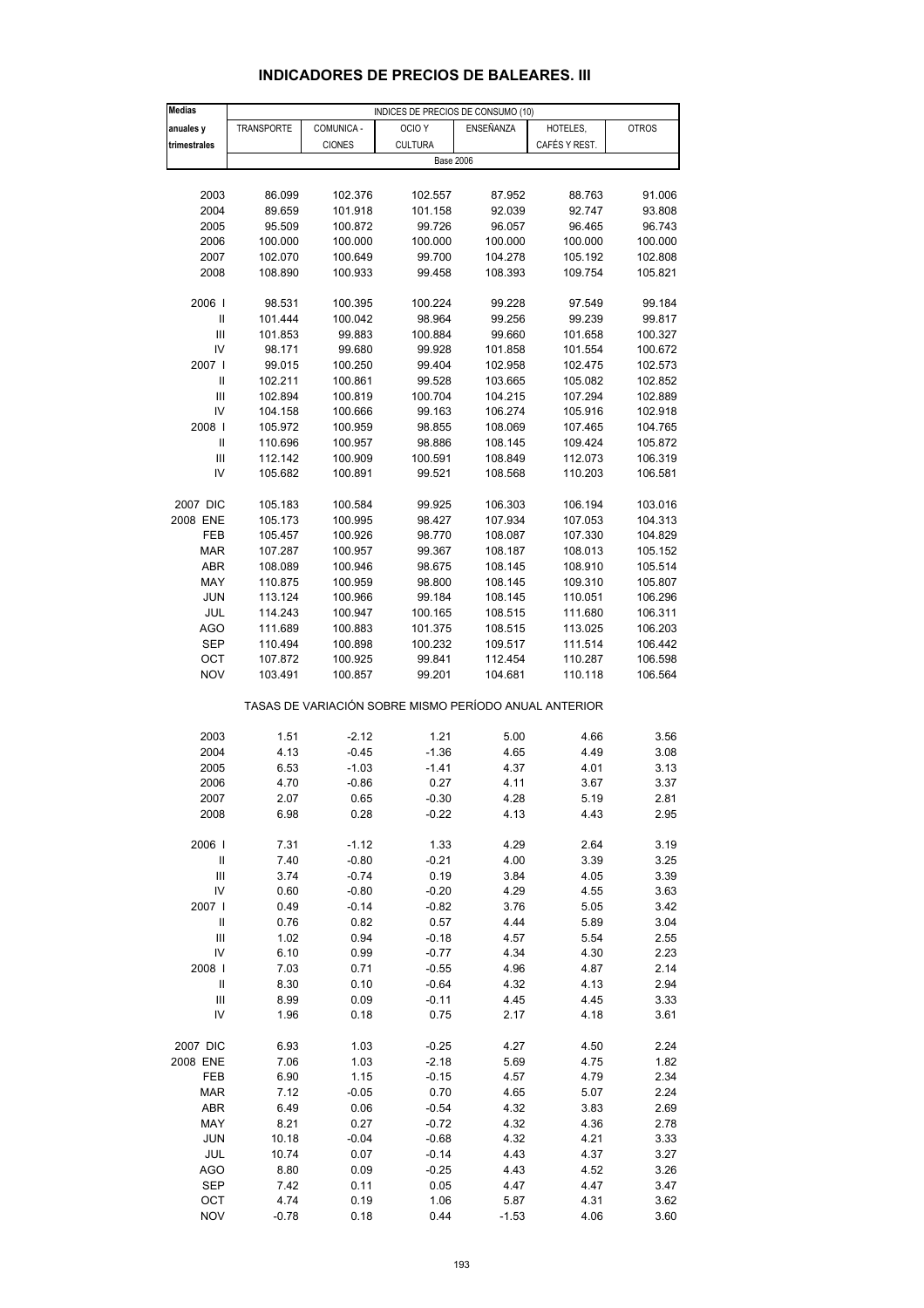## INDICADORES DE PRECIOS DE BALEARES. III

| Medias anuales y trimestrales | INDICES DE PRECIOS DE CONSUMO (10) | | | | | |
|---|---|---|---|---|---|---|
| | TRANSPORTE | COMUNICA - CIONES | OCIO Y CULTURA | ENSEÑANZA | HOTELES, CAFÉS Y REST. | OTROS |
| | Base 2006 | | | | | |
| 2003 | 86.099 | 102.376 | 102.557 | 87.952 | 88.763 | 91.006 |
| 2004 | 89.659 | 101.918 | 101.158 | 92.039 | 92.747 | 93.808 |
| 2005 | 95.509 | 100.872 | 99.726 | 96.057 | 96.465 | 96.743 |
| 2006 | 100.000 | 100.000 | 100.000 | 100.000 | 100.000 | 100.000 |
| 2007 | 102.070 | 100.649 | 99.700 | 104.278 | 105.192 | 102.808 |
| 2008 | 108.890 | 100.933 | 99.458 | 108.393 | 109.754 | 105.821 |
| 2006 I | 98.531 | 100.395 | 100.224 | 99.228 | 97.549 | 99.184 |
| II | 101.444 | 100.042 | 98.964 | 99.256 | 99.239 | 99.817 |
| III | 101.853 | 99.883 | 100.884 | 99.660 | 101.658 | 100.327 |
| IV | 98.171 | 99.680 | 99.928 | 101.858 | 101.554 | 100.672 |
| 2007 I | 99.015 | 100.250 | 99.404 | 102.958 | 102.475 | 102.573 |
| II | 102.211 | 100.861 | 99.528 | 103.665 | 105.082 | 102.852 |
| III | 102.894 | 100.819 | 100.704 | 104.215 | 107.294 | 102.889 |
| IV | 104.158 | 100.666 | 99.163 | 106.274 | 105.916 | 102.918 |
| 2008 I | 105.972 | 100.959 | 98.855 | 108.069 | 107.465 | 104.765 |
| II | 110.696 | 100.957 | 98.886 | 108.145 | 109.424 | 105.872 |
| III | 112.142 | 100.909 | 100.591 | 108.849 | 112.073 | 106.319 |
| IV | 105.682 | 100.891 | 99.521 | 108.568 | 110.203 | 106.581 |
| 2007 DIC | 105.183 | 100.584 | 99.925 | 106.303 | 106.194 | 103.016 |
| 2008 ENE | 105.173 | 100.995 | 98.427 | 107.934 | 107.053 | 104.313 |
| FEB | 105.457 | 100.926 | 98.770 | 108.087 | 107.330 | 104.829 |
| MAR | 107.287 | 100.957 | 99.367 | 108.187 | 108.013 | 105.152 |
| ABR | 108.089 | 100.946 | 98.675 | 108.145 | 108.910 | 105.514 |
| MAY | 110.875 | 100.959 | 98.800 | 108.145 | 109.310 | 105.807 |
| JUN | 113.124 | 100.966 | 99.184 | 108.145 | 110.051 | 106.296 |
| JUL | 114.243 | 100.947 | 100.165 | 108.515 | 111.680 | 106.311 |
| AGO | 111.689 | 100.883 | 101.375 | 108.515 | 113.025 | 106.203 |
| SEP | 110.494 | 100.898 | 100.232 | 109.517 | 111.514 | 106.442 |
| OCT | 107.872 | 100.925 | 99.841 | 112.454 | 110.287 | 106.598 |
| NOV | 103.491 | 100.857 | 99.201 | 104.681 | 110.118 | 106.564 |
| | TASAS DE VARIACIÓN SOBRE MISMO PERÍODO ANUAL ANTERIOR | | | | | |
| 2003 | 1.51 | -2.12 | 1.21 | 5.00 | 4.66 | 3.56 |
| 2004 | 4.13 | -0.45 | -1.36 | 4.65 | 4.49 | 3.08 |
| 2005 | 6.53 | -1.03 | -1.41 | 4.37 | 4.01 | 3.13 |
| 2006 | 4.70 | -0.86 | 0.27 | 4.11 | 3.67 | 3.37 |
| 2007 | 2.07 | 0.65 | -0.30 | 4.28 | 5.19 | 2.81 |
| 2008 | 6.98 | 0.28 | -0.22 | 4.13 | 4.43 | 2.95 |
| 2006 I | 7.31 | -1.12 | 1.33 | 4.29 | 2.64 | 3.19 |
| II | 7.40 | -0.80 | -0.21 | 4.00 | 3.39 | 3.25 |
| III | 3.74 | -0.74 | 0.19 | 3.84 | 4.05 | 3.39 |
| IV | 0.60 | -0.80 | -0.20 | 4.29 | 4.55 | 3.63 |
| 2007 I | 0.49 | -0.14 | -0.82 | 3.76 | 5.05 | 3.42 |
| II | 0.76 | 0.82 | 0.57 | 4.44 | 5.89 | 3.04 |
| III | 1.02 | 0.94 | -0.18 | 4.57 | 5.54 | 2.55 |
| IV | 6.10 | 0.99 | -0.77 | 4.34 | 4.30 | 2.23 |
| 2008 I | 7.03 | 0.71 | -0.55 | 4.96 | 4.87 | 2.14 |
| II | 8.30 | 0.10 | -0.64 | 4.32 | 4.13 | 2.94 |
| III | 8.99 | 0.09 | -0.11 | 4.45 | 4.45 | 3.33 |
| IV | 1.96 | 0.18 | 0.75 | 2.17 | 4.18 | 3.61 |
| 2007 DIC | 6.93 | 1.03 | -0.25 | 4.27 | 4.50 | 2.24 |
| 2008 ENE | 7.06 | 1.03 | -2.18 | 5.69 | 4.75 | 1.82 |
| FEB | 6.90 | 1.15 | -0.15 | 4.57 | 4.79 | 2.34 |
| MAR | 7.12 | -0.05 | 0.70 | 4.65 | 5.07 | 2.24 |
| ABR | 6.49 | 0.06 | -0.54 | 4.32 | 3.83 | 2.69 |
| MAY | 8.21 | 0.27 | -0.72 | 4.32 | 4.36 | 2.78 |
| JUN | 10.18 | -0.04 | -0.68 | 4.32 | 4.21 | 3.33 |
| JUL | 10.74 | 0.07 | -0.14 | 4.43 | 4.37 | 3.27 |
| AGO | 8.80 | 0.09 | -0.25 | 4.43 | 4.52 | 3.26 |
| SEP | 7.42 | 0.11 | 0.05 | 4.47 | 4.47 | 3.47 |
| OCT | 4.74 | 0.19 | 1.06 | 5.87 | 4.31 | 3.62 |
| NOV | -0.78 | 0.18 | 0.44 | -1.53 | 4.06 | 3.60 |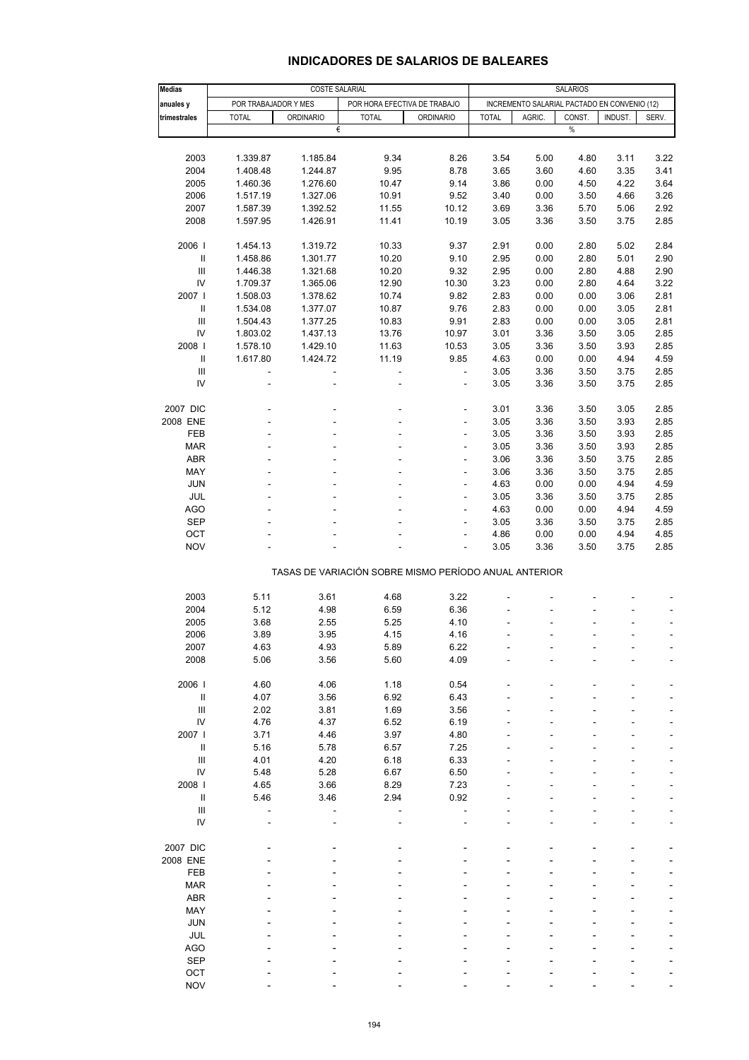## INDICADORES DE SALARIOS DE BALEARES

| Medias anuales y trimestrales | COSTE SALARIAL | | | | SALARIOS | | | | |
|---|---|---|---|---|---|---|---|---|---|
| | POR TRABAJADOR Y MES | | POR HORA EFECTIVA DE TRABAJO | | INCREMENTO SALARIAL PACTADO EN CONVENIO (12) | | | | |
| | TOTAL | ORDINARIO | TOTAL | ORDINARIO | TOTAL | AGRIC. | CONST. | INDUST. | SERV. |
| | € | | | | % | | | | |
| 2003 | 1.339.87 | 1.185.84 | 9.34 | 8.26 | 3.54 | 5.00 | 4.80 | 3.11 | 3.22 |
| 2004 | 1.408.48 | 1.244.87 | 9.95 | 8.78 | 3.65 | 3.60 | 4.60 | 3.35 | 3.41 |
| 2005 | 1.460.36 | 1.276.60 | 10.47 | 9.14 | 3.86 | 0.00 | 4.50 | 4.22 | 3.64 |
| 2006 | 1.517.19 | 1.327.06 | 10.91 | 9.52 | 3.40 | 0.00 | 3.50 | 4.66 | 3.26 |
| 2007 | 1.587.39 | 1.392.52 | 11.55 | 10.12 | 3.69 | 3.36 | 5.70 | 5.06 | 2.92 |
| 2008 | 1.597.95 | 1.426.91 | 11.41 | 10.19 | 3.05 | 3.36 | 3.50 | 3.75 | 2.85 |
| 2006 I | 1.454.13 | 1.319.72 | 10.33 | 9.37 | 2.91 | 0.00 | 2.80 | 5.02 | 2.84 |
| II | 1.458.86 | 1.301.77 | 10.20 | 9.10 | 2.95 | 0.00 | 2.80 | 5.01 | 2.90 |
| III | 1.446.38 | 1.321.68 | 10.20 | 9.32 | 2.95 | 0.00 | 2.80 | 4.88 | 2.90 |
| IV | 1.709.37 | 1.365.06 | 12.90 | 10.30 | 3.23 | 0.00 | 2.80 | 4.64 | 3.22 |
| 2007 I | 1.508.03 | 1.378.62 | 10.74 | 9.82 | 2.83 | 0.00 | 0.00 | 3.06 | 2.81 |
| II | 1.534.08 | 1.377.07 | 10.87 | 9.76 | 2.83 | 0.00 | 0.00 | 3.05 | 2.81 |
| III | 1.504.43 | 1.377.25 | 10.83 | 9.91 | 2.83 | 0.00 | 0.00 | 3.05 | 2.81 |
| IV | 1.803.02 | 1.437.13 | 13.76 | 10.97 | 3.01 | 3.36 | 3.50 | 3.05 | 2.85 |
| 2008 I | 1.578.10 | 1.429.10 | 11.63 | 10.53 | 3.05 | 3.36 | 3.50 | 3.93 | 2.85 |
| II | 1.617.80 | 1.424.72 | 11.19 | 9.85 | 4.63 | 0.00 | 0.00 | 4.94 | 4.59 |
| III | - | - | - | - | 3.05 | 3.36 | 3.50 | 3.75 | 2.85 |
| IV | - | - | - | - | 3.05 | 3.36 | 3.50 | 3.75 | 2.85 |
| 2007 DIC | - | - | - | - | 3.01 | 3.36 | 3.50 | 3.05 | 2.85 |
| 2008 ENE | - | - | - | - | 3.05 | 3.36 | 3.50 | 3.93 | 2.85 |
| FEB | - | - | - | - | 3.05 | 3.36 | 3.50 | 3.93 | 2.85 |
| MAR | - | - | - | - | 3.05 | 3.36 | 3.50 | 3.93 | 2.85 |
| ABR | - | - | - | - | 3.06 | 3.36 | 3.50 | 3.75 | 2.85 |
| MAY | - | - | - | - | 3.06 | 3.36 | 3.50 | 3.75 | 2.85 |
| JUN | - | - | - | - | 4.63 | 0.00 | 0.00 | 4.94 | 4.59 |
| JUL | - | - | - | - | 3.05 | 3.36 | 3.50 | 3.75 | 2.85 |
| AGO | - | - | - | - | 4.63 | 0.00 | 0.00 | 4.94 | 4.59 |
| SEP | - | - | - | - | 3.05 | 3.36 | 3.50 | 3.75 | 2.85 |
| OCT | - | - | - | - | 4.86 | 0.00 | 0.00 | 4.94 | 4.85 |
| NOV | - | - | - | - | 3.05 | 3.36 | 3.50 | 3.75 | 2.85 |
| TASAS DE VARIACIÓN SOBRE MISMO PERÍODO ANUAL ANTERIOR | | | | | | | | | |
| 2003 | 5.11 | 3.61 | 4.68 | 3.22 | - | - | - | - | - |
| 2004 | 5.12 | 4.98 | 6.59 | 6.36 | - | - | - | - | - |
| 2005 | 3.68 | 2.55 | 5.25 | 4.10 | - | - | - | - | - |
| 2006 | 3.89 | 3.95 | 4.15 | 4.16 | - | - | - | - | - |
| 2007 | 4.63 | 4.93 | 5.89 | 6.22 | - | - | - | - | - |
| 2008 | 5.06 | 3.56 | 5.60 | 4.09 | - | - | - | - | - |
| 2006 I | 4.60 | 4.06 | 1.18 | 0.54 | - | - | - | - | - |
| II | 4.07 | 3.56 | 6.92 | 6.43 | - | - | - | - | - |
| III | 2.02 | 3.81 | 1.69 | 3.56 | - | - | - | - | - |
| IV | 4.76 | 4.37 | 6.52 | 6.19 | - | - | - | - | - |
| 2007 I | 3.71 | 4.46 | 3.97 | 4.80 | - | - | - | - | - |
| II | 5.16 | 5.78 | 6.57 | 7.25 | - | - | - | - | - |
| III | 4.01 | 4.20 | 6.18 | 6.33 | - | - | - | - | - |
| IV | 5.48 | 5.28 | 6.67 | 6.50 | - | - | - | - | - |
| 2008 I | 4.65 | 3.66 | 8.29 | 7.23 | - | - | - | - | - |
| II | 5.46 | 3.46 | 2.94 | 0.92 | - | - | - | - | - |
| III | - | - | - | - | - | - | - | - | - |
| IV | - | - | - | - | - | - | - | - | - |
| 2007 DIC | - | - | - | - | - | - | - | - | - |
| 2008 ENE | - | - | - | - | - | - | - | - | - |
| FEB | - | - | - | - | - | - | - | - | - |
| MAR | - | - | - | - | - | - | - | - | - |
| ABR | - | - | - | - | - | - | - | - | - |
| MAY | - | - | - | - | - | - | - | - | - |
| JUN | - | - | - | - | - | - | - | - | - |
| JUL | - | - | - | - | - | - | - | - | - |
| AGO | - | - | - | - | - | - | - | - | - |
| SEP | - | - | - | - | - | - | - | - | - |
| OCT | - | - | - | - | - | - | - | - | - |
| NOV | - | - | - | - | - | - | - | - | - |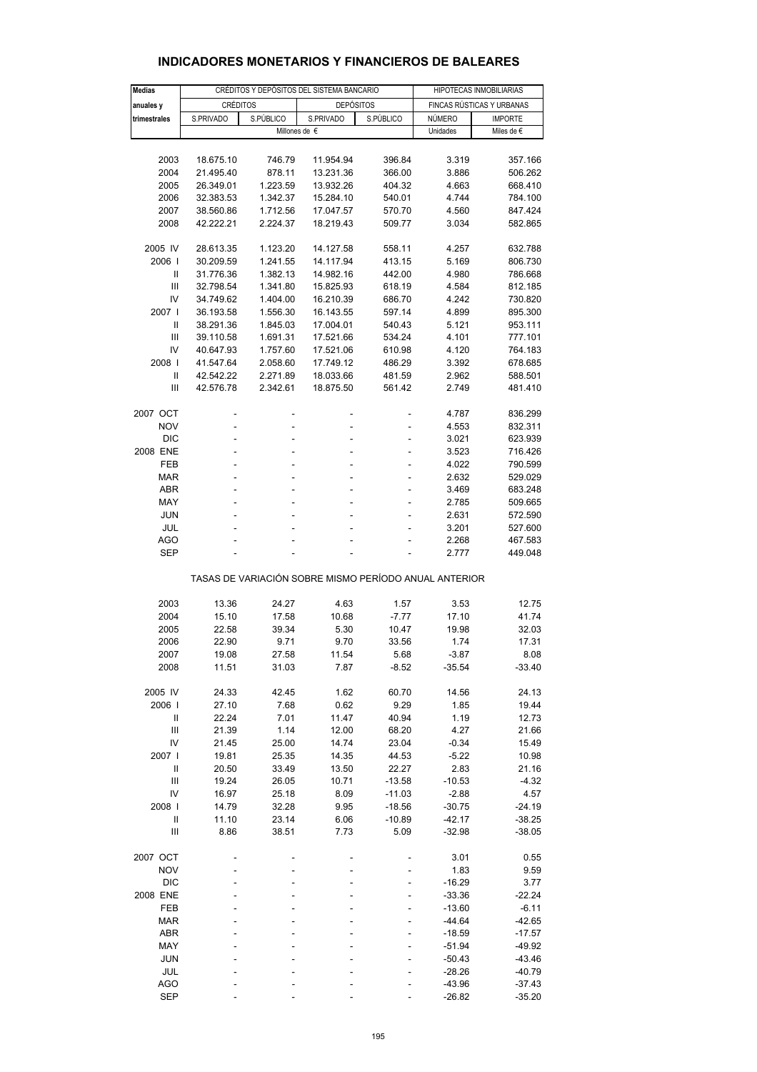# INDICADORES MONETARIOS Y FINANCIEROS DE BALEARES

| Medias anuales y trimestrales | CRÉDITOS Y DEPÓSITOS DEL SISTEMA BANCARIO | | | | HIPOTECAS INMOBILIARIAS | |
|---|---|---|---|---|---|---|
| | CRÉDITOS | | DEPÓSITOS | | FINCAS RÚSTICAS Y URBANAS | |
| | S.PRIVADO | S.PÚBLICO | S.PRIVADO | S.PÚBLICO | NÚMERO | IMPORTE |
| | Millones de € | | | | Unidades | Miles de € |
| 2003 | 18.675.10 | 746.79 | 11.954.94 | 396.84 | 3.319 | 357.166 |
| 2004 | 21.495.40 | 878.11 | 13.231.36 | 366.00 | 3.886 | 506.262 |
| 2005 | 26.349.01 | 1.223.59 | 13.932.26 | 404.32 | 4.663 | 668.410 |
| 2006 | 32.383.53 | 1.342.37 | 15.284.10 | 540.01 | 4.744 | 784.100 |
| 2007 | 38.560.86 | 1.712.56 | 17.047.57 | 570.70 | 4.560 | 847.424 |
| 2008 | 42.222.21 | 2.224.37 | 18.219.43 | 509.77 | 3.034 | 582.865 |
| 2005 IV | 28.613.35 | 1.123.20 | 14.127.58 | 558.11 | 4.257 | 632.788 |
| 2006 I | 30.209.59 | 1.241.55 | 14.117.94 | 413.15 | 5.169 | 806.730 |
| II | 31.776.36 | 1.382.13 | 14.982.16 | 442.00 | 4.980 | 786.668 |
| III | 32.798.54 | 1.341.80 | 15.825.93 | 618.19 | 4.584 | 812.185 |
| IV | 34.749.62 | 1.404.00 | 16.210.39 | 686.70 | 4.242 | 730.820 |
| 2007 I | 36.193.58 | 1.556.30 | 16.143.55 | 597.14 | 4.899 | 895.300 |
| II | 38.291.36 | 1.845.03 | 17.004.01 | 540.43 | 5.121 | 953.111 |
| III | 39.110.58 | 1.691.31 | 17.521.66 | 534.24 | 4.101 | 777.101 |
| IV | 40.647.93 | 1.757.60 | 17.521.06 | 610.98 | 4.120 | 764.183 |
| 2008 I | 41.547.64 | 2.058.60 | 17.749.12 | 486.29 | 3.392 | 678.685 |
| II | 42.542.22 | 2.271.89 | 18.033.66 | 481.59 | 2.962 | 588.501 |
| III | 42.576.78 | 2.342.61 | 18.875.50 | 561.42 | 2.749 | 481.410 |
| 2007 OCT | - | - | - | - | 4.787 | 836.299 |
| NOV | - | - | - | - | 4.553 | 832.311 |
| DIC | - | - | - | - | 3.021 | 623.939 |
| 2008 ENE | - | - | - | - | 3.523 | 716.426 |
| FEB | - | - | - | - | 4.022 | 790.599 |
| MAR | - | - | - | - | 2.632 | 529.029 |
| ABR | - | - | - | - | 3.469 | 683.248 |
| MAY | - | - | - | - | 2.785 | 509.665 |
| JUN | - | - | - | - | 2.631 | 572.590 |
| JUL | - | - | - | - | 3.201 | 527.600 |
| AGO | - | - | - | - | 2.268 | 467.583 |
| SEP | - | - | - | - | 2.777 | 449.048 |
| | TASAS DE VARIACIÓN SOBRE MISMO PERÍODO ANUAL ANTERIOR | | | | | |
| 2003 | 13.36 | 24.27 | 4.63 | 1.57 | 3.53 | 12.75 |
| 2004 | 15.10 | 17.58 | 10.68 | -7.77 | 17.10 | 41.74 |
| 2005 | 22.58 | 39.34 | 5.30 | 10.47 | 19.98 | 32.03 |
| 2006 | 22.90 | 9.71 | 9.70 | 33.56 | 1.74 | 17.31 |
| 2007 | 19.08 | 27.58 | 11.54 | 5.68 | -3.87 | 8.08 |
| 2008 | 11.51 | 31.03 | 7.87 | -8.52 | -35.54 | -33.40 |
| 2005 IV | 24.33 | 42.45 | 1.62 | 60.70 | 14.56 | 24.13 |
| 2006 I | 27.10 | 7.68 | 0.62 | 9.29 | 1.85 | 19.44 |
| II | 22.24 | 7.01 | 11.47 | 40.94 | 1.19 | 12.73 |
| III | 21.39 | 1.14 | 12.00 | 68.20 | 4.27 | 21.66 |
| IV | 21.45 | 25.00 | 14.74 | 23.04 | -0.34 | 15.49 |
| 2007 I | 19.81 | 25.35 | 14.35 | 44.53 | -5.22 | 10.98 |
| II | 20.50 | 33.49 | 13.50 | 22.27 | 2.83 | 21.16 |
| III | 19.24 | 26.05 | 10.71 | -13.58 | -10.53 | -4.32 |
| IV | 16.97 | 25.18 | 8.09 | -11.03 | -2.88 | 4.57 |
| 2008 I | 14.79 | 32.28 | 9.95 | -18.56 | -30.75 | -24.19 |
| II | 11.10 | 23.14 | 6.06 | -10.89 | -42.17 | -38.25 |
| III | 8.86 | 38.51 | 7.73 | 5.09 | -32.98 | -38.05 |
| 2007 OCT | - | - | - | - | 3.01 | 0.55 |
| NOV | - | - | - | - | 1.83 | 9.59 |
| DIC | - | - | - | - | -16.29 | 3.77 |
| 2008 ENE | - | - | - | - | -33.36 | -22.24 |
| FEB | - | - | - | - | -13.60 | -6.11 |
| MAR | - | - | - | - | -44.64 | -42.65 |
| ABR | - | - | - | - | -18.59 | -17.57 |
| MAY | - | - | - | - | -51.94 | -49.92 |
| JUN | - | - | - | - | -50.43 | -43.46 |
| JUL | - | - | - | - | -28.26 | -40.79 |
| AGO | - | - | - | - | -43.96 | -37.43 |
| SEP | - | - | - | - | -26.82 | -35.20 |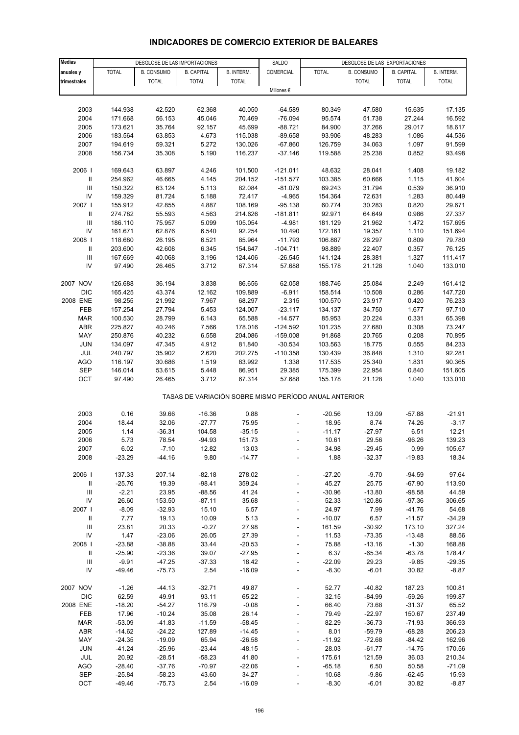# INDICADORES DE COMERCIO EXTERIOR DE BALEARES

| Medias anuales y trimestrales | DESGLOSE DE LAS IMPORTACIONES | | | | SALDO | DESGLOSE DE LAS EXPORTACIONES | | | |
|---|---|---|---|---|---|---|---|---|---|
| | TOTAL | B. CONSUMO TOTAL | B. CAPITAL TOTAL | B. INTERM. TOTAL | COMERCIAL | TOTAL | B. CONSUMO TOTAL | B. CAPITAL TOTAL | B. INTERM. TOTAL |
| | | | | | Millones € | | | | |
| 2003 | 144.938 | 42.520 | 62.368 | 40.050 | -64.589 | 80.349 | 47.580 | 15.635 | 17.135 |
| 2004 | 171.668 | 56.153 | 45.046 | 70.469 | -76.094 | 95.574 | 51.738 | 27.244 | 16.592 |
| 2005 | 173.621 | 35.764 | 92.157 | 45.699 | -88.721 | 84.900 | 37.266 | 29.017 | 18.617 |
| 2006 | 183.564 | 63.853 | 4.673 | 115.038 | -89.658 | 93.906 | 48.283 | 1.086 | 44.536 |
| 2007 | 194.619 | 59.321 | 5.272 | 130.026 | -67.860 | 126.759 | 34.063 | 1.097 | 91.599 |
| 2008 | 156.734 | 35.308 | 5.190 | 116.237 | -37.146 | 119.588 | 25.238 | 0.852 | 93.498 |
| 2006 I | 169.643 | 63.897 | 4.246 | 101.500 | -121.011 | 48.632 | 28.041 | 1.408 | 19.182 |
| II | 254.962 | 46.665 | 4.145 | 204.152 | -151.577 | 103.385 | 60.666 | 1.115 | 41.604 |
| III | 150.322 | 63.124 | 5.113 | 82.084 | -81.079 | 69.243 | 31.794 | 0.539 | 36.910 |
| IV | 159.329 | 81.724 | 5.188 | 72.417 | -4.965 | 154.364 | 72.631 | 1.283 | 80.449 |
| 2007 I | 155.912 | 42.855 | 4.887 | 108.169 | -95.138 | 60.774 | 30.283 | 0.820 | 29.671 |
| II | 274.782 | 55.593 | 4.563 | 214.626 | -181.811 | 92.971 | 64.649 | 0.986 | 27.337 |
| III | 186.110 | 75.957 | 5.099 | 105.054 | -4.981 | 181.129 | 21.962 | 1.472 | 157.695 |
| IV | 161.671 | 62.876 | 6.540 | 92.254 | 10.490 | 172.161 | 19.357 | 1.110 | 151.694 |
| 2008 I | 118.680 | 26.195 | 6.521 | 85.964 | -11.793 | 106.887 | 26.297 | 0.809 | 79.780 |
| II | 203.600 | 42.608 | 6.345 | 154.647 | -104.711 | 98.889 | 22.407 | 0.357 | 76.125 |
| III | 167.669 | 40.068 | 3.196 | 124.406 | -26.545 | 141.124 | 28.381 | 1.327 | 111.417 |
| IV | 97.490 | 26.465 | 3.712 | 67.314 | 57.688 | 155.178 | 21.128 | 1.040 | 133.010 |
| 2007 NOV | 126.688 | 36.194 | 3.838 | 86.656 | 62.058 | 188.746 | 25.084 | 2.249 | 161.412 |
| DIC | 165.425 | 43.374 | 12.162 | 109.889 | -6.911 | 158.514 | 10.508 | 0.286 | 147.720 |
| 2008 ENE | 98.255 | 21.992 | 7.967 | 68.297 | 2.315 | 100.570 | 23.917 | 0.420 | 76.233 |
| FEB | 157.254 | 27.794 | 5.453 | 124.007 | -23.117 | 134.137 | 34.750 | 1.677 | 97.710 |
| MAR | 100.530 | 28.799 | 6.143 | 65.588 | -14.577 | 85.953 | 20.224 | 0.331 | 65.398 |
| ABR | 225.827 | 40.246 | 7.566 | 178.016 | -124.592 | 101.235 | 27.680 | 0.308 | 73.247 |
| MAY | 250.876 | 40.232 | 6.558 | 204.086 | -159.008 | 91.868 | 20.765 | 0.208 | 70.895 |
| JUN | 134.097 | 47.345 | 4.912 | 81.840 | -30.534 | 103.563 | 18.775 | 0.555 | 84.233 |
| JUL | 240.797 | 35.902 | 2.620 | 202.275 | -110.358 | 130.439 | 36.848 | 1.310 | 92.281 |
| AGO | 116.197 | 30.686 | 1.519 | 83.992 | 1.338 | 117.535 | 25.340 | 1.831 | 90.365 |
| SEP | 146.014 | 53.615 | 5.448 | 86.951 | 29.385 | 175.399 | 22.954 | 0.840 | 151.605 |
| OCT | 97.490 | 26.465 | 3.712 | 67.314 | 57.688 | 155.178 | 21.128 | 1.040 | 133.010 |
| | TASAS DE VARIACIÓN SOBRE MISMO PERÍODO ANUAL ANTERIOR | | | | | | | | |
| 2003 | 0.16 | 39.66 | -16.36 | 0.88 | - | -20.56 | 13.09 | -57.88 | -21.91 |
| 2004 | 18.44 | 32.06 | -27.77 | 75.95 | - | 18.95 | 8.74 | 74.26 | -3.17 |
| 2005 | 1.14 | -36.31 | 104.58 | -35.15 | - | -11.17 | -27.97 | 6.51 | 12.21 |
| 2006 | 5.73 | 78.54 | -94.93 | 151.73 | - | 10.61 | 29.56 | -96.26 | 139.23 |
| 2007 | 6.02 | -7.10 | 12.82 | 13.03 | - | 34.98 | -29.45 | 0.99 | 105.67 |
| 2008 | -23.29 | -44.16 | 9.80 | -14.77 | - | 1.88 | -32.37 | -19.83 | 18.34 |
| 2006 I | 137.33 | 207.14 | -82.18 | 278.02 | - | -27.20 | -9.70 | -94.59 | 97.64 |
| II | -25.76 | 19.39 | -98.41 | 359.24 | - | 45.27 | 25.75 | -67.90 | 113.90 |
| III | -2.21 | 23.95 | -88.56 | 41.24 | - | -30.96 | -13.80 | -98.58 | 44.59 |
| IV | 26.60 | 153.50 | -87.11 | 35.68 | - | 52.33 | 120.86 | -97.36 | 306.65 |
| 2007 I | -8.09 | -32.93 | 15.10 | 6.57 | - | 24.97 | 7.99 | -41.76 | 54.68 |
| II | 7.77 | 19.13 | 10.09 | 5.13 | - | -10.07 | 6.57 | -11.57 | -34.29 |
| III | 23.81 | 20.33 | -0.27 | 27.98 | - | 161.59 | -30.92 | 173.10 | 327.24 |
| IV | 1.47 | -23.06 | 26.05 | 27.39 | - | 11.53 | -73.35 | -13.48 | 88.56 |
| 2008 I | -23.88 | -38.88 | 33.44 | -20.53 | - | 75.88 | -13.16 | -1.30 | 168.88 |
| II | -25.90 | -23.36 | 39.07 | -27.95 | - | 6.37 | -65.34 | -63.78 | 178.47 |
| III | -9.91 | -47.25 | -37.33 | 18.42 | - | -22.09 | 29.23 | -9.85 | -29.35 |
| IV | -49.46 | -75.73 | 2.54 | -16.09 | - | -8.30 | -6.01 | 30.82 | -8.87 |
| 2007 NOV | -1.26 | -44.13 | -32.71 | 49.87 | - | 52.77 | -40.82 | 187.23 | 100.81 |
| DIC | 62.59 | 49.91 | 93.11 | 65.22 | - | 32.15 | -84.99 | -59.26 | 199.87 |
| 2008 ENE | -18.20 | -54.27 | 116.79 | -0.08 | - | 66.40 | 73.68 | -31.37 | 65.52 |
| FEB | 17.96 | -10.24 | 35.08 | 26.14 | - | 79.49 | -22.97 | 150.67 | 237.49 |
| MAR | -53.09 | -41.83 | -11.59 | -58.45 | - | 82.29 | -36.73 | -71.93 | 366.93 |
| ABR | -14.62 | -24.22 | 127.89 | -14.45 | - | 8.01 | -59.79 | -68.28 | 206.23 |
| MAY | -24.35 | -19.09 | 65.94 | -26.58 | - | -11.92 | -72.68 | -84.42 | 162.96 |
| JUN | -41.24 | -25.96 | -23.44 | -48.15 | - | 28.03 | -61.77 | -14.75 | 170.56 |
| JUL | 20.92 | -28.51 | -58.23 | 41.80 | - | 175.61 | 121.59 | 36.03 | 210.34 |
| AGO | -28.40 | -37.76 | -70.97 | -22.06 | - | -65.18 | 6.50 | 50.58 | -71.09 |
| SEP | -25.84 | -58.23 | 43.60 | 34.27 | - | 10.68 | -9.86 | -62.45 | 15.93 |
| OCT | -49.46 | -75.73 | 2.54 | -16.09 | - | -8.30 | -6.01 | 30.82 | -8.87 |